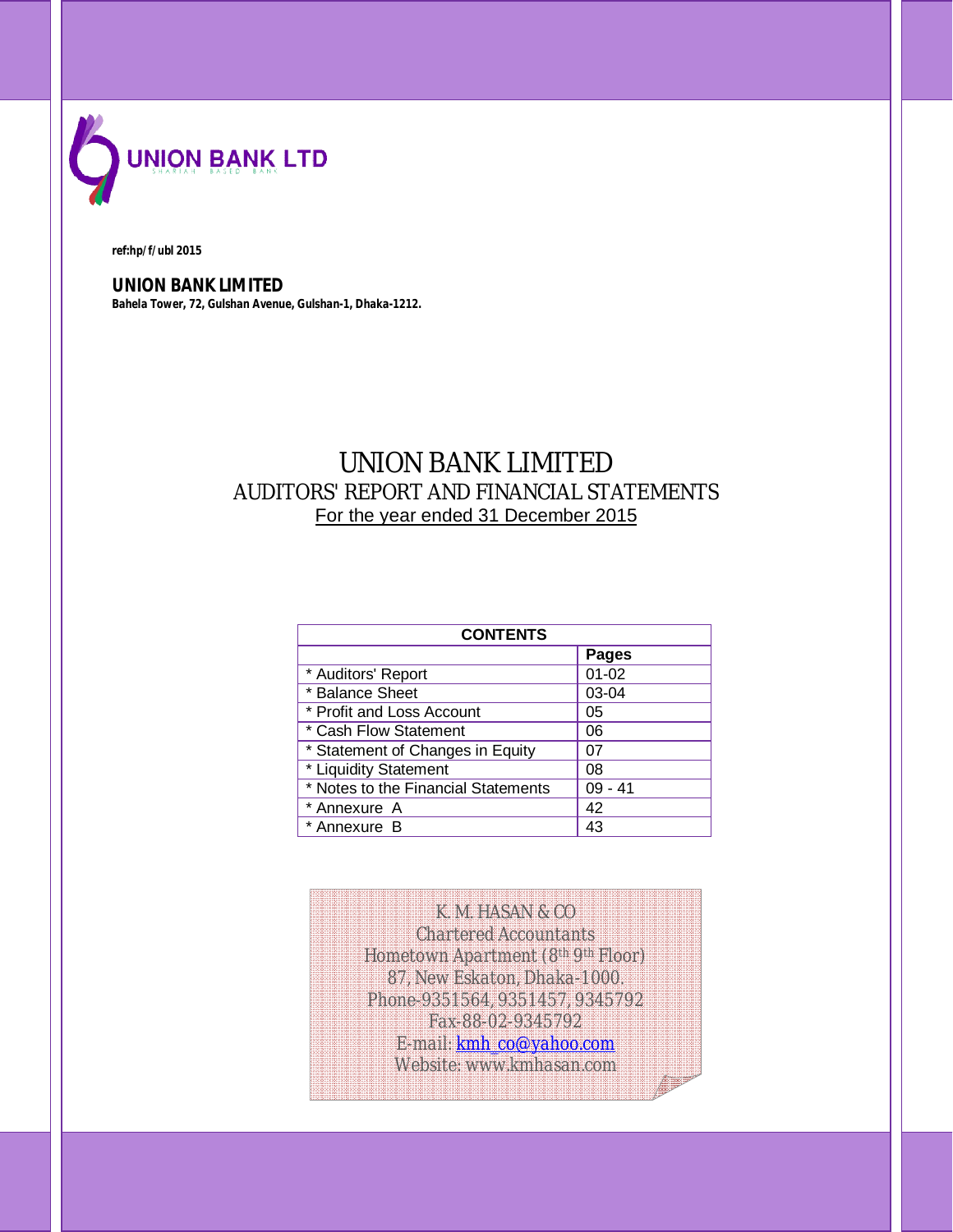UNION BANK LTD
SHARIAH BASED BANK

**ref:hp/f/ubl 2015**

**UNION BANK LIMITED**
**Bahela Tower, 72, Gulshan Avenue, Gulshan-1, Dhaka-1212.**

# UNION BANK LIMITED
## AUDITORS' REPORT AND FINANCIAL STATEMENTS
For the year ended 31 December 2015

| CONTENTS | |
|---|---|
| | **Pages** |
| * Auditors' Report | 01-02 |
| * Balance Sheet | 03-04 |
| * Profit and Loss Account | 05 |
| * Cash Flow Statement | 06 |
| * Statement of Changes in Equity | 07 |
| * Liquidity Statement | 08 |
| * Notes to the Financial Statements | 09 - 41 |
| * Annexure A | 42 |
| * Annexure B | 43 |

K. M. HASAN & CO
Chartered Accountants
Hometown Apartment (8th 9th Floor)
87, New Eskaton, Dhaka-1000.
Phone-9351564, 9351457, 9345792
Fax-88-02-9345792
E-mail: kmh_co@yahoo.com
Website: www.kmhasan.com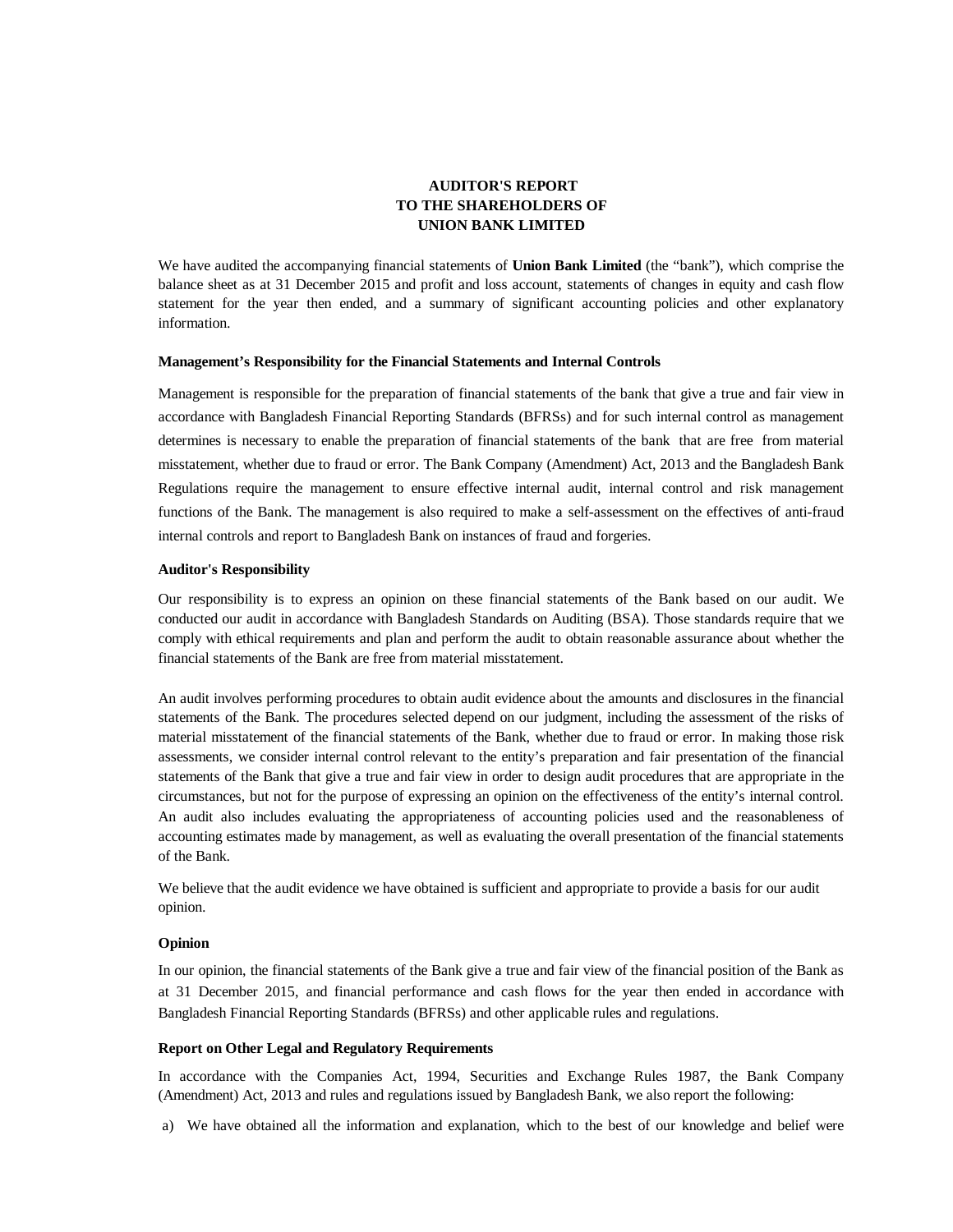# AUDITOR'S REPORT
# TO THE SHAREHOLDERS OF
# UNION BANK LIMITED

We have audited the accompanying financial statements of **Union Bank Limited** (the "bank"), which comprise the balance sheet as at 31 December 2015 and profit and loss account, statements of changes in equity and cash flow statement for the year then ended, and a summary of significant accounting policies and other explanatory information.

**Management's Responsibility for the Financial Statements and Internal Controls**

Management is responsible for the preparation of financial statements of the bank that give a true and fair view in accordance with Bangladesh Financial Reporting Standards (BFRSs) and for such internal control as management determines is necessary to enable the preparation of financial statements of the bank that are free from material misstatement, whether due to fraud or error. The Bank Company (Amendment) Act, 2013 and the Bangladesh Bank Regulations require the management to ensure effective internal audit, internal control and risk management functions of the Bank. The management is also required to make a self-assessment on the effectives of anti-fraud internal controls and report to Bangladesh Bank on instances of fraud and forgeries.

**Auditor's Responsibility**

Our responsibility is to express an opinion on these financial statements of the Bank based on our audit. We conducted our audit in accordance with Bangladesh Standards on Auditing (BSA). Those standards require that we comply with ethical requirements and plan and perform the audit to obtain reasonable assurance about whether the financial statements of the Bank are free from material misstatement.

An audit involves performing procedures to obtain audit evidence about the amounts and disclosures in the financial statements of the Bank. The procedures selected depend on our judgment, including the assessment of the risks of material misstatement of the financial statements of the Bank, whether due to fraud or error. In making those risk assessments, we consider internal control relevant to the entity's preparation and fair presentation of the financial statements of the Bank that give a true and fair view in order to design audit procedures that are appropriate in the circumstances, but not for the purpose of expressing an opinion on the effectiveness of the entity's internal control. An audit also includes evaluating the appropriateness of accounting policies used and the reasonableness of accounting estimates made by management, as well as evaluating the overall presentation of the financial statements of the Bank.

We believe that the audit evidence we have obtained is sufficient and appropriate to provide a basis for our audit opinion.

**Opinion**

In our opinion, the financial statements of the Bank give a true and fair view of the financial position of the Bank as at 31 December 2015, and financial performance and cash flows for the year then ended in accordance with Bangladesh Financial Reporting Standards (BFRSs) and other applicable rules and regulations.

**Report on Other Legal and Regulatory Requirements**

In accordance with the Companies Act, 1994, Securities and Exchange Rules 1987, the Bank Company (Amendment) Act, 2013 and rules and regulations issued by Bangladesh Bank, we also report the following:

a) We have obtained all the information and explanation, which to the best of our knowledge and belief were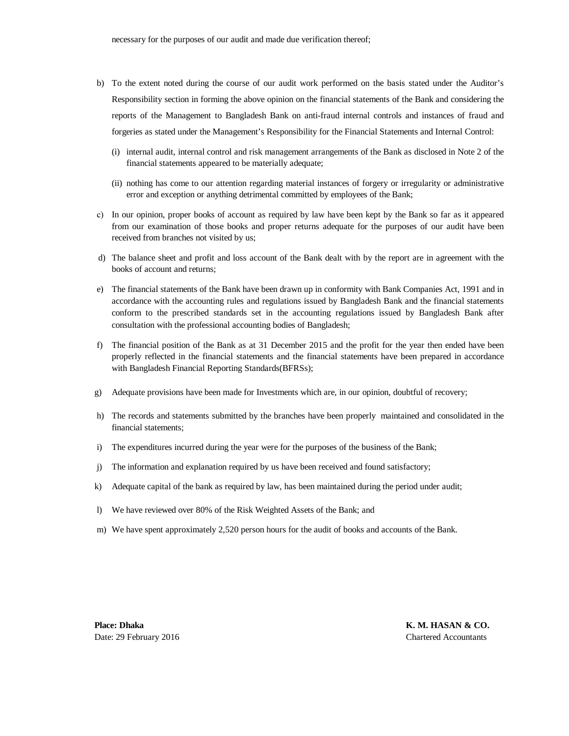necessary for the purposes of our audit and made due verification thereof;

b) To the extent noted during the course of our audit work performed on the basis stated under the Auditor's Responsibility section in forming the above opinion on the financial statements of the Bank and considering the reports of the Management to Bangladesh Bank on anti-fraud internal controls and instances of fraud and forgeries as stated under the Management's Responsibility for the Financial Statements and Internal Control:

   (i) internal audit, internal control and risk management arrangements of the Bank as disclosed in Note 2 of the financial statements appeared to be materially adequate;

   (ii) nothing has come to our attention regarding material instances of forgery or irregularity or administrative error and exception or anything detrimental committed by employees of the Bank;

c) In our opinion, proper books of account as required by law have been kept by the Bank so far as it appeared from our examination of those books and proper returns adequate for the purposes of our audit have been received from branches not visited by us;

d) The balance sheet and profit and loss account of the Bank dealt with by the report are in agreement with the books of account and returns;

e) The financial statements of the Bank have been drawn up in conformity with Bank Companies Act, 1991 and in accordance with the accounting rules and regulations issued by Bangladesh Bank and the financial statements conform to the prescribed standards set in the accounting regulations issued by Bangladesh Bank after consultation with the professional accounting bodies of Bangladesh;

f) The financial position of the Bank as at 31 December 2015 and the profit for the year then ended have been properly reflected in the financial statements and the financial statements have been prepared in accordance with Bangladesh Financial Reporting Standards(BFRSs);

g) Adequate provisions have been made for Investments which are, in our opinion, doubtful of recovery;

h) The records and statements submitted by the branches have been properly maintained and consolidated in the financial statements;

i) The expenditures incurred during the year were for the purposes of the business of the Bank;

j) The information and explanation required by us have been received and found satisfactory;

k) Adequate capital of the bank as required by law, has been maintained during the period under audit;

l) We have reviewed over 80% of the Risk Weighted Assets of the Bank; and

m) We have spent approximately 2,520 person hours for the audit of books and accounts of the Bank.

**Place: Dhaka**
Date: 29 February 2016

**K. M. HASAN & CO.**
Chartered Accountants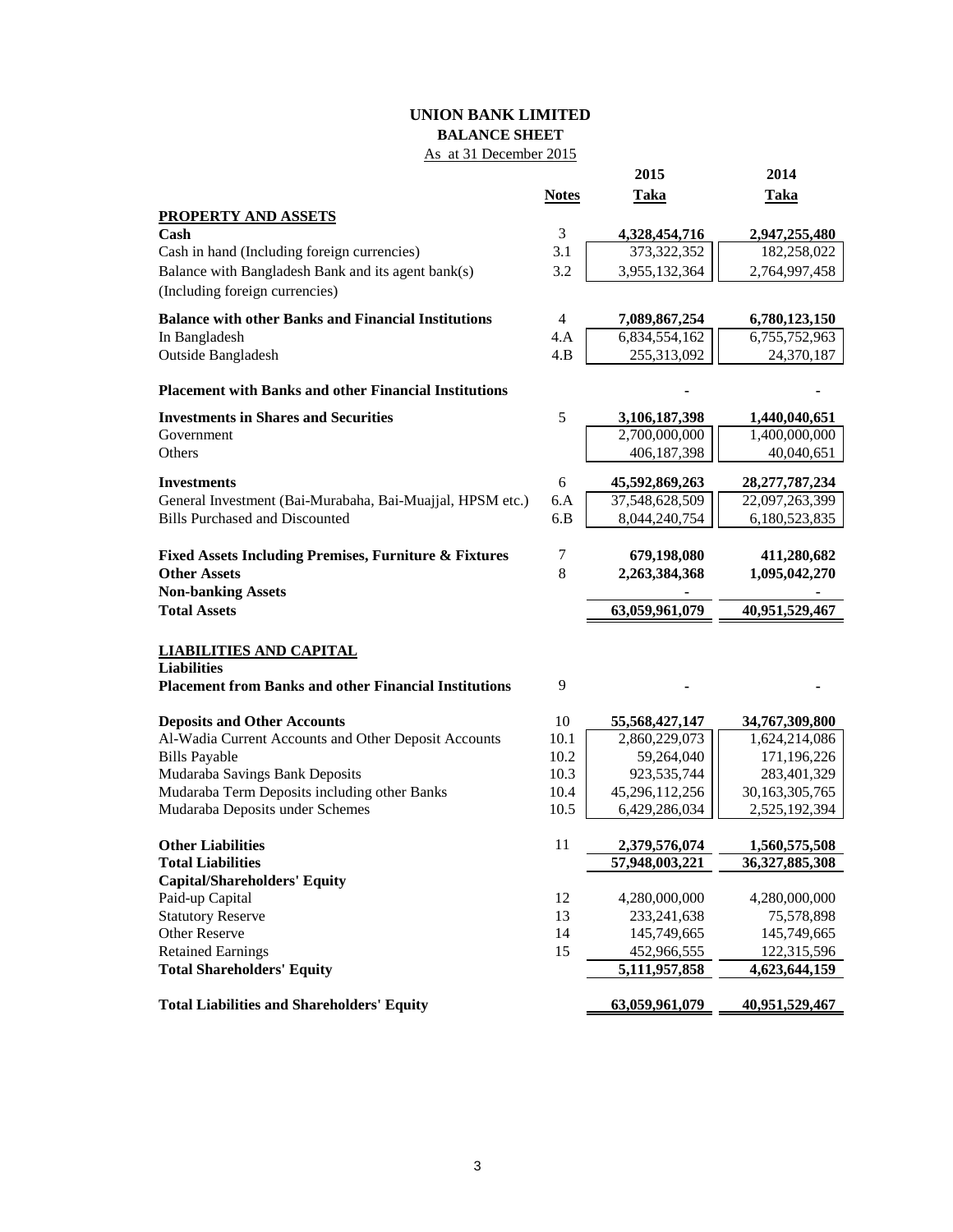# UNION BANK LIMITED

## BALANCE SHEET

As at 31 December 2015

| | Notes | 2015 Taka | 2014 Taka |
|---|---|---|---|
| **PROPERTY AND ASSETS** | | | |
| **Cash** | 3 | **4,328,454,716** | **2,947,255,480** |
| Cash in hand (Including foreign currencies) | 3.1 | 373,322,352 | 182,258,022 |
| Balance with Bangladesh Bank and its agent bank(s) (Including foreign currencies) | 3.2 | 3,955,132,364 | 2,764,997,458 |
| **Balance with other Banks and Financial Institutions** | 4 | **7,089,867,254** | **6,780,123,150** |
| In Bangladesh | 4.A | 6,834,554,162 | 6,755,752,963 |
| Outside Bangladesh | 4.B | 255,313,092 | 24,370,187 |
| **Placement with Banks and other Financial Institutions** | | - | - |
| **Investments in Shares and Securities** | 5 | **3,106,187,398** | **1,440,040,651** |
| Government | | 2,700,000,000 | 1,400,000,000 |
| Others | | 406,187,398 | 40,040,651 |
| **Investments** | 6 | **45,592,869,263** | **28,277,787,234** |
| General Investment (Bai-Murabaha, Bai-Muajjal, HPSM etc.) | 6.A | 37,548,628,509 | 22,097,263,399 |
| Bills Purchased and Discounted | 6.B | 8,044,240,754 | 6,180,523,835 |
| **Fixed Assets Including Premises, Furniture & Fixtures** | 7 | **679,198,080** | **411,280,682** |
| **Other Assets** | 8 | **2,263,384,368** | **1,095,042,270** |
| **Non-banking Assets** | | - | - |
| **Total Assets** | | **63,059,961,079** | **40,951,529,467** |
| **LIABILITIES AND CAPITAL** | | | |
| **Liabilities** | | | |
| **Placement from Banks and other Financial Institutions** | 9 | - | - |
| **Deposits and Other Accounts** | 10 | **55,568,427,147** | **34,767,309,800** |
| Al-Wadia Current Accounts and Other Deposit Accounts | 10.1 | 2,860,229,073 | 1,624,214,086 |
| Bills Payable | 10.2 | 59,264,040 | 171,196,226 |
| Mudaraba Savings Bank Deposits | 10.3 | 923,535,744 | 283,401,329 |
| Mudaraba Term Deposits including other Banks | 10.4 | 45,296,112,256 | 30,163,305,765 |
| Mudaraba Deposits under Schemes | 10.5 | 6,429,286,034 | 2,525,192,394 |
| **Other Liabilities** | 11 | **2,379,576,074** | **1,560,575,508** |
| **Total Liabilities** | | **57,948,003,221** | **36,327,885,308** |
| **Capital/Shareholders' Equity** | | | |
| Paid-up Capital | 12 | 4,280,000,000 | 4,280,000,000 |
| Statutory Reserve | 13 | 233,241,638 | 75,578,898 |
| Other Reserve | 14 | 145,749,665 | 145,749,665 |
| Retained Earnings | 15 | 452,966,555 | 122,315,596 |
| **Total Shareholders' Equity** | | **5,111,957,858** | **4,623,644,159** |
| **Total Liabilities and Shareholders' Equity** | | **63,059,961,079** | **40,951,529,467** |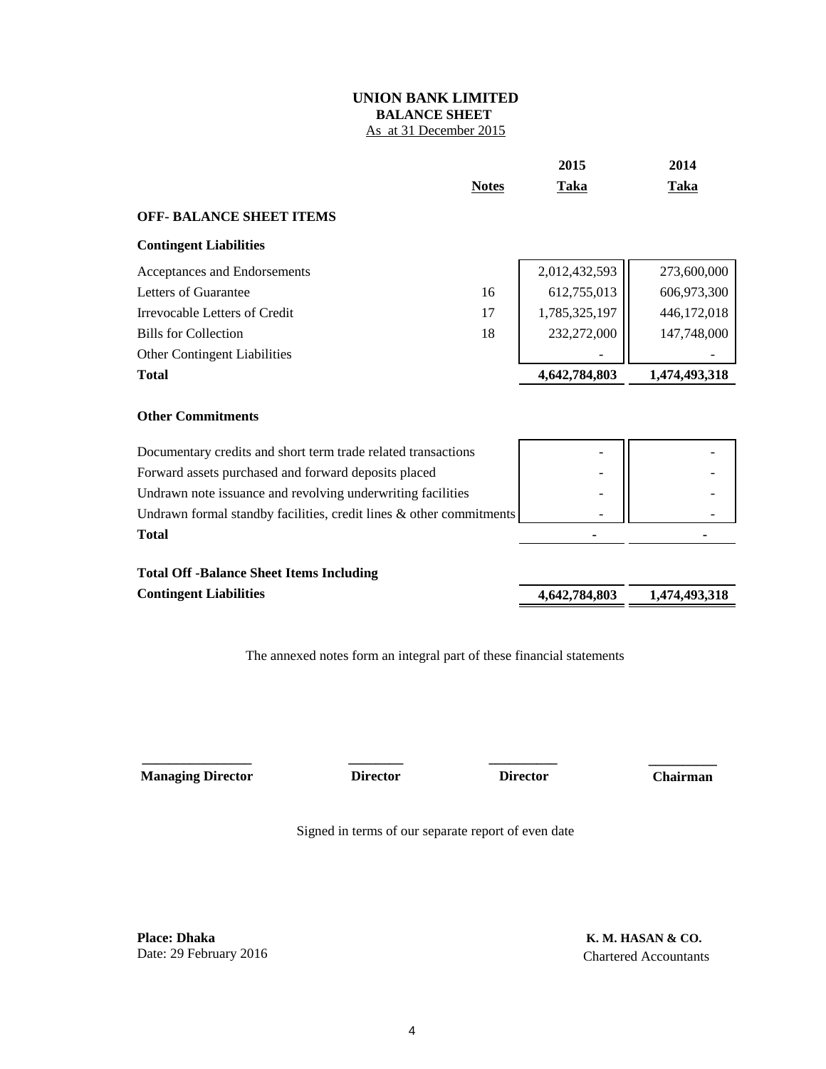# UNION BANK LIMITED
## BALANCE SHEET
As at 31 December 2015

| | Notes | 2015 Taka | 2014 Taka |
|---|---|---|---|
| **OFF- BALANCE SHEET ITEMS** | | | |
| **Contingent Liabilities** | | | |
| Acceptances and Endorsements | | 2,012,432,593 | 273,600,000 |
| Letters of Guarantee | 16 | 612,755,013 | 606,973,300 |
| Irrevocable Letters of Credit | 17 | 1,785,325,197 | 446,172,018 |
| Bills for Collection | 18 | 232,272,000 | 147,748,000 |
| Other Contingent Liabilities | | - | - |
| **Total** | | **4,642,784,803** | **1,474,493,318** |
| **Other Commitments** | | | |
| Documentary credits and short term trade related transactions | | - | - |
| Forward assets purchased and forward deposits placed | | - | - |
| Undrawn note issuance and revolving underwriting facilities | | - | - |
| Undrawn formal standby facilities, credit lines & other commitments | | - | - |
| **Total** | | **-** | **-** |
| **Total Off -Balance Sheet Items Including Contingent Liabilities** | | **4,642,784,803** | **1,474,493,318** |

The annexed notes form an integral part of these financial statements

**Managing Director** | **Director** | **Director** | **Chairman**

Signed in terms of our separate report of even date

**Place: Dhaka**
Date: 29 February 2016

**K. M. HASAN & CO.**
Chartered Accountants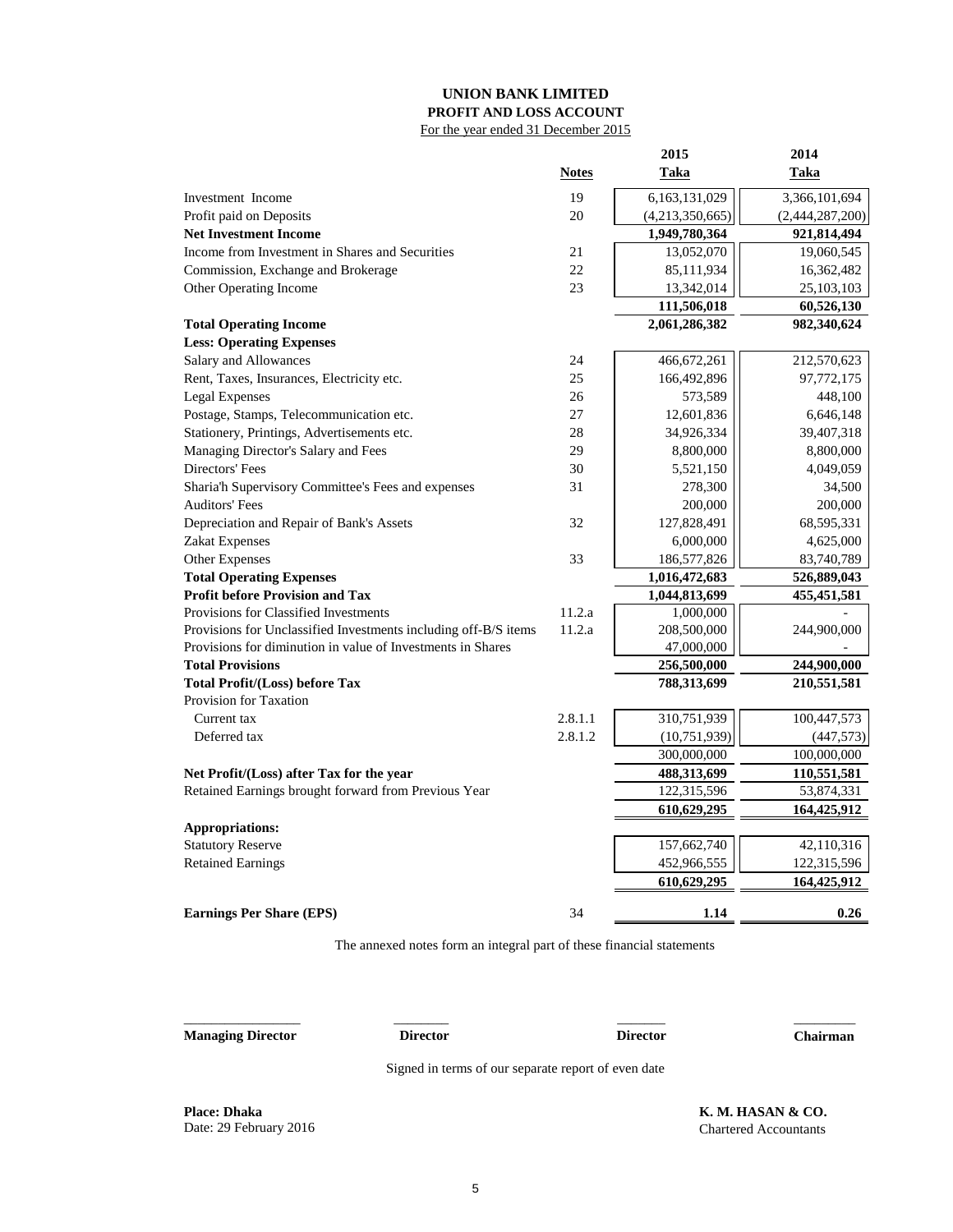# UNION BANK LIMITED

## PROFIT AND LOSS ACCOUNT

For the year ended 31 December 2015

| | Notes | 2015 Taka | 2014 Taka |
|---|---|---|---|
| Investment Income | 19 | 6,163,131,029 | 3,366,101,694 |
| Profit paid on Deposits | 20 | (4,213,350,665) | (2,444,287,200) |
| **Net Investment Income** | | **1,949,780,364** | **921,814,494** |
| Income from Investment in Shares and Securities | 21 | 13,052,070 | 19,060,545 |
| Commission, Exchange and Brokerage | 22 | 85,111,934 | 16,362,482 |
| Other Operating Income | 23 | 13,342,014 | 25,103,103 |
| | | **111,506,018** | **60,526,130** |
| **Total Operating Income** | | **2,061,286,382** | **982,340,624** |
| **Less: Operating Expenses** | | | |
| Salary and Allowances | 24 | 466,672,261 | 212,570,623 |
| Rent, Taxes, Insurances, Electricity etc. | 25 | 166,492,896 | 97,772,175 |
| Legal Expenses | 26 | 573,589 | 448,100 |
| Postage, Stamps, Telecommunication etc. | 27 | 12,601,836 | 6,646,148 |
| Stationery, Printings, Advertisements etc. | 28 | 34,926,334 | 39,407,318 |
| Managing Director's Salary and Fees | 29 | 8,800,000 | 8,800,000 |
| Directors' Fees | 30 | 5,521,150 | 4,049,059 |
| Sharia'h Supervisory Committee's Fees and expenses | 31 | 278,300 | 34,500 |
| Auditors' Fees | | 200,000 | 200,000 |
| Depreciation and Repair of Bank's Assets | 32 | 127,828,491 | 68,595,331 |
| Zakat Expenses | | 6,000,000 | 4,625,000 |
| Other Expenses | 33 | 186,577,826 | 83,740,789 |
| **Total Operating Expenses** | | **1,016,472,683** | **526,889,043** |
| **Profit before Provision and Tax** | | **1,044,813,699** | **455,451,581** |
| Provisions for Classified Investments | 11.2.a | 1,000,000 | - |
| Provisions for Unclassified Investments including off-B/S items | 11.2.a | 208,500,000 | 244,900,000 |
| Provisions for diminution in value of Investments in Shares | | 47,000,000 | - |
| **Total Provisions** | | **256,500,000** | **244,900,000** |
| **Total Profit/(Loss) before Tax** | | **788,313,699** | **210,551,581** |
| Provision for Taxation | | | |
| Current tax | 2.8.1.1 | 310,751,939 | 100,447,573 |
| Deferred tax | 2.8.1.2 | (10,751,939) | (447,573) |
| | | 300,000,000 | 100,000,000 |
| **Net Profit/(Loss) after Tax for the year** | | **488,313,699** | **110,551,581** |
| Retained Earnings brought forward from Previous Year | | 122,315,596 | 53,874,331 |
| | | **610,629,295** | **164,425,912** |
| **Appropriations:** | | | |
| Statutory Reserve | | 157,662,740 | 42,110,316 |
| Retained Earnings | | 452,966,555 | 122,315,596 |
| | | **610,629,295** | **164,425,912** |
| **Earnings Per Share (EPS)** | 34 | **1.14** | **0.26** |

The annexed notes form an integral part of these financial statements

**Managing Director** **Director** **Director** **Chairman**

Signed in terms of our separate report of even date

**Place: Dhaka**
Date: 29 February 2016

**K. M. HASAN & CO.**
Chartered Accountants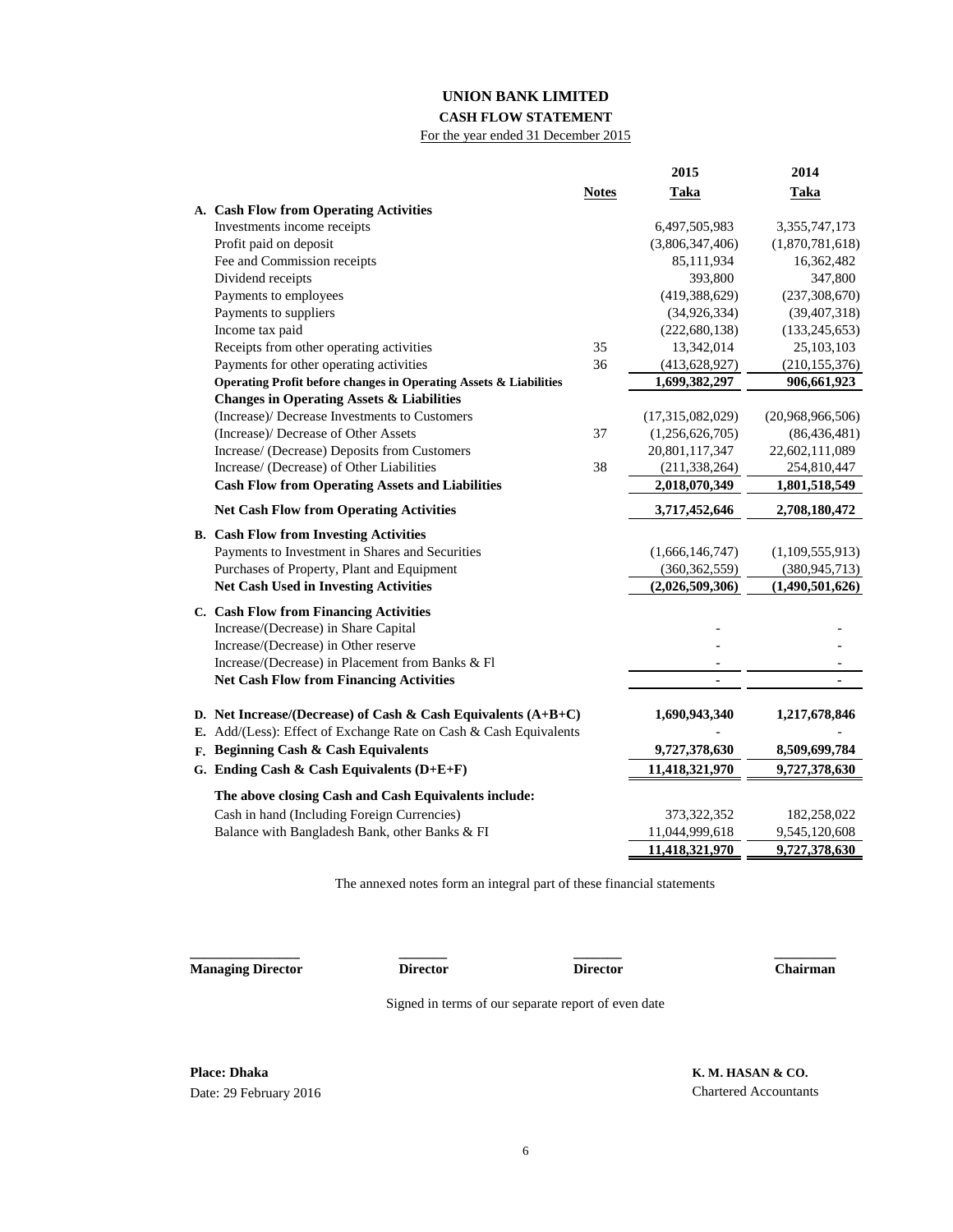# UNION BANK LIMITED

## CASH FLOW STATEMENT

For the year ended 31 December 2015

| | | Notes | 2015 Taka | 2014 Taka |
|---|---|---|---|---|
| **A.** | **Cash Flow from Operating Activities** | | | |
| | Investments income receipts | | 6,497,505,983 | 3,355,747,173 |
| | Profit paid on deposit | | (3,806,347,406) | (1,870,781,618) |
| | Fee and Commission receipts | | 85,111,934 | 16,362,482 |
| | Dividend receipts | | 393,800 | 347,800 |
| | Payments to employees | | (419,388,629) | (237,308,670) |
| | Payments to suppliers | | (34,926,334) | (39,407,318) |
| | Income tax paid | | (222,680,138) | (133,245,653) |
| | Receipts from other operating activities | 35 | 13,342,014 | 25,103,103 |
| | Payments for other operating activities | 36 | (413,628,927) | (210,155,376) |
| | **Operating Profit before changes in Operating Assets & Liabilities** | | **1,699,382,297** | **906,661,923** |
| | **Changes in Operating Assets & Liabilities** | | | |
| | (Increase)/ Decrease Investments to Customers | | (17,315,082,029) | (20,968,966,506) |
| | (Increase)/ Decrease of Other Assets | 37 | (1,256,626,705) | (86,436,481) |
| | Increase/ (Decrease) Deposits from Customers | | 20,801,117,347 | 22,602,111,089 |
| | Increase/ (Decrease) of Other Liabilities | 38 | (211,338,264) | 254,810,447 |
| | **Cash Flow from Operating Assets and Liabilities** | | **2,018,070,349** | **1,801,518,549** |
| | **Net Cash Flow from Operating Activities** | | **3,717,452,646** | **2,708,180,472** |
| **B.** | **Cash Flow from Investing Activities** | | | |
| | Payments to Investment in Shares and Securities | | (1,666,146,747) | (1,109,555,913) |
| | Purchases of Property, Plant and Equipment | | (360,362,559) | (380,945,713) |
| | **Net Cash Used in Investing Activities** | | **(2,026,509,306)** | **(1,490,501,626)** |
| **C.** | **Cash Flow from Financing Activities** | | | |
| | Increase/(Decrease) in Share Capital | | - | - |
| | Increase/(Decrease) in Other reserve | | - | - |
| | Increase/(Decrease) in Placement from Banks & FI | | - | - |
| | **Net Cash Flow from Financing Activities** | | **-** | **-** |
| **D.** | **Net Increase/(Decrease) of Cash & Cash Equivalents (A+B+C)** | | **1,690,943,340** | **1,217,678,846** |
| **E.** | Add/(Less): Effect of Exchange Rate on Cash & Cash Equivalents | | - | - |
| **F.** | **Beginning Cash & Cash Equivalents** | | **9,727,378,630** | **8,509,699,784** |
| **G.** | **Ending Cash & Cash Equivalents (D+E+F)** | | **11,418,321,970** | **9,727,378,630** |
| | **The above closing Cash and Cash Equivalents include:** | | | |
| | Cash in hand (Including Foreign Currencies) | | 373,322,352 | 182,258,022 |
| | Balance with Bangladesh Bank, other Banks & FI | | 11,044,999,618 | 9,545,120,608 |
| | | | **11,418,321,970** | **9,727,378,630** |

The annexed notes form an integral part of these financial statements

**Managing Director** | **Director** | **Director** | **Chairman**

Signed in terms of our separate report of even date

**Place: Dhaka**
Date: 29 February 2016

**K. M. HASAN & CO.**
Chartered Accountants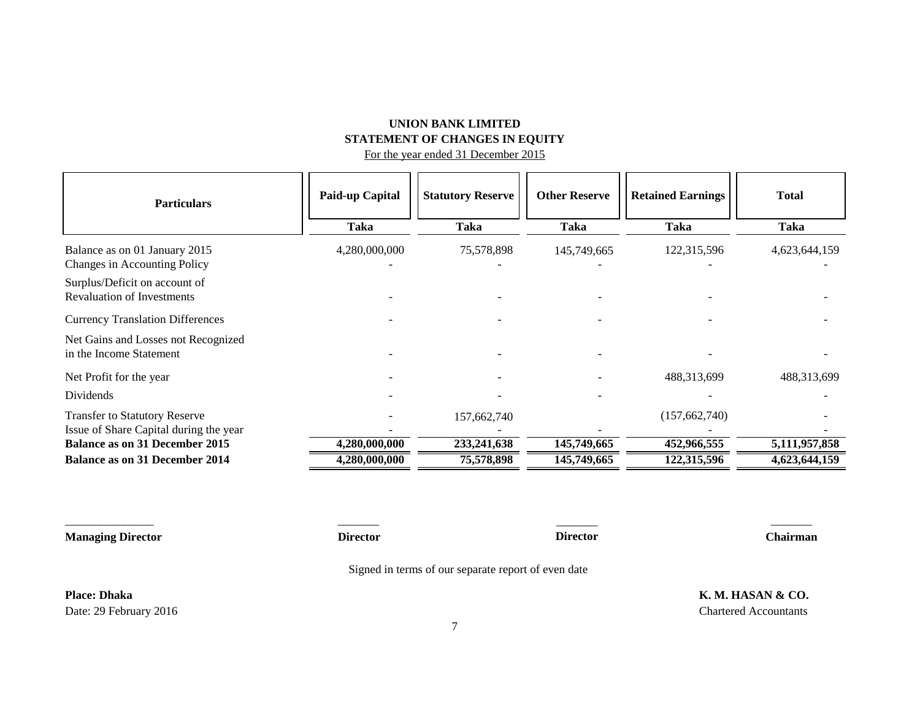# UNION BANK LIMITED
## STATEMENT OF CHANGES IN EQUITY
For the year ended 31 December 2015

| Particulars | Paid-up Capital | Statutory Reserve | Other Reserve | Retained Earnings | Total |
|---|---|---|---|---|---|
| | Taka | Taka | Taka | Taka | Taka |
| Balance as on 01 January 2015 | 4,280,000,000 | 75,578,898 | 145,749,665 | 122,315,596 | 4,623,644,159 |
| Changes in Accounting Policy | - | - | - | - | - |
| Surplus/Deficit on account of Revaluation of Investments | - | - | - | - | - |
| Currency Translation Differences | - | - | - | - | - |
| Net Gains and Losses not Recognized in the Income Statement | - | - | - | - | - |
| Net Profit for the year | - | - | - | 488,313,699 | 488,313,699 |
| Dividends | - | - | - | - | - |
| Transfer to Statutory Reserve | - | 157,662,740 | | (157,662,740) | - |
| Issue of Share Capital during the year | - | - | - | - | - |
| **Balance as on 31 December 2015** | **4,280,000,000** | **233,241,638** | **145,749,665** | **452,966,555** | **5,111,957,858** |
| **Balance as on 31 December 2014** | **4,280,000,000** | **75,578,898** | **145,749,665** | **122,315,596** | **4,623,644,159** |

**Managing Director** | **Director** | **Director** | **Chairman**

Signed in terms of our separate report of even date

**Place: Dhaka**
Date: 29 February 2016

**K. M. HASAN & CO.**
Chartered Accountants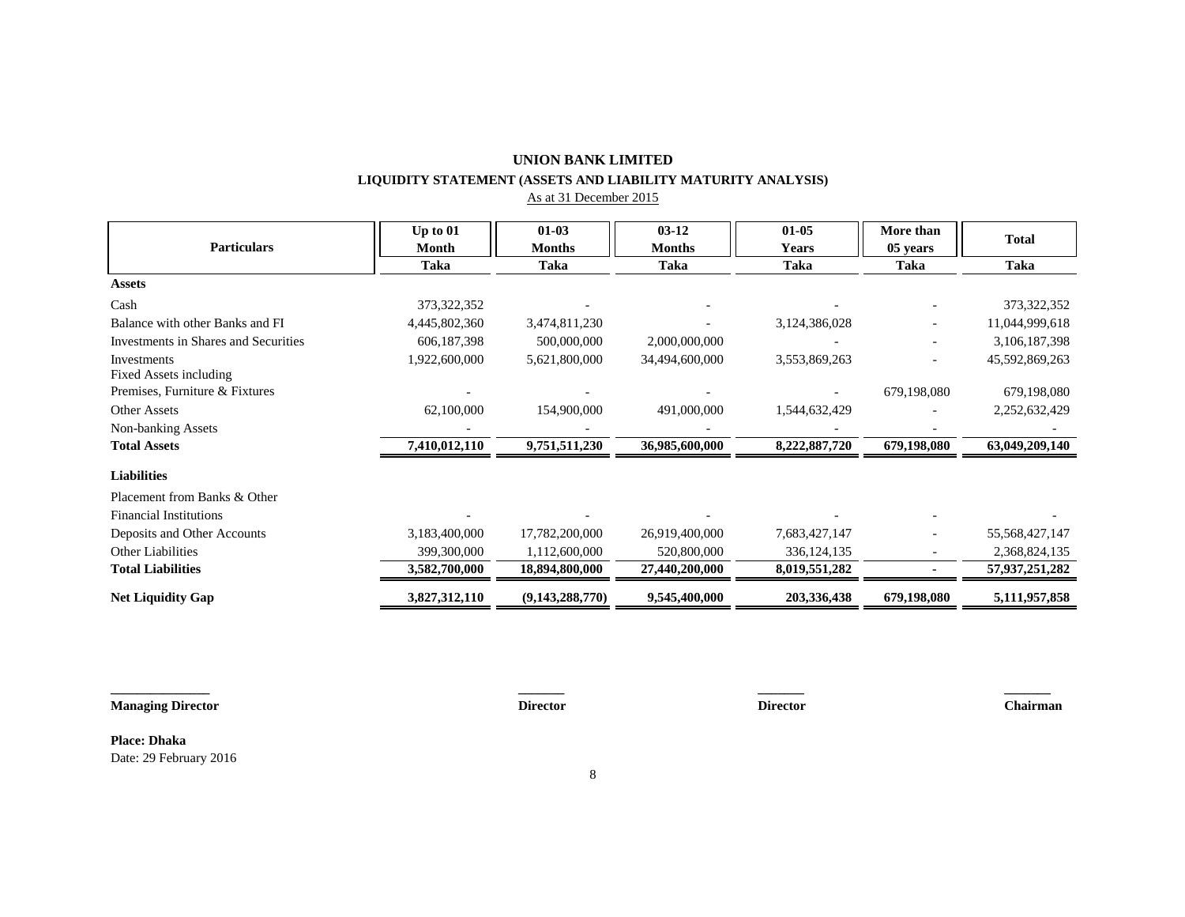# UNION BANK LIMITED

## LIQUIDITY STATEMENT (ASSETS AND LIABILITY MATURITY ANALYSIS)

As at 31 December 2015

| Particulars | Up to 01 Month | 01-03 Months | 03-12 Months | 01-05 Years | More than 05 years | Total |
|---|---|---|---|---|---|---|
| | Taka | Taka | Taka | Taka | Taka | Taka |
| **Assets** | | | | | | |
| Cash | 373,322,352 | - | - | - | - | 373,322,352 |
| Balance with other Banks and FI | 4,445,802,360 | 3,474,811,230 | - | 3,124,386,028 | - | 11,044,999,618 |
| Investments in Shares and Securities | 606,187,398 | 500,000,000 | 2,000,000,000 | - | - | 3,106,187,398 |
| Investments | 1,922,600,000 | 5,621,800,000 | 34,494,600,000 | 3,553,869,263 | - | 45,592,869,263 |
| Fixed Assets including Premises, Furniture & Fixtures | - | - | - | - | 679,198,080 | 679,198,080 |
| Other Assets | 62,100,000 | 154,900,000 | 491,000,000 | 1,544,632,429 | - | 2,252,632,429 |
| Non-banking Assets | - | - | - | - | - | - |
| **Total Assets** | **7,410,012,110** | **9,751,511,230** | **36,985,600,000** | **8,222,887,720** | **679,198,080** | **63,049,209,140** |
| **Liabilities** | | | | | | |
| Placement from Banks & Other Financial Institutions | - | - | - | - | - | - |
| Deposits and Other Accounts | 3,183,400,000 | 17,782,200,000 | 26,919,400,000 | 7,683,427,147 | - | 55,568,427,147 |
| Other Liabilities | 399,300,000 | 1,112,600,000 | 520,800,000 | 336,124,135 | - | 2,368,824,135 |
| **Total Liabilities** | **3,582,700,000** | **18,894,800,000** | **27,440,200,000** | **8,019,551,282** | **-** | **57,937,251,282** |
| **Net Liquidity Gap** | **3,827,312,110** | **(9,143,288,770)** | **9,545,400,000** | **203,336,438** | **679,198,080** | **5,111,957,858** |

| Managing Director | Director | Director | Chairman |
|---|---|---|---|

**Place: Dhaka**
Date: 29 February 2016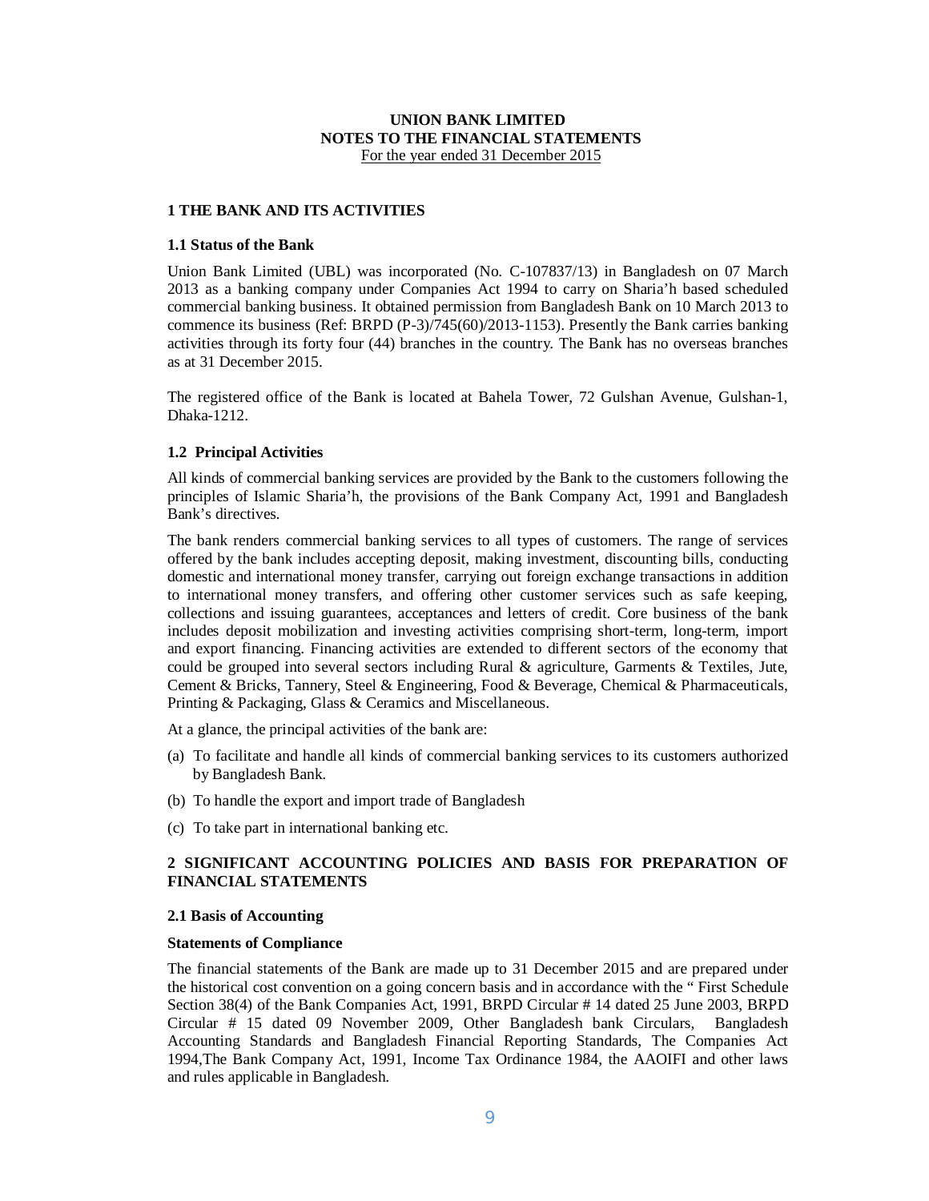**UNION BANK LIMITED**
**NOTES TO THE FINANCIAL STATEMENTS**
For the year ended 31 December 2015

## 1 THE BANK AND ITS ACTIVITIES

### 1.1 Status of the Bank

Union Bank Limited (UBL) was incorporated (No. C-107837/13) in Bangladesh on 07 March 2013 as a banking company under Companies Act 1994 to carry on Sharia'h based scheduled commercial banking business. It obtained permission from Bangladesh Bank on 10 March 2013 to commence its business (Ref: BRPD (P-3)/745(60)/2013-1153). Presently the Bank carries banking activities through its forty four (44) branches in the country. The Bank has no overseas branches as at 31 December 2015.

The registered office of the Bank is located at Bahela Tower, 72 Gulshan Avenue, Gulshan-1, Dhaka-1212.

### 1.2 Principal Activities

All kinds of commercial banking services are provided by the Bank to the customers following the principles of Islamic Sharia'h, the provisions of the Bank Company Act, 1991 and Bangladesh Bank's directives.

The bank renders commercial banking services to all types of customers. The range of services offered by the bank includes accepting deposit, making investment, discounting bills, conducting domestic and international money transfer, carrying out foreign exchange transactions in addition to international money transfers, and offering other customer services such as safe keeping, collections and issuing guarantees, acceptances and letters of credit. Core business of the bank includes deposit mobilization and investing activities comprising short-term, long-term, import and export financing. Financing activities are extended to different sectors of the economy that could be grouped into several sectors including Rural & agriculture, Garments & Textiles, Jute, Cement & Bricks, Tannery, Steel & Engineering, Food & Beverage, Chemical & Pharmaceuticals, Printing & Packaging, Glass & Ceramics and Miscellaneous.

At a glance, the principal activities of the bank are:

(a) To facilitate and handle all kinds of commercial banking services to its customers authorized by Bangladesh Bank.

(b) To handle the export and import trade of Bangladesh

(c) To take part in international banking etc.

## 2 SIGNIFICANT ACCOUNTING POLICIES AND BASIS FOR PREPARATION OF FINANCIAL STATEMENTS

### 2.1 Basis of Accounting

**Statements of Compliance**

The financial statements of the Bank are made up to 31 December 2015 and are prepared under the historical cost convention on a going concern basis and in accordance with the " First Schedule Section 38(4) of the Bank Companies Act, 1991, BRPD Circular # 14 dated 25 June 2003, BRPD Circular # 15 dated 09 November 2009, Other Bangladesh bank Circulars, Bangladesh Accounting Standards and Bangladesh Financial Reporting Standards, The Companies Act 1994,The Bank Company Act, 1991, Income Tax Ordinance 1984, the AAOIFI and other laws and rules applicable in Bangladesh.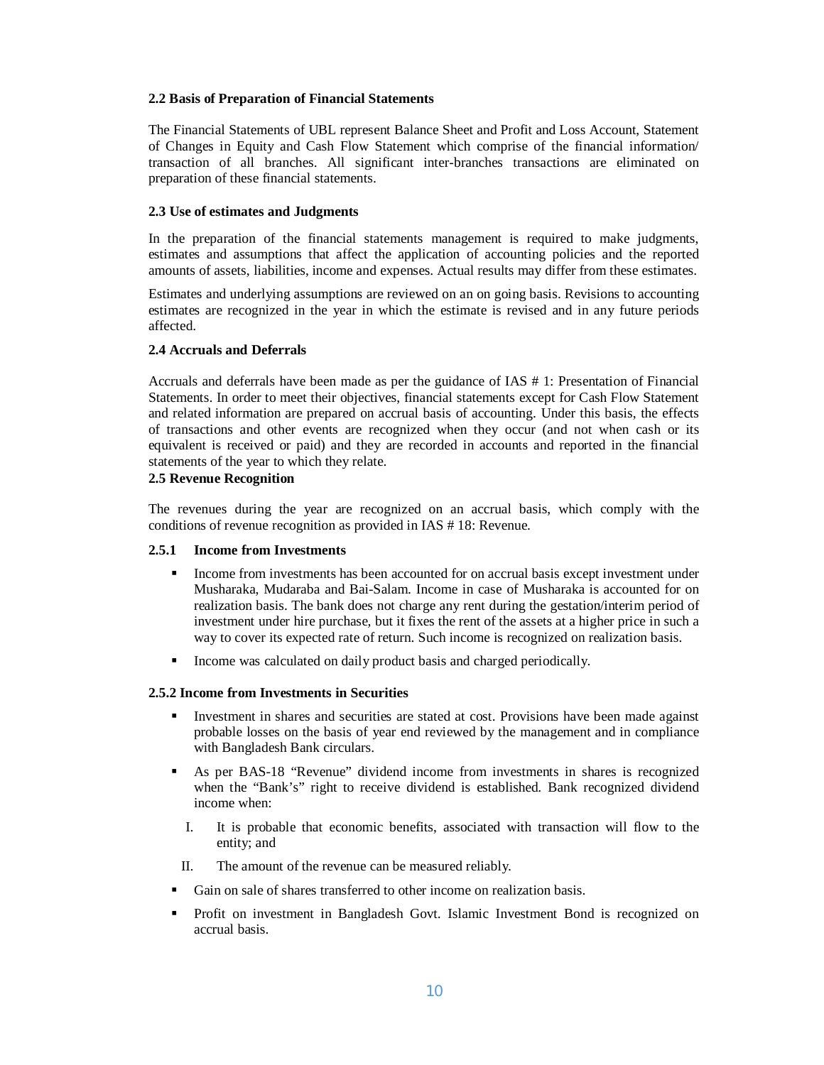### 2.2 Basis of Preparation of Financial Statements

The Financial Statements of UBL represent Balance Sheet and Profit and Loss Account, Statement of Changes in Equity and Cash Flow Statement which comprise of the financial information/ transaction of all branches. All significant inter-branches transactions are eliminated on preparation of these financial statements.

### 2.3 Use of estimates and Judgments

In the preparation of the financial statements management is required to make judgments, estimates and assumptions that affect the application of accounting policies and the reported amounts of assets, liabilities, income and expenses. Actual results may differ from these estimates.

Estimates and underlying assumptions are reviewed on an on going basis. Revisions to accounting estimates are recognized in the year in which the estimate is revised and in any future periods affected.

### 2.4 Accruals and Deferrals

Accruals and deferrals have been made as per the guidance of IAS # 1: Presentation of Financial Statements. In order to meet their objectives, financial statements except for Cash Flow Statement and related information are prepared on accrual basis of accounting. Under this basis, the effects of transactions and other events are recognized when they occur (and not when cash or its equivalent is received or paid) and they are recorded in accounts and reported in the financial statements of the year to which they relate.

### 2.5 Revenue Recognition

The revenues during the year are recognized on an accrual basis, which comply with the conditions of revenue recognition as provided in IAS # 18: Revenue.

#### 2.5.1 Income from Investments

- Income from investments has been accounted for on accrual basis except investment under Musharaka, Mudaraba and Bai-Salam. Income in case of Musharaka is accounted for on realization basis. The bank does not charge any rent during the gestation/interim period of investment under hire purchase, but it fixes the rent of the assets at a higher price in such a way to cover its expected rate of return. Such income is recognized on realization basis.
- Income was calculated on daily product basis and charged periodically.

#### 2.5.2 Income from Investments in Securities

- Investment in shares and securities are stated at cost. Provisions have been made against probable losses on the basis of year end reviewed by the management and in compliance with Bangladesh Bank circulars.
- As per BAS-18 “Revenue” dividend income from investments in shares is recognized when the “Bank’s” right to receive dividend is established. Bank recognized dividend income when:
  - I. It is probable that economic benefits, associated with transaction will flow to the entity; and
  - II. The amount of the revenue can be measured reliably.
- Gain on sale of shares transferred to other income on realization basis.
- Profit on investment in Bangladesh Govt. Islamic Investment Bond is recognized on accrual basis.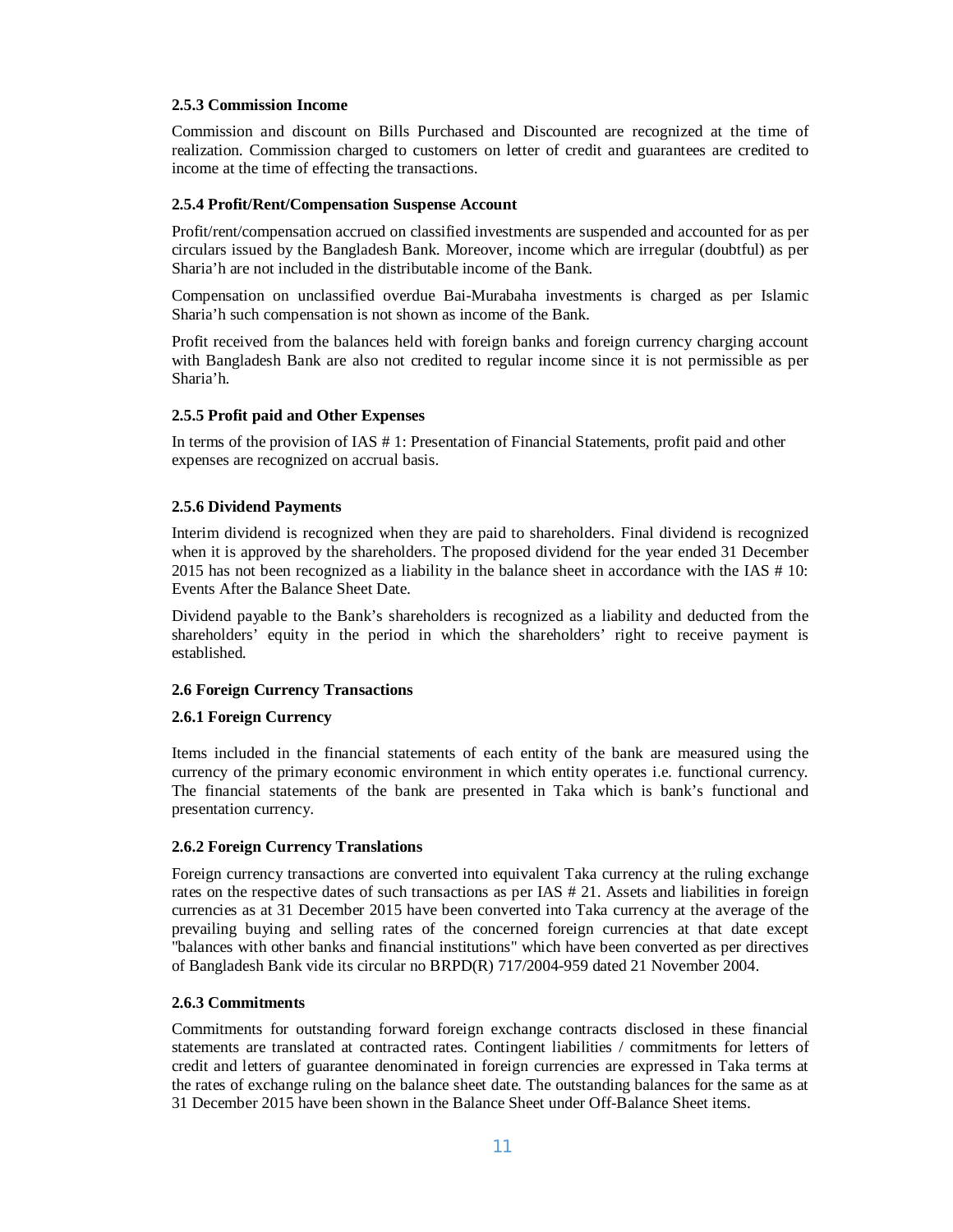**2.5.3 Commission Income**

Commission and discount on Bills Purchased and Discounted are recognized at the time of realization. Commission charged to customers on letter of credit and guarantees are credited to income at the time of effecting the transactions.

**2.5.4 Profit/Rent/Compensation Suspense Account**

Profit/rent/compensation accrued on classified investments are suspended and accounted for as per circulars issued by the Bangladesh Bank. Moreover, income which are irregular (doubtful) as per Sharia'h are not included in the distributable income of the Bank.

Compensation on unclassified overdue Bai-Murabaha investments is charged as per Islamic Sharia'h such compensation is not shown as income of the Bank.

Profit received from the balances held with foreign banks and foreign currency charging account with Bangladesh Bank are also not credited to regular income since it is not permissible as per Sharia'h.

**2.5.5 Profit paid and Other Expenses**

In terms of the provision of IAS # 1: Presentation of Financial Statements, profit paid and other expenses are recognized on accrual basis.

**2.5.6 Dividend Payments**

Interim dividend is recognized when they are paid to shareholders. Final dividend is recognized when it is approved by the shareholders. The proposed dividend for the year ended 31 December 2015 has not been recognized as a liability in the balance sheet in accordance with the IAS # 10: Events After the Balance Sheet Date.

Dividend payable to the Bank's shareholders is recognized as a liability and deducted from the shareholders' equity in the period in which the shareholders' right to receive payment is established.

**2.6 Foreign Currency Transactions**

**2.6.1 Foreign Currency**

Items included in the financial statements of each entity of the bank are measured using the currency of the primary economic environment in which entity operates i.e. functional currency. The financial statements of the bank are presented in Taka which is bank's functional and presentation currency.

**2.6.2 Foreign Currency Translations**

Foreign currency transactions are converted into equivalent Taka currency at the ruling exchange rates on the respective dates of such transactions as per IAS # 21. Assets and liabilities in foreign currencies as at 31 December 2015 have been converted into Taka currency at the average of the prevailing buying and selling rates of the concerned foreign currencies at that date except "balances with other banks and financial institutions" which have been converted as per directives of Bangladesh Bank vide its circular no BRPD(R) 717/2004-959 dated 21 November 2004.

**2.6.3 Commitments**

Commitments for outstanding forward foreign exchange contracts disclosed in these financial statements are translated at contracted rates. Contingent liabilities / commitments for letters of credit and letters of guarantee denominated in foreign currencies are expressed in Taka terms at the rates of exchange ruling on the balance sheet date. The outstanding balances for the same as at 31 December 2015 have been shown in the Balance Sheet under Off-Balance Sheet items.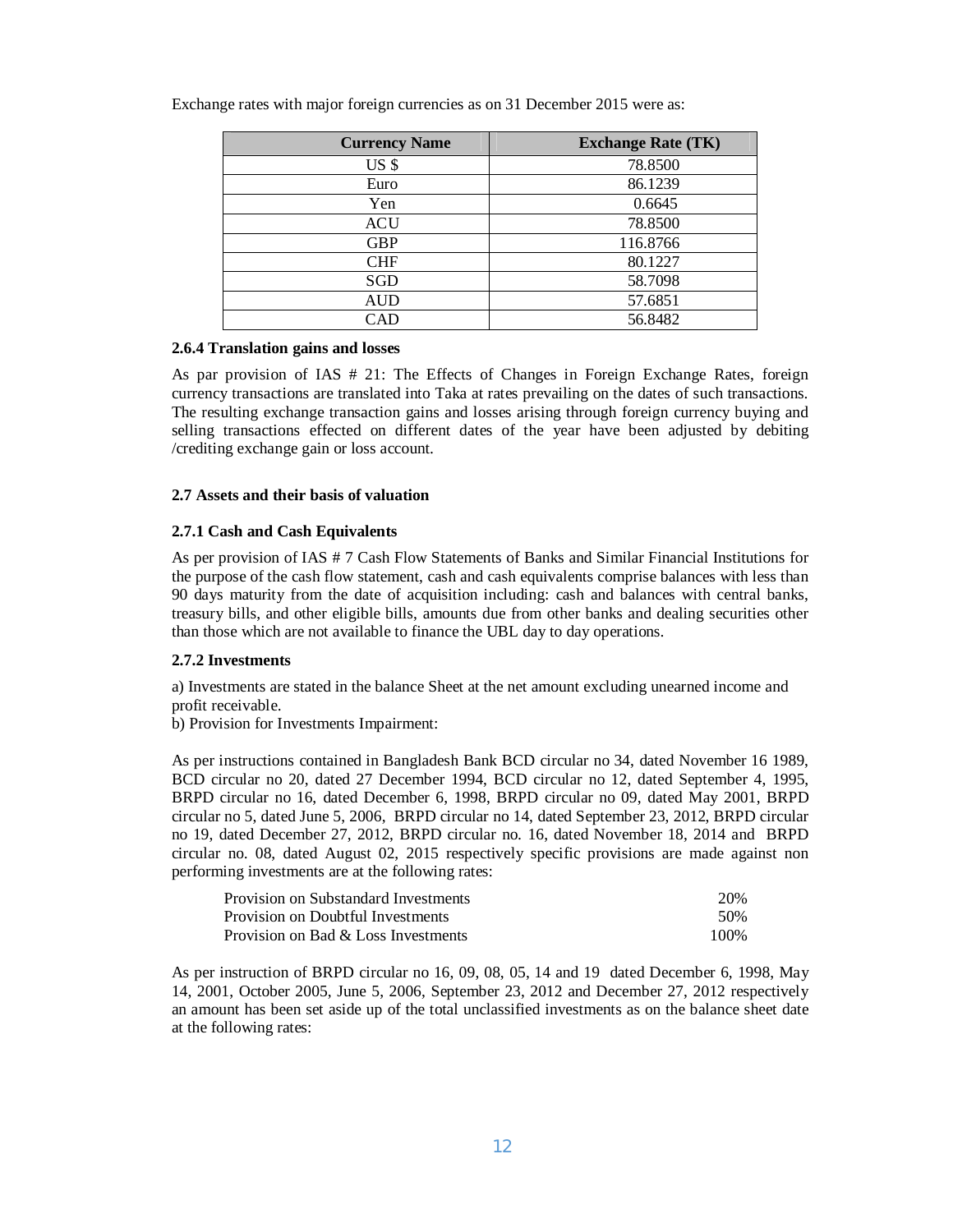Exchange rates with major foreign currencies as on 31 December 2015 were as:

| Currency Name | Exchange Rate (TK) |
|---|---|
| US $ | 78.8500 |
| Euro | 86.1239 |
| Yen | 0.6645 |
| ACU | 78.8500 |
| GBP | 116.8766 |
| CHF | 80.1227 |
| SGD | 58.7098 |
| AUD | 57.6851 |
| CAD | 56.8482 |

#### 2.6.4 Translation gains and losses

As par provision of IAS # 21: The Effects of Changes in Foreign Exchange Rates, foreign currency transactions are translated into Taka at rates prevailing on the dates of such transactions. The resulting exchange transaction gains and losses arising through foreign currency buying and selling transactions effected on different dates of the year have been adjusted by debiting /crediting exchange gain or loss account.

### 2.7 Assets and their basis of valuation

#### 2.7.1 Cash and Cash Equivalents

As per provision of IAS # 7 Cash Flow Statements of Banks and Similar Financial Institutions for the purpose of the cash flow statement, cash and cash equivalents comprise balances with less than 90 days maturity from the date of acquisition including: cash and balances with central banks, treasury bills, and other eligible bills, amounts due from other banks and dealing securities other than those which are not available to finance the UBL day to day operations.

#### 2.7.2 Investments

a) Investments are stated in the balance Sheet at the net amount excluding unearned income and profit receivable.
b) Provision for Investments Impairment:

As per instructions contained in Bangladesh Bank BCD circular no 34, dated November 16 1989, BCD circular no 20, dated 27 December 1994, BCD circular no 12, dated September 4, 1995, BRPD circular no 16, dated December 6, 1998, BRPD circular no 09, dated May 2001, BRPD circular no 5, dated June 5, 2006, BRPD circular no 14, dated September 23, 2012, BRPD circular no 19, dated December 27, 2012, BRPD circular no. 16, dated November 18, 2014 and BRPD circular no. 08, dated August 02, 2015 respectively specific provisions are made against non performing investments are at the following rates:

| | |
|---|---|
| Provision on Substandard Investments | 20% |
| Provision on Doubtful Investments | 50% |
| Provision on Bad & Loss Investments | 100% |

As per instruction of BRPD circular no 16, 09, 08, 05, 14 and 19 dated December 6, 1998, May 14, 2001, October 2005, June 5, 2006, September 23, 2012 and December 27, 2012 respectively an amount has been set aside up of the total unclassified investments as on the balance sheet date at the following rates: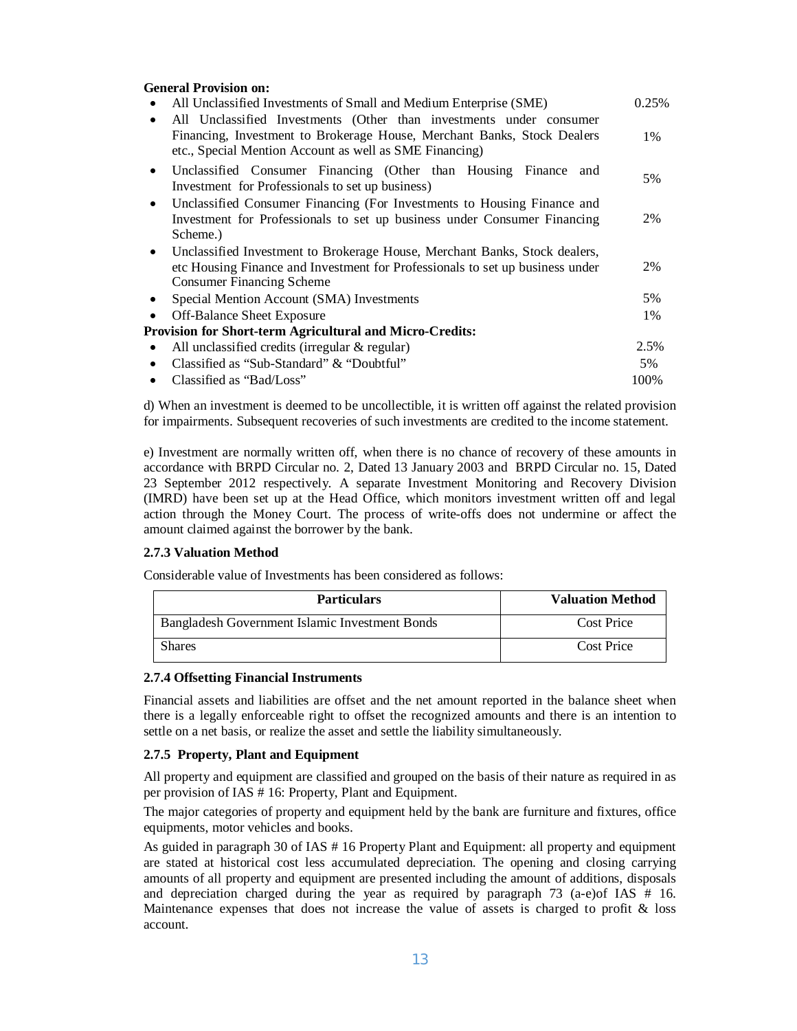**General Provision on:**

| | |
|---|---|
| • All Unclassified Investments of Small and Medium Enterprise (SME) | 0.25% |
| • All Unclassified Investments (Other than investments under consumer Financing, Investment to Brokerage House, Merchant Banks, Stock Dealers etc., Special Mention Account as well as SME Financing) | 1% |
| • Unclassified Consumer Financing (Other than Housing Finance and Investment for Professionals to set up business) | 5% |
| • Unclassified Consumer Financing (For Investments to Housing Finance and Investment for Professionals to set up business under Consumer Financing Scheme.) | 2% |
| • Unclassified Investment to Brokerage House, Merchant Banks, Stock dealers, etc Housing Finance and Investment for Professionals to set up business under Consumer Financing Scheme | 2% |
| • Special Mention Account (SMA) Investments | 5% |
| • Off-Balance Sheet Exposure | 1% |
| **Provision for Short-term Agricultural and Micro-Credits:** | |
| • All unclassified credits (irregular & regular) | 2.5% |
| • Classified as "Sub-Standard" & "Doubtful" | 5% |
| • Classified as "Bad/Loss" | 100% |

d) When an investment is deemed to be uncollectible, it is written off against the related provision for impairments. Subsequent recoveries of such investments are credited to the income statement.

e) Investment are normally written off, when there is no chance of recovery of these amounts in accordance with BRPD Circular no. 2, Dated 13 January 2003 and BRPD Circular no. 15, Dated 23 September 2012 respectively. A separate Investment Monitoring and Recovery Division (IMRD) have been set up at the Head Office, which monitors investment written off and legal action through the Money Court. The process of write-offs does not undermine or affect the amount claimed against the borrower by the bank.

### 2.7.3 Valuation Method

Considerable value of Investments has been considered as follows:

| Particulars | Valuation Method |
|---|---|
| Bangladesh Government Islamic Investment Bonds | Cost Price |
| Shares | Cost Price |

### 2.7.4 Offsetting Financial Instruments

Financial assets and liabilities are offset and the net amount reported in the balance sheet when there is a legally enforceable right to offset the recognized amounts and there is an intention to settle on a net basis, or realize the asset and settle the liability simultaneously.

### 2.7.5 Property, Plant and Equipment

All property and equipment are classified and grouped on the basis of their nature as required in as per provision of IAS # 16: Property, Plant and Equipment.

The major categories of property and equipment held by the bank are furniture and fixtures, office equipments, motor vehicles and books.

As guided in paragraph 30 of IAS # 16 Property Plant and Equipment: all property and equipment are stated at historical cost less accumulated depreciation. The opening and closing carrying amounts of all property and equipment are presented including the amount of additions, disposals and depreciation charged during the year as required by paragraph 73 (a-e)of IAS # 16. Maintenance expenses that does not increase the value of assets is charged to profit & loss account.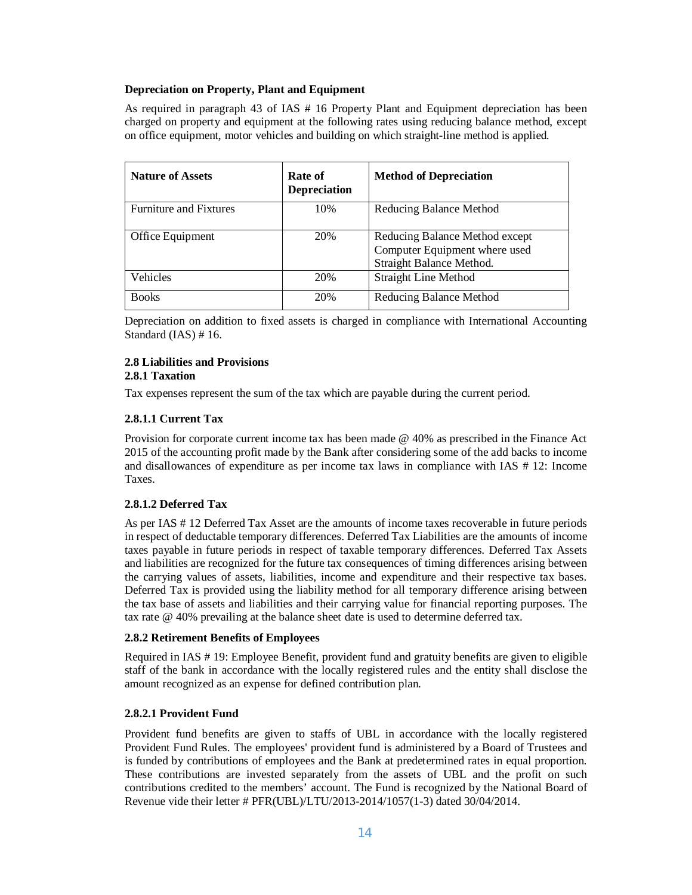**Depreciation on Property, Plant and Equipment**

As required in paragraph 43 of IAS # 16 Property Plant and Equipment depreciation has been charged on property and equipment at the following rates using reducing balance method, except on office equipment, motor vehicles and building on which straight-line method is applied.

| Nature of Assets | Rate of Depreciation | Method of Depreciation |
|---|---|---|
| Furniture and Fixtures | 10% | Reducing Balance Method |
| Office Equipment | 20% | Reducing Balance Method except Computer Equipment where used Straight Balance Method. |
| Vehicles | 20% | Straight Line Method |
| Books | 20% | Reducing Balance Method |

Depreciation on addition to fixed assets is charged in compliance with International Accounting Standard (IAS) # 16.

### 2.8 Liabilities and Provisions

#### 2.8.1 Taxation

Tax expenses represent the sum of the tax which are payable during the current period.

##### 2.8.1.1 Current Tax

Provision for corporate current income tax has been made @ 40% as prescribed in the Finance Act 2015 of the accounting profit made by the Bank after considering some of the add backs to income and disallowances of expenditure as per income tax laws in compliance with IAS # 12: Income Taxes.

##### 2.8.1.2 Deferred Tax

As per IAS # 12 Deferred Tax Asset are the amounts of income taxes recoverable in future periods in respect of deductable temporary differences. Deferred Tax Liabilities are the amounts of income taxes payable in future periods in respect of taxable temporary differences. Deferred Tax Assets and liabilities are recognized for the future tax consequences of timing differences arising between the carrying values of assets, liabilities, income and expenditure and their respective tax bases. Deferred Tax is provided using the liability method for all temporary difference arising between the tax base of assets and liabilities and their carrying value for financial reporting purposes. The tax rate @ 40% prevailing at the balance sheet date is used to determine deferred tax.

#### 2.8.2 Retirement Benefits of Employees

Required in IAS # 19: Employee Benefit, provident fund and gratuity benefits are given to eligible staff of the bank in accordance with the locally registered rules and the entity shall disclose the amount recognized as an expense for defined contribution plan.

##### 2.8.2.1 Provident Fund

Provident fund benefits are given to staffs of UBL in accordance with the locally registered Provident Fund Rules. The employees' provident fund is administered by a Board of Trustees and is funded by contributions of employees and the Bank at predetermined rates in equal proportion. These contributions are invested separately from the assets of UBL and the profit on such contributions credited to the members' account. The Fund is recognized by the National Board of Revenue vide their letter # PFR(UBL)/LTU/2013-2014/1057(1-3) dated 30/04/2014.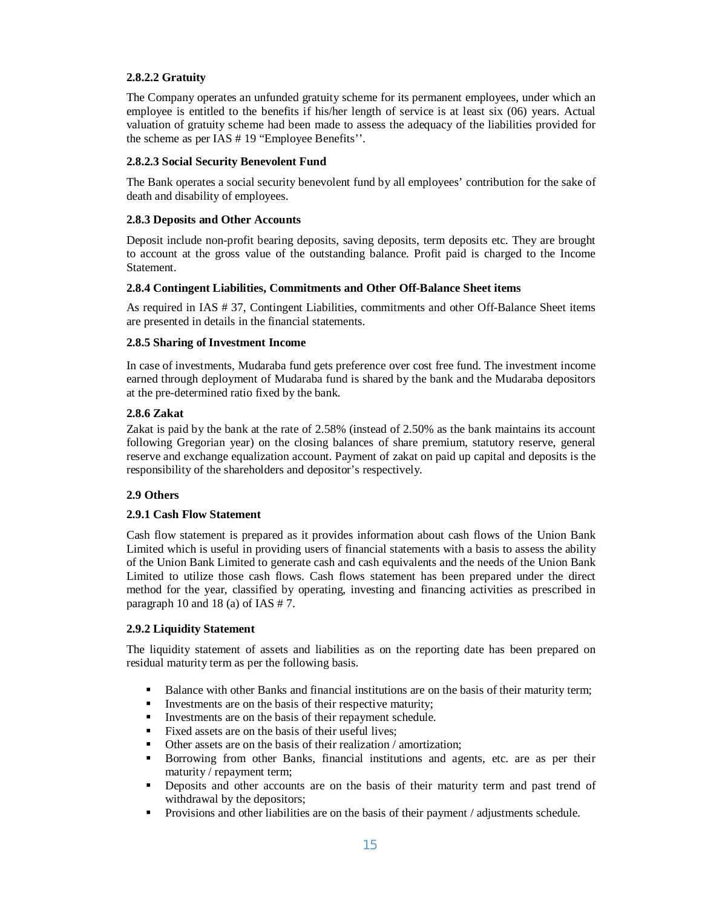#### 2.8.2.2 Gratuity

The Company operates an unfunded gratuity scheme for its permanent employees, under which an employee is entitled to the benefits if his/her length of service is at least six (06) years. Actual valuation of gratuity scheme had been made to assess the adequacy of the liabilities provided for the scheme as per IAS # 19 "Employee Benefits''.

#### 2.8.2.3 Social Security Benevolent Fund

The Bank operates a social security benevolent fund by all employees' contribution for the sake of death and disability of employees.

### 2.8.3 Deposits and Other Accounts

Deposit include non-profit bearing deposits, saving deposits, term deposits etc. They are brought to account at the gross value of the outstanding balance. Profit paid is charged to the Income Statement.

### 2.8.4 Contingent Liabilities, Commitments and Other Off-Balance Sheet items

As required in IAS # 37, Contingent Liabilities, commitments and other Off-Balance Sheet items are presented in details in the financial statements.

### 2.8.5 Sharing of Investment Income

In case of investments, Mudaraba fund gets preference over cost free fund. The investment income earned through deployment of Mudaraba fund is shared by the bank and the Mudaraba depositors at the pre-determined ratio fixed by the bank.

### 2.8.6 Zakat

Zakat is paid by the bank at the rate of 2.58% (instead of 2.50% as the bank maintains its account following Gregorian year) on the closing balances of share premium, statutory reserve, general reserve and exchange equalization account. Payment of zakat on paid up capital and deposits is the responsibility of the shareholders and depositor's respectively.

## 2.9 Others

### 2.9.1 Cash Flow Statement

Cash flow statement is prepared as it provides information about cash flows of the Union Bank Limited which is useful in providing users of financial statements with a basis to assess the ability of the Union Bank Limited to generate cash and cash equivalents and the needs of the Union Bank Limited to utilize those cash flows. Cash flows statement has been prepared under the direct method for the year, classified by operating, investing and financing activities as prescribed in paragraph 10 and 18 (a) of IAS # 7.

### 2.9.2 Liquidity Statement

The liquidity statement of assets and liabilities as on the reporting date has been prepared on residual maturity term as per the following basis.

- Balance with other Banks and financial institutions are on the basis of their maturity term;
- Investments are on the basis of their respective maturity;
- Investments are on the basis of their repayment schedule.
- Fixed assets are on the basis of their useful lives;
- Other assets are on the basis of their realization / amortization;
- Borrowing from other Banks, financial institutions and agents, etc. are as per their maturity / repayment term;
- Deposits and other accounts are on the basis of their maturity term and past trend of withdrawal by the depositors;
- Provisions and other liabilities are on the basis of their payment / adjustments schedule.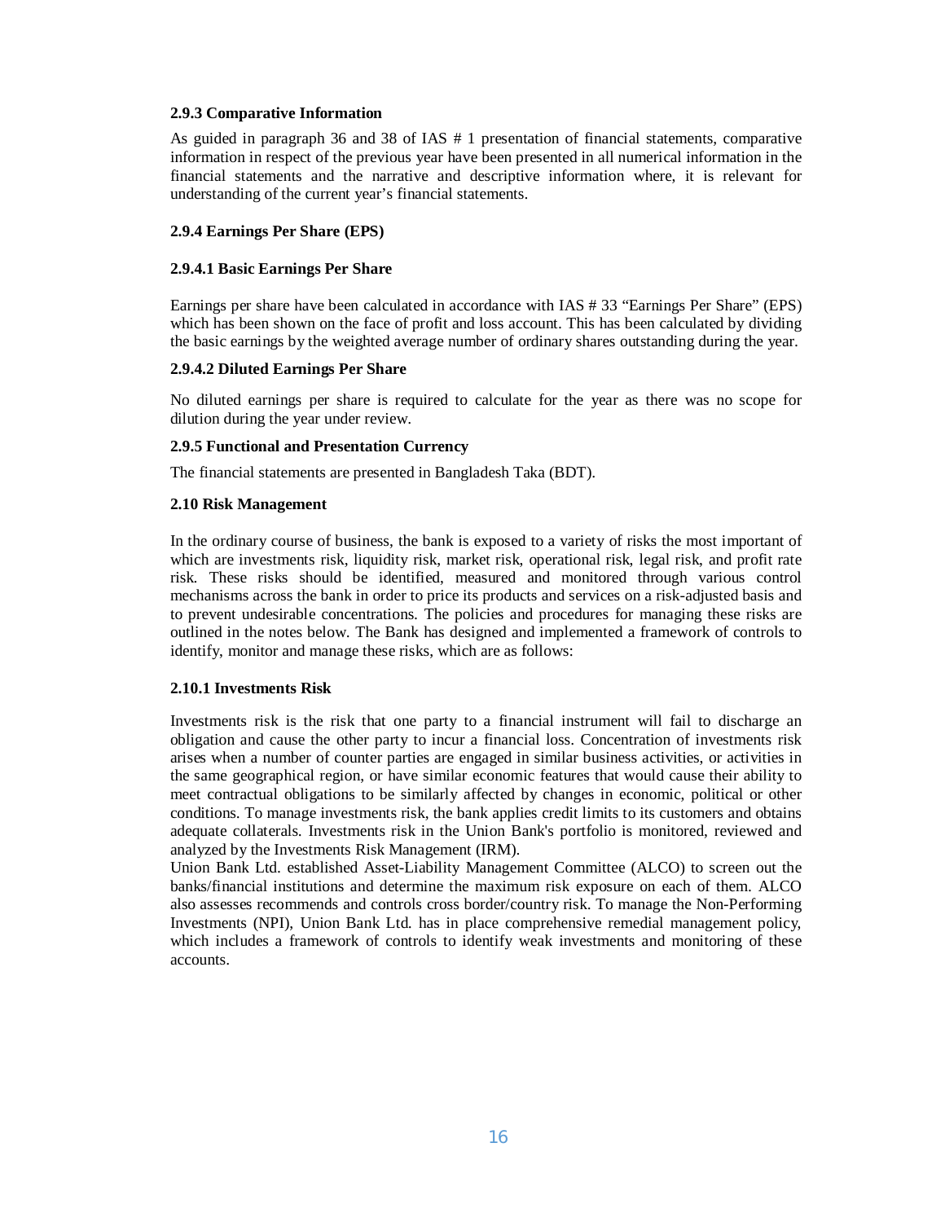### 2.9.3 Comparative Information

As guided in paragraph 36 and 38 of IAS # 1 presentation of financial statements, comparative information in respect of the previous year have been presented in all numerical information in the financial statements and the narrative and descriptive information where, it is relevant for understanding of the current year's financial statements.

### 2.9.4 Earnings Per Share (EPS)

#### 2.9.4.1 Basic Earnings Per Share

Earnings per share have been calculated in accordance with IAS # 33 "Earnings Per Share" (EPS) which has been shown on the face of profit and loss account. This has been calculated by dividing the basic earnings by the weighted average number of ordinary shares outstanding during the year.

#### 2.9.4.2 Diluted Earnings Per Share

No diluted earnings per share is required to calculate for the year as there was no scope for dilution during the year under review.

### 2.9.5 Functional and Presentation Currency

The financial statements are presented in Bangladesh Taka (BDT).

## 2.10 Risk Management

In the ordinary course of business, the bank is exposed to a variety of risks the most important of which are investments risk, liquidity risk, market risk, operational risk, legal risk, and profit rate risk. These risks should be identified, measured and monitored through various control mechanisms across the bank in order to price its products and services on a risk-adjusted basis and to prevent undesirable concentrations. The policies and procedures for managing these risks are outlined in the notes below. The Bank has designed and implemented a framework of controls to identify, monitor and manage these risks, which are as follows:

### 2.10.1 Investments Risk

Investments risk is the risk that one party to a financial instrument will fail to discharge an obligation and cause the other party to incur a financial loss. Concentration of investments risk arises when a number of counter parties are engaged in similar business activities, or activities in the same geographical region, or have similar economic features that would cause their ability to meet contractual obligations to be similarly affected by changes in economic, political or other conditions. To manage investments risk, the bank applies credit limits to its customers and obtains adequate collaterals. Investments risk in the Union Bank's portfolio is monitored, reviewed and analyzed by the Investments Risk Management (IRM).

Union Bank Ltd. established Asset-Liability Management Committee (ALCO) to screen out the banks/financial institutions and determine the maximum risk exposure on each of them. ALCO also assesses recommends and controls cross border/country risk. To manage the Non-Performing Investments (NPI), Union Bank Ltd. has in place comprehensive remedial management policy, which includes a framework of controls to identify weak investments and monitoring of these accounts.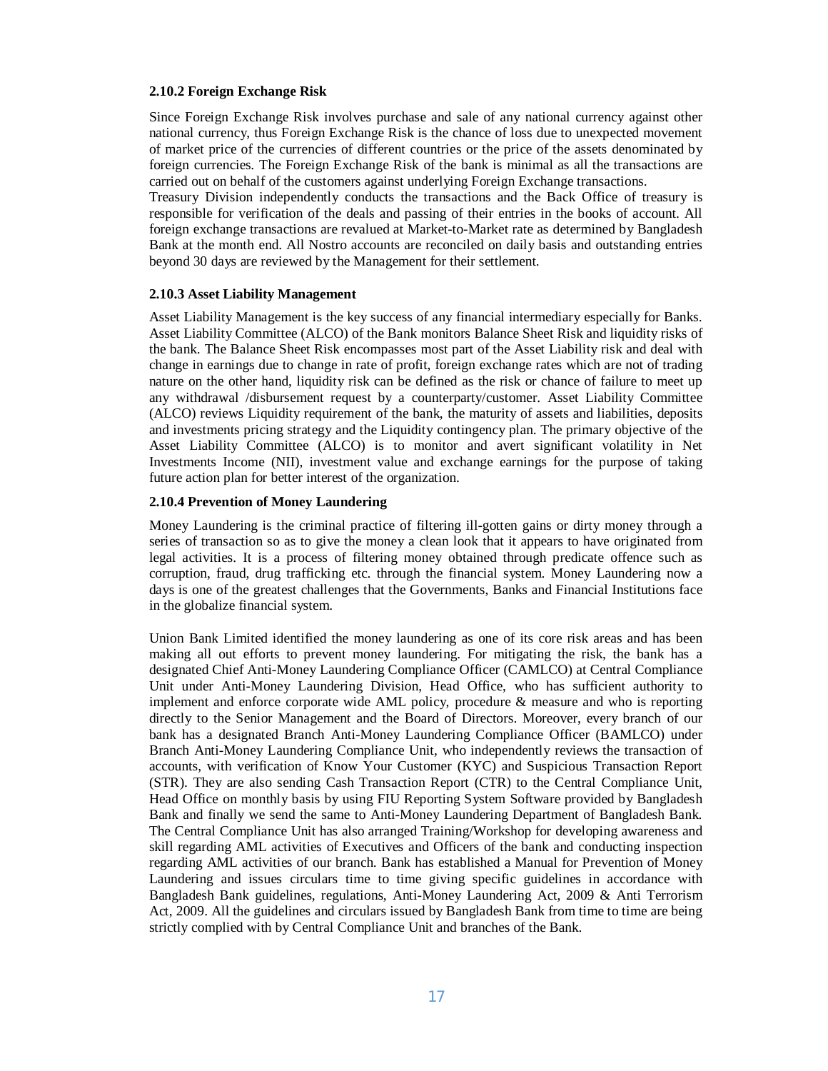#### 2.10.2 Foreign Exchange Risk

Since Foreign Exchange Risk involves purchase and sale of any national currency against other national currency, thus Foreign Exchange Risk is the chance of loss due to unexpected movement of market price of the currencies of different countries or the price of the assets denominated by foreign currencies. The Foreign Exchange Risk of the bank is minimal as all the transactions are carried out on behalf of the customers against underlying Foreign Exchange transactions.
Treasury Division independently conducts the transactions and the Back Office of treasury is responsible for verification of the deals and passing of their entries in the books of account. All foreign exchange transactions are revalued at Market-to-Market rate as determined by Bangladesh Bank at the month end. All Nostro accounts are reconciled on daily basis and outstanding entries beyond 30 days are reviewed by the Management for their settlement.

#### 2.10.3 Asset Liability Management

Asset Liability Management is the key success of any financial intermediary especially for Banks. Asset Liability Committee (ALCO) of the Bank monitors Balance Sheet Risk and liquidity risks of the bank. The Balance Sheet Risk encompasses most part of the Asset Liability risk and deal with change in earnings due to change in rate of profit, foreign exchange rates which are not of trading nature on the other hand, liquidity risk can be defined as the risk or chance of failure to meet up any withdrawal /disbursement request by a counterparty/customer. Asset Liability Committee (ALCO) reviews Liquidity requirement of the bank, the maturity of assets and liabilities, deposits and investments pricing strategy and the Liquidity contingency plan. The primary objective of the Asset Liability Committee (ALCO) is to monitor and avert significant volatility in Net Investments Income (NII), investment value and exchange earnings for the purpose of taking future action plan for better interest of the organization.

#### 2.10.4 Prevention of Money Laundering

Money Laundering is the criminal practice of filtering ill-gotten gains or dirty money through a series of transaction so as to give the money a clean look that it appears to have originated from legal activities. It is a process of filtering money obtained through predicate offence such as corruption, fraud, drug trafficking etc. through the financial system. Money Laundering now a days is one of the greatest challenges that the Governments, Banks and Financial Institutions face in the globalize financial system.

Union Bank Limited identified the money laundering as one of its core risk areas and has been making all out efforts to prevent money laundering. For mitigating the risk, the bank has a designated Chief Anti-Money Laundering Compliance Officer (CAMLCO) at Central Compliance Unit under Anti-Money Laundering Division, Head Office, who has sufficient authority to implement and enforce corporate wide AML policy, procedure & measure and who is reporting directly to the Senior Management and the Board of Directors. Moreover, every branch of our bank has a designated Branch Anti-Money Laundering Compliance Officer (BAMLCO) under Branch Anti-Money Laundering Compliance Unit, who independently reviews the transaction of accounts, with verification of Know Your Customer (KYC) and Suspicious Transaction Report (STR). They are also sending Cash Transaction Report (CTR) to the Central Compliance Unit, Head Office on monthly basis by using FIU Reporting System Software provided by Bangladesh Bank and finally we send the same to Anti-Money Laundering Department of Bangladesh Bank. The Central Compliance Unit has also arranged Training/Workshop for developing awareness and skill regarding AML activities of Executives and Officers of the bank and conducting inspection regarding AML activities of our branch. Bank has established a Manual for Prevention of Money Laundering and issues circulars time to time giving specific guidelines in accordance with Bangladesh Bank guidelines, regulations, Anti-Money Laundering Act, 2009 & Anti Terrorism Act, 2009. All the guidelines and circulars issued by Bangladesh Bank from time to time are being strictly complied with by Central Compliance Unit and branches of the Bank.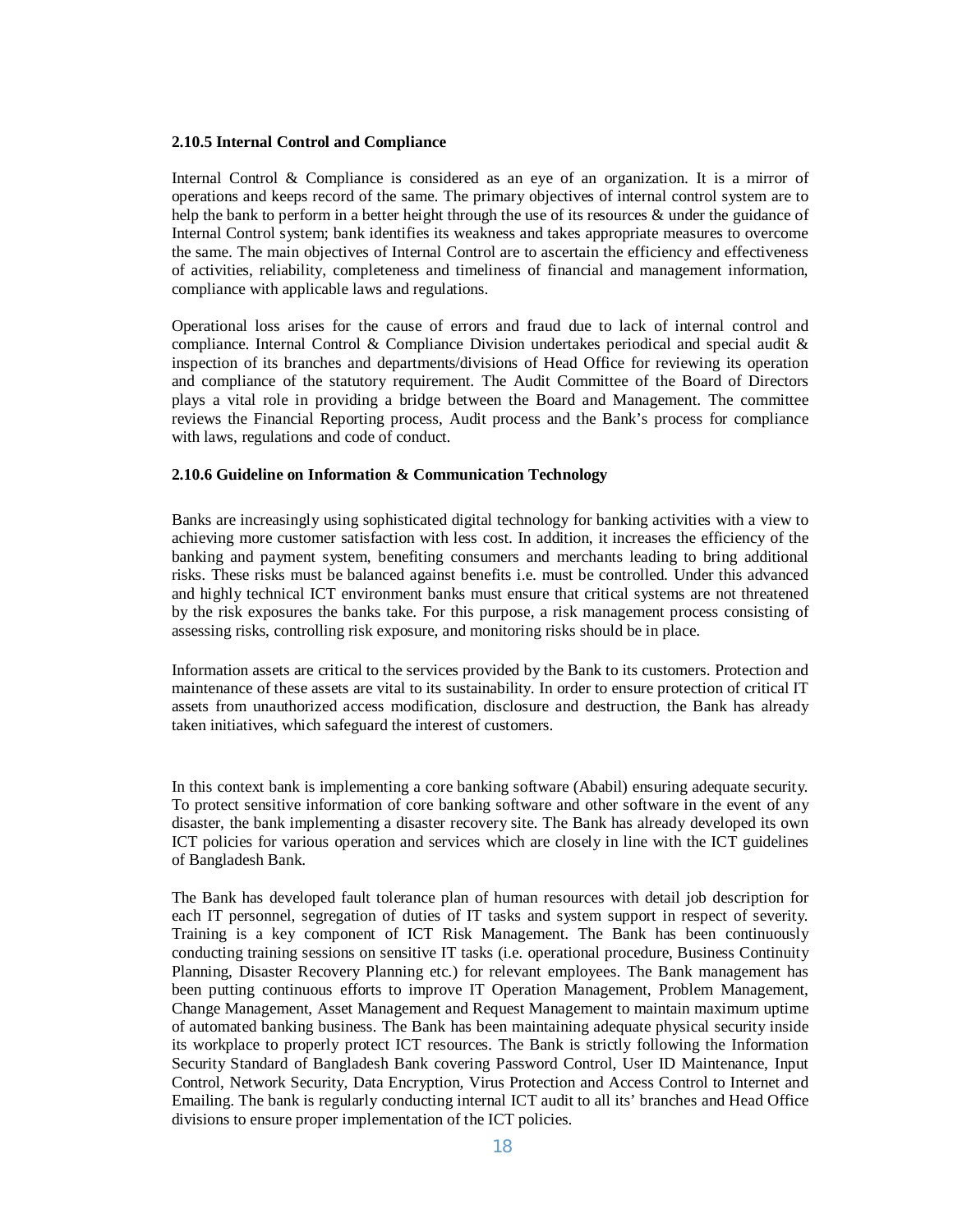### 2.10.5 Internal Control and Compliance

Internal Control & Compliance is considered as an eye of an organization. It is a mirror of operations and keeps record of the same. The primary objectives of internal control system are to help the bank to perform in a better height through the use of its resources & under the guidance of Internal Control system; bank identifies its weakness and takes appropriate measures to overcome the same. The main objectives of Internal Control are to ascertain the efficiency and effectiveness of activities, reliability, completeness and timeliness of financial and management information, compliance with applicable laws and regulations.

Operational loss arises for the cause of errors and fraud due to lack of internal control and compliance. Internal Control & Compliance Division undertakes periodical and special audit & inspection of its branches and departments/divisions of Head Office for reviewing its operation and compliance of the statutory requirement. The Audit Committee of the Board of Directors plays a vital role in providing a bridge between the Board and Management. The committee reviews the Financial Reporting process, Audit process and the Bank's process for compliance with laws, regulations and code of conduct.

### 2.10.6 Guideline on Information & Communication Technology

Banks are increasingly using sophisticated digital technology for banking activities with a view to achieving more customer satisfaction with less cost. In addition, it increases the efficiency of the banking and payment system, benefiting consumers and merchants leading to bring additional risks. These risks must be balanced against benefits i.e. must be controlled. Under this advanced and highly technical ICT environment banks must ensure that critical systems are not threatened by the risk exposures the banks take. For this purpose, a risk management process consisting of assessing risks, controlling risk exposure, and monitoring risks should be in place.

Information assets are critical to the services provided by the Bank to its customers. Protection and maintenance of these assets are vital to its sustainability. In order to ensure protection of critical IT assets from unauthorized access modification, disclosure and destruction, the Bank has already taken initiatives, which safeguard the interest of customers.

In this context bank is implementing a core banking software (Ababil) ensuring adequate security. To protect sensitive information of core banking software and other software in the event of any disaster, the bank implementing a disaster recovery site. The Bank has already developed its own ICT policies for various operation and services which are closely in line with the ICT guidelines of Bangladesh Bank.

The Bank has developed fault tolerance plan of human resources with detail job description for each IT personnel, segregation of duties of IT tasks and system support in respect of severity. Training is a key component of ICT Risk Management. The Bank has been continuously conducting training sessions on sensitive IT tasks (i.e. operational procedure, Business Continuity Planning, Disaster Recovery Planning etc.) for relevant employees. The Bank management has been putting continuous efforts to improve IT Operation Management, Problem Management, Change Management, Asset Management and Request Management to maintain maximum uptime of automated banking business. The Bank has been maintaining adequate physical security inside its workplace to properly protect ICT resources. The Bank is strictly following the Information Security Standard of Bangladesh Bank covering Password Control, User ID Maintenance, Input Control, Network Security, Data Encryption, Virus Protection and Access Control to Internet and Emailing. The bank is regularly conducting internal ICT audit to all its' branches and Head Office divisions to ensure proper implementation of the ICT policies.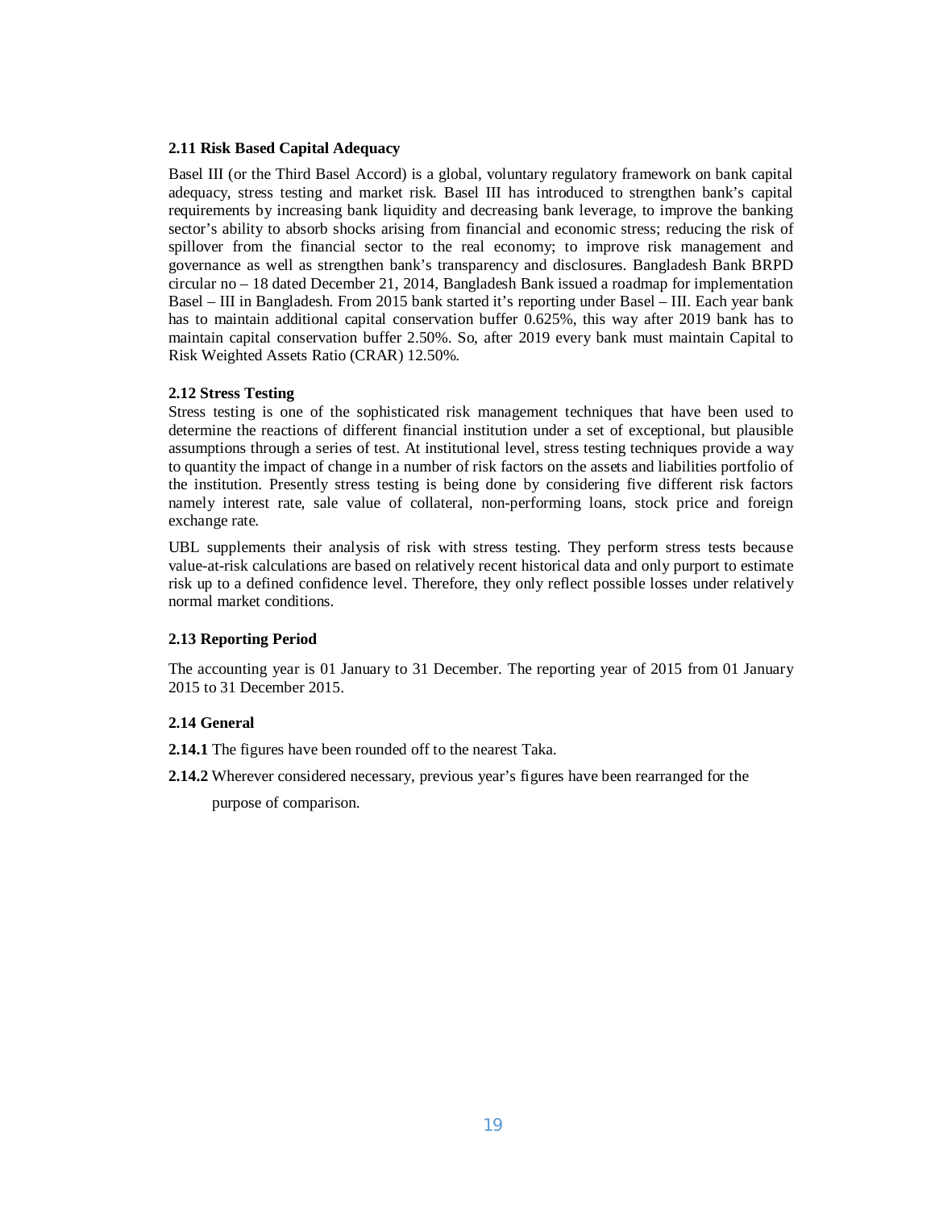### 2.11 Risk Based Capital Adequacy

Basel III (or the Third Basel Accord) is a global, voluntary regulatory framework on bank capital adequacy, stress testing and market risk. Basel III has introduced to strengthen bank's capital requirements by increasing bank liquidity and decreasing bank leverage, to improve the banking sector's ability to absorb shocks arising from financial and economic stress; reducing the risk of spillover from the financial sector to the real economy; to improve risk management and governance as well as strengthen bank's transparency and disclosures. Bangladesh Bank BRPD circular no – 18 dated December 21, 2014, Bangladesh Bank issued a roadmap for implementation Basel – III in Bangladesh. From 2015 bank started it's reporting under Basel – III. Each year bank has to maintain additional capital conservation buffer 0.625%, this way after 2019 bank has to maintain capital conservation buffer 2.50%. So, after 2019 every bank must maintain Capital to Risk Weighted Assets Ratio (CRAR) 12.50%.

### 2.12 Stress Testing

Stress testing is one of the sophisticated risk management techniques that have been used to determine the reactions of different financial institution under a set of exceptional, but plausible assumptions through a series of test. At institutional level, stress testing techniques provide a way to quantity the impact of change in a number of risk factors on the assets and liabilities portfolio of the institution. Presently stress testing is being done by considering five different risk factors namely interest rate, sale value of collateral, non-performing loans, stock price and foreign exchange rate.

UBL supplements their analysis of risk with stress testing. They perform stress tests because value-at-risk calculations are based on relatively recent historical data and only purport to estimate risk up to a defined confidence level. Therefore, they only reflect possible losses under relatively normal market conditions.

### 2.13 Reporting Period

The accounting year is 01 January to 31 December. The reporting year of 2015 from 01 January 2015 to 31 December 2015.

### 2.14 General

**2.14.1** The figures have been rounded off to the nearest Taka.

**2.14.2** Wherever considered necessary, previous year's figures have been rearranged for the purpose of comparison.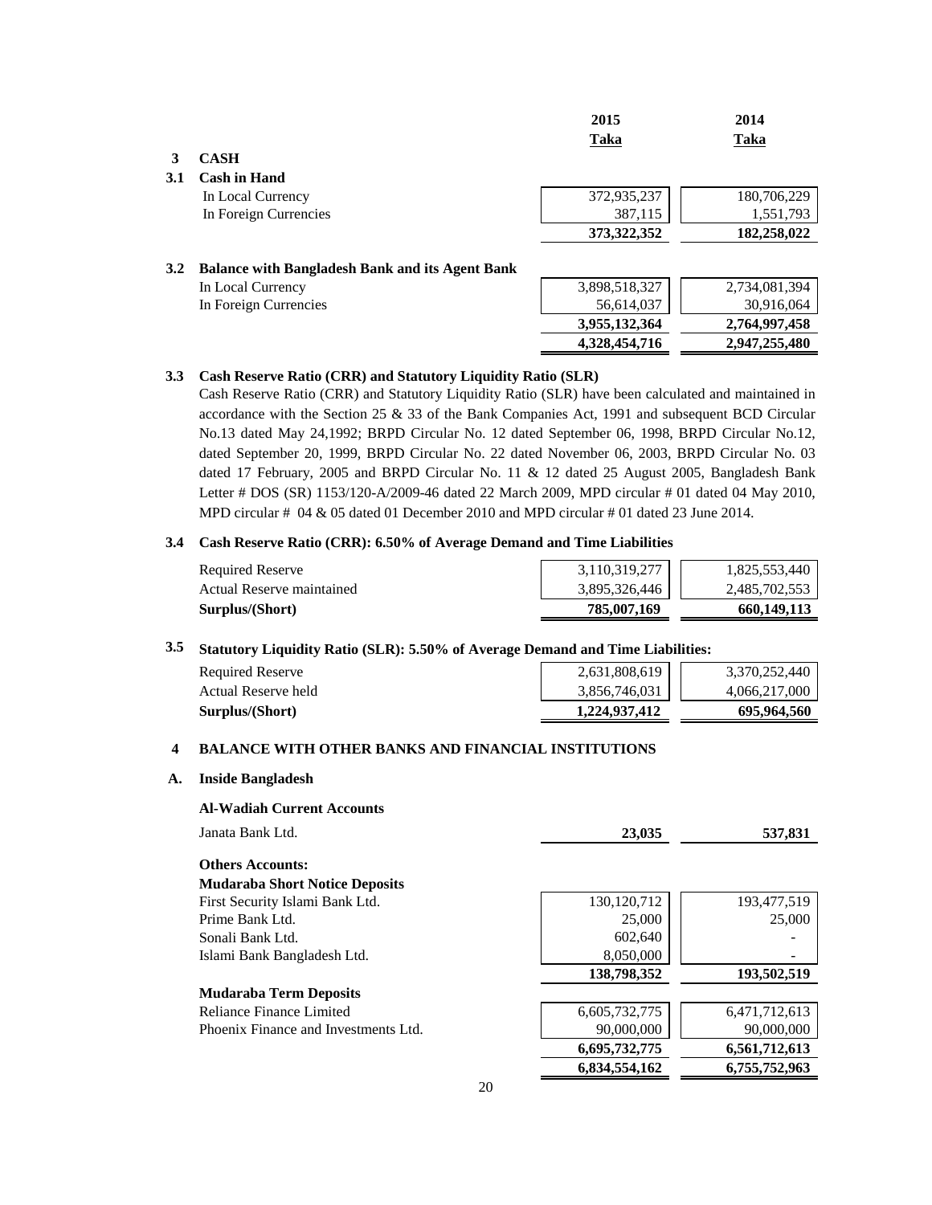| | | 2015 | 2014 |
|---|---|---|---|
| | | **Taka** | **Taka** |
| **3** | **CASH** | | |
| **3.1** | **Cash in Hand** | | |
| | In Local Currency | 372,935,237 | 180,706,229 |
| | In Foreign Currencies | 387,115 | 1,551,793 |
| | | **373,322,352** | **182,258,022** |
| **3.2** | **Balance with Bangladesh Bank and its Agent Bank** | | |
| | In Local Currency | 3,898,518,327 | 2,734,081,394 |
| | In Foreign Currencies | 56,614,037 | 30,916,064 |
| | | **3,955,132,364** | **2,764,997,458** |
| | | **4,328,454,716** | **2,947,255,480** |

**3.3 Cash Reserve Ratio (CRR) and Statutory Liquidity Ratio (SLR)**

Cash Reserve Ratio (CRR) and Statutory Liquidity Ratio (SLR) have been calculated and maintained in accordance with the Section 25 & 33 of the Bank Companies Act, 1991 and subsequent BCD Circular No.13 dated May 24,1992; BRPD Circular No. 12 dated September 06, 1998, BRPD Circular No.12, dated September 20, 1999, BRPD Circular No. 22 dated November 06, 2003, BRPD Circular No. 03 dated 17 February, 2005 and BRPD Circular No. 11 & 12 dated 25 August 2005, Bangladesh Bank Letter # DOS (SR) 1153/120-A/2009-46 dated 22 March 2009, MPD circular # 01 dated 04 May 2010, MPD circular # 04 & 05 dated 01 December 2010 and MPD circular # 01 dated 23 June 2014.

**3.4 Cash Reserve Ratio (CRR): 6.50% of Average Demand and Time Liabilities**

| | 2015 | 2014 |
|---|---|---|
| Required Reserve | 3,110,319,277 | 1,825,553,440 |
| Actual Reserve maintained | 3,895,326,446 | 2,485,702,553 |
| **Surplus/(Short)** | **785,007,169** | **660,149,113** |

**3.5 Statutory Liquidity Ratio (SLR): 5.50% of Average Demand and Time Liabilities:**

| | 2015 | 2014 |
|---|---|---|
| Required Reserve | 2,631,808,619 | 3,370,252,440 |
| Actual Reserve held | 3,856,746,031 | 4,066,217,000 |
| **Surplus/(Short)** | **1,224,937,412** | **695,964,560** |

**4 BALANCE WITH OTHER BANKS AND FINANCIAL INSTITUTIONS**

**A. Inside Bangladesh**

| | 2015 | 2014 |
|---|---|---|
| **Al-Wadiah Current Accounts** | | |
| Janata Bank Ltd. | **23,035** | **537,831** |
| **Others Accounts:** | | |
| **Mudaraba Short Notice Deposits** | | |
| First Security Islami Bank Ltd. | 130,120,712 | 193,477,519 |
| Prime Bank Ltd. | 25,000 | 25,000 |
| Sonali Bank Ltd. | 602,640 | - |
| Islami Bank Bangladesh Ltd. | 8,050,000 | - |
| | **138,798,352** | **193,502,519** |
| **Mudaraba Term Deposits** | | |
| Reliance Finance Limited | 6,605,732,775 | 6,471,712,613 |
| Phoenix Finance and Investments Ltd. | 90,000,000 | 90,000,000 |
| | **6,695,732,775** | **6,561,712,613** |
| | **6,834,554,162** | **6,755,752,963** |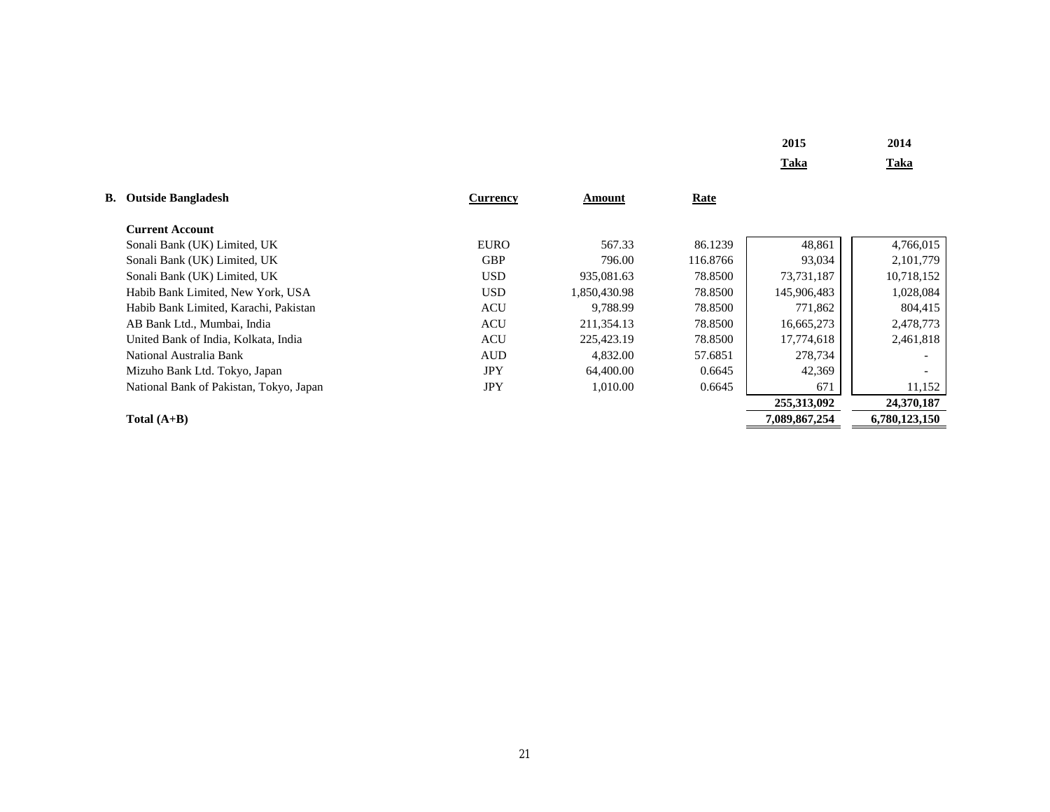| | Currency | Amount | Rate | 2015<br>Taka | 2014<br>Taka |
|---|---|---|---|---|---|
| **B. Outside Bangladesh** | | | | | |
| **Current Account** | | | | | |
| Sonali Bank (UK) Limited, UK | EURO | 567.33 | 86.1239 | 48,861 | 4,766,015 |
| Sonali Bank (UK) Limited, UK | GBP | 796.00 | 116.8766 | 93,034 | 2,101,779 |
| Sonali Bank (UK) Limited, UK | USD | 935,081.63 | 78.8500 | 73,731,187 | 10,718,152 |
| Habib Bank Limited, New York, USA | USD | 1,850,430.98 | 78.8500 | 145,906,483 | 1,028,084 |
| Habib Bank Limited, Karachi, Pakistan | ACU | 9,788.99 | 78.8500 | 771,862 | 804,415 |
| AB Bank Ltd., Mumbai, India | ACU | 211,354.13 | 78.8500 | 16,665,273 | 2,478,773 |
| United Bank of India, Kolkata, India | ACU | 225,423.19 | 78.8500 | 17,774,618 | 2,461,818 |
| National Australia Bank | AUD | 4,832.00 | 57.6851 | 278,734 | - |
| Mizuho Bank Ltd. Tokyo, Japan | JPY | 64,400.00 | 0.6645 | 42,369 | - |
| National Bank of Pakistan, Tokyo, Japan | JPY | 1,010.00 | 0.6645 | 671 | 11,152 |
| | | | | **255,313,092** | **24,370,187** |
| **Total (A+B)** | | | | **7,089,867,254** | **6,780,123,150** |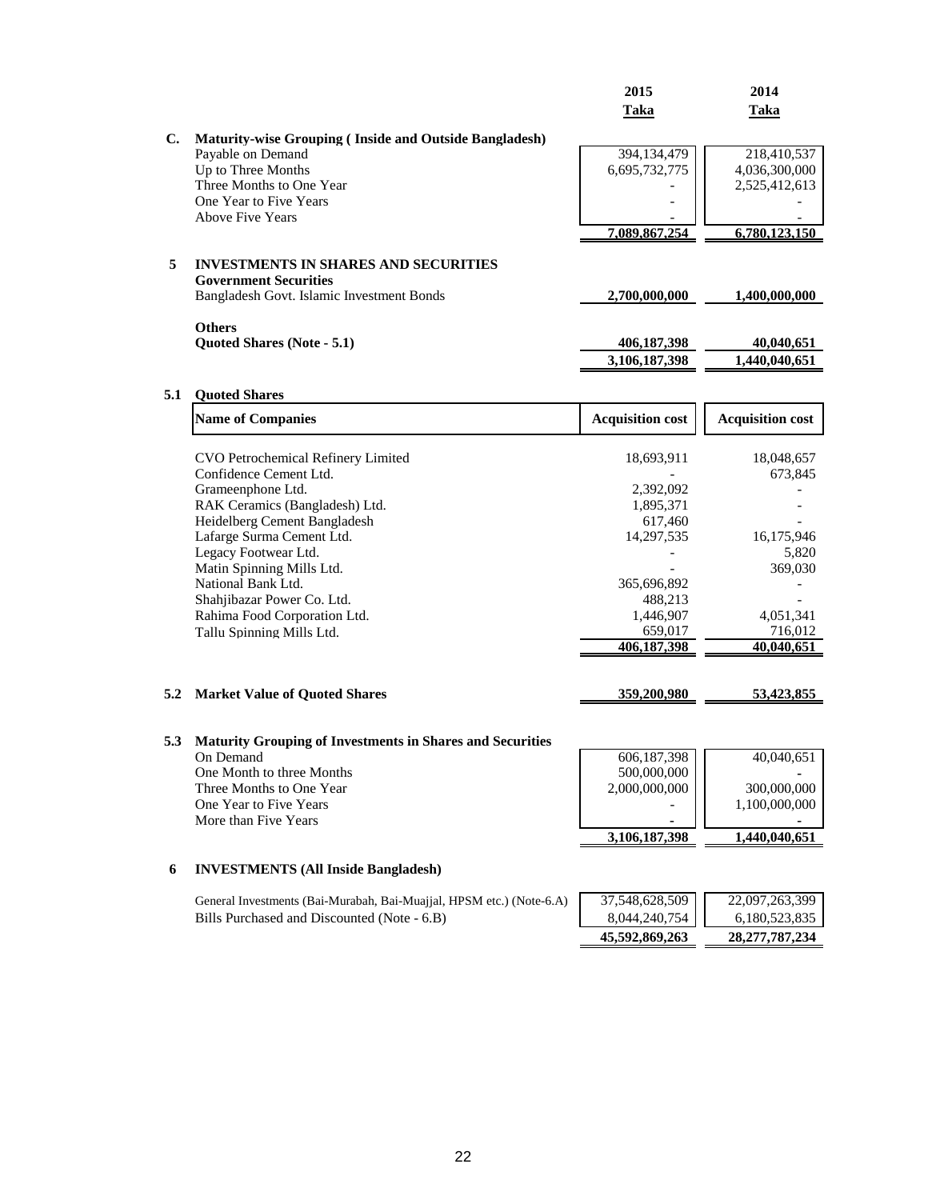| | 2015<br>Taka | 2014<br>Taka |
|---|---|---|

**C. Maturity-wise Grouping ( Inside and Outside Bangladesh)**

| | 2015 Taka | 2014 Taka |
|---|---|---|
| Payable on Demand | 394,134,479 | 218,410,537 |
| Up to Three Months | 6,695,732,775 | 4,036,300,000 |
| Three Months to One Year | - | 2,525,412,613 |
| One Year to Five Years | - | - |
| Above Five Years | - | - |
| | **7,089,867,254** | **6,780,123,150** |

## 5 INVESTMENTS IN SHARES AND SECURITIES

| | 2015 Taka | 2014 Taka |
|---|---|---|
| **Government Securities** | | |
| Bangladesh Govt. Islamic Investment Bonds | **2,700,000,000** | **1,400,000,000** |
| **Others** | | |
| **Quoted Shares (Note - 5.1)** | **406,187,398** | **40,040,651** |
| | **3,106,187,398** | **1,440,040,651** |

### 5.1 Quoted Shares

| Name of Companies | Acquisition cost | Acquisition cost |
|---|---|---|
| CVO Petrochemical Refinery Limited | 18,693,911 | 18,048,657 |
| Confidence Cement Ltd. | - | 673,845 |
| Grameenphone Ltd. | 2,392,092 | - |
| RAK Ceramics (Bangladesh) Ltd. | 1,895,371 | - |
| Heidelberg Cement Bangladesh | 617,460 | - |
| Lafarge Surma Cement Ltd. | 14,297,535 | 16,175,946 |
| Legacy Footwear Ltd. | - | 5,820 |
| Matin Spinning Mills Ltd. | - | 369,030 |
| National Bank Ltd. | 365,696,892 | - |
| Shahjibazar Power Co. Ltd. | 488,213 | - |
| Rahima Food Corporation Ltd. | 1,446,907 | 4,051,341 |
| Tallu Spinning Mills Ltd. | 659,017 | 716,012 |
| | **406,187,398** | **40,040,651** |

### 5.2 Market Value of Quoted Shares

| | 2015 Taka | 2014 Taka |
|---|---|---|
| **Market Value of Quoted Shares** | **359,200,980** | **53,423,855** |

### 5.3 Maturity Grouping of Investments in Shares and Securities

| | 2015 Taka | 2014 Taka |
|---|---|---|
| On Demand | 606,187,398 | 40,040,651 |
| One Month to three Months | 500,000,000 | - |
| Three Months to One Year | 2,000,000,000 | 300,000,000 |
| One Year to Five Years | - | 1,100,000,000 |
| More than Five Years | - | - |
| | **3,106,187,398** | **1,440,040,651** |

## 6 INVESTMENTS (All Inside Bangladesh)

| | 2015 Taka | 2014 Taka |
|---|---|---|
| General Investments (Bai-Murabah, Bai-Muajjal, HPSM etc.) (Note-6.A) | 37,548,628,509 | 22,097,263,399 |
| Bills Purchased and Discounted (Note - 6.B) | 8,044,240,754 | 6,180,523,835 |
| | **45,592,869,263** | **28,277,787,234** |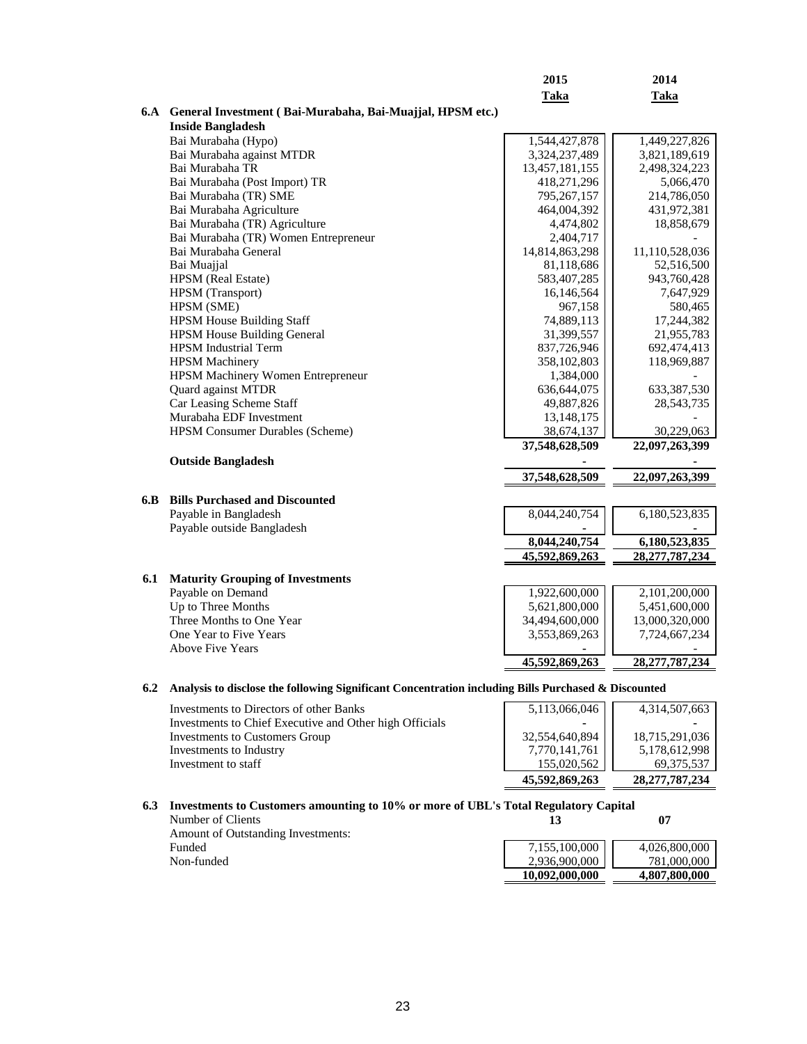| | | 2015 | 2014 |
|---|---|---|---|
| | | **Taka** | **Taka** |
| **6.A** | **General Investment ( Bai-Murabaha, Bai-Muajjal, HPSM etc.)** | | |
| | **Inside Bangladesh** | | |
| | Bai Murabaha (Hypo) | 1,544,427,878 | 1,449,227,826 |
| | Bai Murabaha against MTDR | 3,324,237,489 | 3,821,189,619 |
| | Bai Murabaha TR | 13,457,181,155 | 2,498,324,223 |
| | Bai Murabaha (Post Import) TR | 418,271,296 | 5,066,470 |
| | Bai Murabaha (TR) SME | 795,267,157 | 214,786,050 |
| | Bai Murabaha Agriculture | 464,004,392 | 431,972,381 |
| | Bai Murabaha (TR) Agriculture | 4,474,802 | 18,858,679 |
| | Bai Murabaha (TR) Women Entrepreneur | 2,404,717 | - |
| | Bai Murabaha General | 14,814,863,298 | 11,110,528,036 |
| | Bai Muajjal | 81,118,686 | 52,516,500 |
| | HPSM (Real Estate) | 583,407,285 | 943,760,428 |
| | HPSM (Transport) | 16,146,564 | 7,647,929 |
| | HPSM (SME) | 967,158 | 580,465 |
| | HPSM House Building Staff | 74,889,113 | 17,244,382 |
| | HPSM House Building General | 31,399,557 | 21,955,783 |
| | HPSM Industrial Term | 837,726,946 | 692,474,413 |
| | HPSM Machinery | 358,102,803 | 118,969,887 |
| | HPSM Machinery Women Entrepreneur | 1,384,000 | - |
| | Quard against MTDR | 636,644,075 | 633,387,530 |
| | Car Leasing Scheme Staff | 49,887,826 | 28,543,735 |
| | Murabaha EDF Investment | 13,148,175 | - |
| | HPSM Consumer Durables (Scheme) | 38,674,137 | 30,229,063 |
| | | **37,548,628,509** | **22,097,263,399** |
| | **Outside Bangladesh** | - | - |
| | | **37,548,628,509** | **22,097,263,399** |
| **6.B** | **Bills Purchased and Discounted** | | |
| | Payable in Bangladesh | 8,044,240,754 | 6,180,523,835 |
| | Payable outside Bangladesh | - | - |
| | | **8,044,240,754** | **6,180,523,835** |
| | | **45,592,869,263** | **28,277,787,234** |
| **6.1** | **Maturity Grouping of Investments** | | |
| | Payable on Demand | 1,922,600,000 | 2,101,200,000 |
| | Up to Three Months | 5,621,800,000 | 5,451,600,000 |
| | Three Months to One Year | 34,494,600,000 | 13,000,320,000 |
| | One Year to Five Years | 3,553,869,263 | 7,724,667,234 |
| | Above Five Years | - | - |
| | | **45,592,869,263** | **28,277,787,234** |
| **6.2** | **Analysis to disclose the following Significant Concentration including Bills Purchased & Discounted** | | |
| | Investments to Directors of other Banks | 5,113,066,046 | 4,314,507,663 |
| | Investments to Chief Executive and Other high Officials | - | - |
| | Investments to Customers Group | 32,554,640,894 | 18,715,291,036 |
| | Investments to Industry | 7,770,141,761 | 5,178,612,998 |
| | Investment to staff | 155,020,562 | 69,375,537 |
| | | **45,592,869,263** | **28,277,787,234** |
| **6.3** | **Investments to Customers amounting to 10% or more of UBL's Total Regulatory Capital** | | |
| | Number of Clients | **13** | **07** |
| | Amount of Outstanding Investments: | | |
| | Funded | 7,155,100,000 | 4,026,800,000 |
| | Non-funded | 2,936,900,000 | 781,000,000 |
| | | **10,092,000,000** | **4,807,800,000** |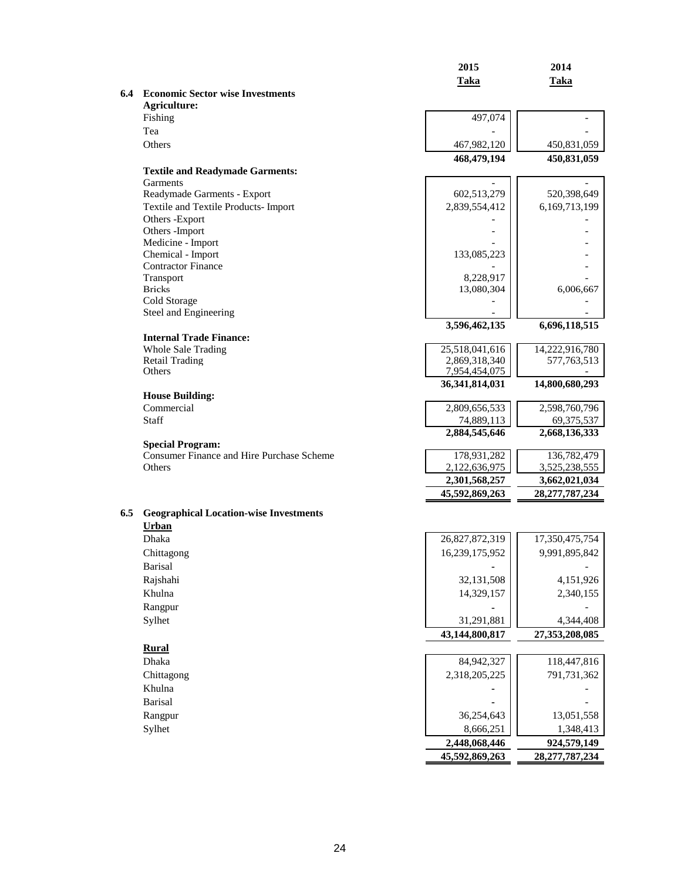| | 2015 Taka | 2014 Taka |
|---|---|---|
| **6.4 Economic Sector wise Investments** | | |
| **Agriculture:** | | |
| Fishing | 497,074 | - |
| Tea | - | - |
| Others | 467,982,120 | 450,831,059 |
| | **468,479,194** | **450,831,059** |
| **Textile and Readymade Garments:** | | |
| Garments | - | - |
| Readymade Garments - Export | 602,513,279 | 520,398,649 |
| Textile and Textile Products- Import | 2,839,554,412 | 6,169,713,199 |
| Others -Export | - | - |
| Others -Import | - | - |
| Medicine - Import | - | - |
| Chemical - Import | 133,085,223 | - |
| Contractor Finance | - | - |
| Transport | 8,228,917 | - |
| Bricks | 13,080,304 | 6,006,667 |
| Cold Storage | - | - |
| Steel and Engineering | - | - |
| | **3,596,462,135** | **6,696,118,515** |
| **Internal Trade Finance:** | | |
| Whole Sale Trading | 25,518,041,616 | 14,222,916,780 |
| Retail Trading | 2,869,318,340 | 577,763,513 |
| Others | 7,954,454,075 | - |
| | **36,341,814,031** | **14,800,680,293** |
| **House Building:** | | |
| Commercial | 2,809,656,533 | 2,598,760,796 |
| Staff | 74,889,113 | 69,375,537 |
| | **2,884,545,646** | **2,668,136,333** |
| **Special Program:** | | |
| Consumer Finance and Hire Purchase Scheme | 178,931,282 | 136,782,479 |
| Others | 2,122,636,975 | 3,525,238,555 |
| | **2,301,568,257** | **3,662,021,034** |
| | **45,592,869,263** | **28,277,787,234** |
| **6.5 Geographical Location-wise Investments** | | |
| **Urban** | | |
| Dhaka | 26,827,872,319 | 17,350,475,754 |
| Chittagong | 16,239,175,952 | 9,991,895,842 |
| Barisal | - | - |
| Rajshahi | 32,131,508 | 4,151,926 |
| Khulna | 14,329,157 | 2,340,155 |
| Rangpur | - | - |
| Sylhet | 31,291,881 | 4,344,408 |
| | **43,144,800,817** | **27,353,208,085** |
| **Rural** | | |
| Dhaka | 84,942,327 | 118,447,816 |
| Chittagong | 2,318,205,225 | 791,731,362 |
| Khulna | - | - |
| Barisal | - | - |
| Rangpur | 36,254,643 | 13,051,558 |
| Sylhet | 8,666,251 | 1,348,413 |
| | **2,448,068,446** | **924,579,149** |
| | **45,592,869,263** | **28,277,787,234** |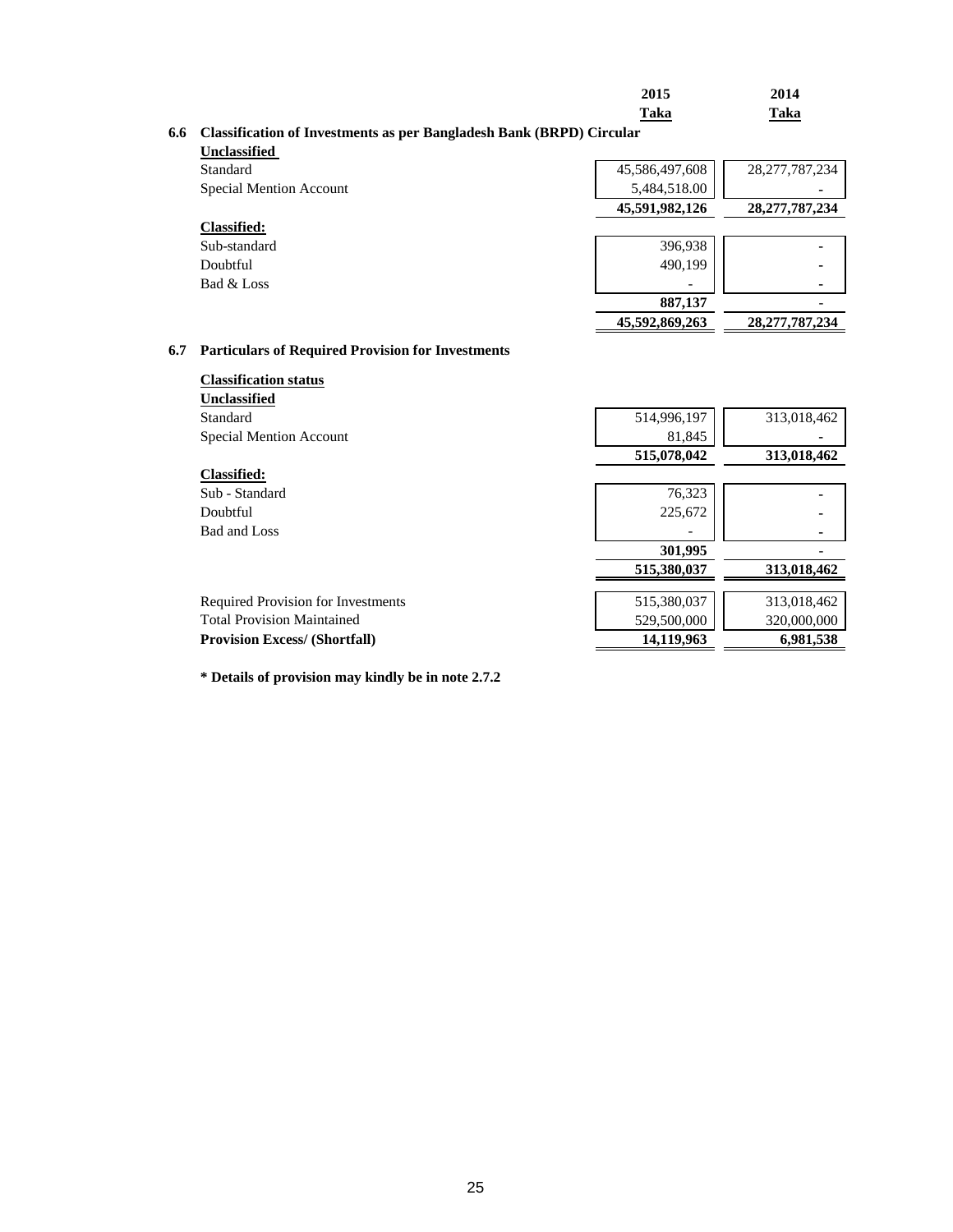| | 2015 | 2014 |
|---|---|---|
| | Taka | Taka |

### 6.6 Classification of Investments as per Bangladesh Bank (BRPD) Circular

| | 2015 Taka | 2014 Taka |
|---|---|---|
| **Unclassified** | | |
| Standard | 45,586,497,608 | 28,277,787,234 |
| Special Mention Account | 5,484,518.00 | - |
| | **45,591,982,126** | **28,277,787,234** |
| **Classified:** | | |
| Sub-standard | 396,938 | - |
| Doubtful | 490,199 | - |
| Bad & Loss | - | - |
| | **887,137** | - |
| | **45,592,869,263** | **28,277,787,234** |

### 6.7 Particulars of Required Provision for Investments

| | 2015 Taka | 2014 Taka |
|---|---|---|
| **Classification status** | | |
| **Unclassified** | | |
| Standard | 514,996,197 | 313,018,462 |
| Special Mention Account | 81,845 | - |
| | **515,078,042** | **313,018,462** |
| **Classified:** | | |
| Sub - Standard | 76,323 | - |
| Doubtful | 225,672 | - |
| Bad and Loss | - | - |
| | **301,995** | - |
| | **515,380,037** | **313,018,462** |
| Required Provision for Investments | 515,380,037 | 313,018,462 |
| Total Provision Maintained | 529,500,000 | 320,000,000 |
| **Provision Excess/ (Shortfall)** | **14,119,963** | **6,981,538** |

**\* Details of provision may kindly be in note 2.7.2**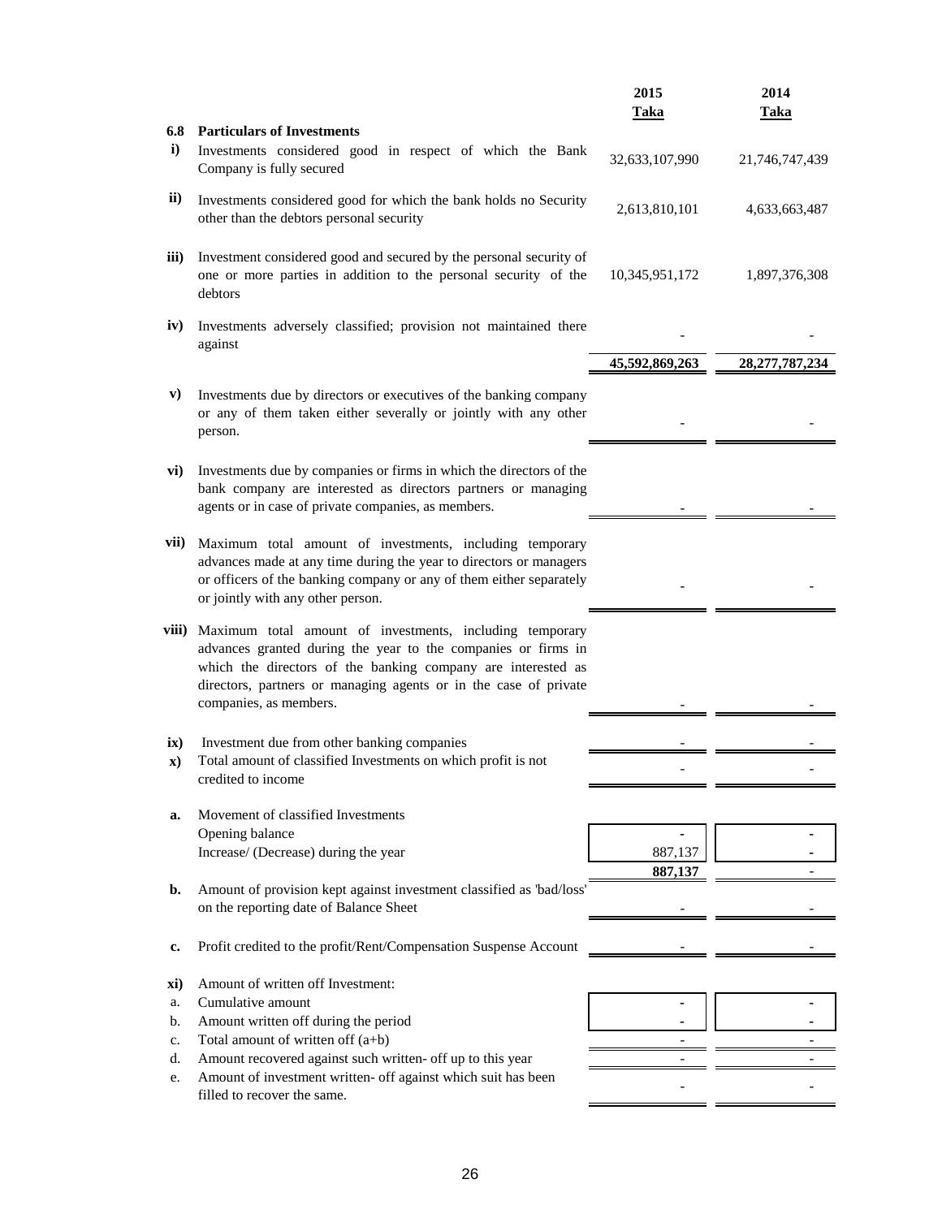| | | 2015 Taka | 2014 Taka |
|---|---|---|---|
| **6.8** | **Particulars of Investments** | | |
| **i)** | Investments considered good in respect of which the Bank Company is fully secured | 32,633,107,990 | 21,746,747,439 |
| **ii)** | Investments considered good for which the bank holds no Security other than the debtors personal security | 2,613,810,101 | 4,633,663,487 |
| **iii)** | Investment considered good and secured by the personal security of one or more parties in addition to the personal security of the debtors | 10,345,951,172 | 1,897,376,308 |
| **iv)** | Investments adversely classified; provision not maintained there against | - | - |
| | | **45,592,869,263** | **28,277,787,234** |
| **v)** | Investments due by directors or executives of the banking company or any of them taken either severally or jointly with any other person. | - | - |
| **vi)** | Investments due by companies or firms in which the directors of the bank company are interested as directors partners or managing agents or in case of private companies, as members. | - | - |
| **vii)** | Maximum total amount of investments, including temporary advances made at any time during the year to directors or managers or officers of the banking company or any of them either separately or jointly with any other person. | - | - |
| **viii)** | Maximum total amount of investments, including temporary advances granted during the year to the companies or firms in which the directors of the banking company are interested as directors, partners or managing agents or in the case of private companies, as members. | - | - |
| **ix)** | Investment due from other banking companies | - | - |
| **x)** | Total amount of classified Investments on which profit is not credited to income | - | - |
| **a.** | Movement of classified Investments | | |
| | Opening balance | - | - |
| | Increase/ (Decrease) during the year | 887,137 | - |
| | | **887,137** | - |
| **b.** | Amount of provision kept against investment classified as 'bad/loss' on the reporting date of Balance Sheet | - | - |
| **c.** | Profit credited to the profit/Rent/Compensation Suspense Account | - | - |
| **xi)** | Amount of written off Investment: | | |
| a. | Cumulative amount | - | - |
| b. | Amount written off during the period | - | - |
| c. | Total amount of written off (a+b) | - | - |
| d. | Amount recovered against such written- off up to this year | - | - |
| e. | Amount of investment written- off against which suit has been filled to recover the same. | - | - |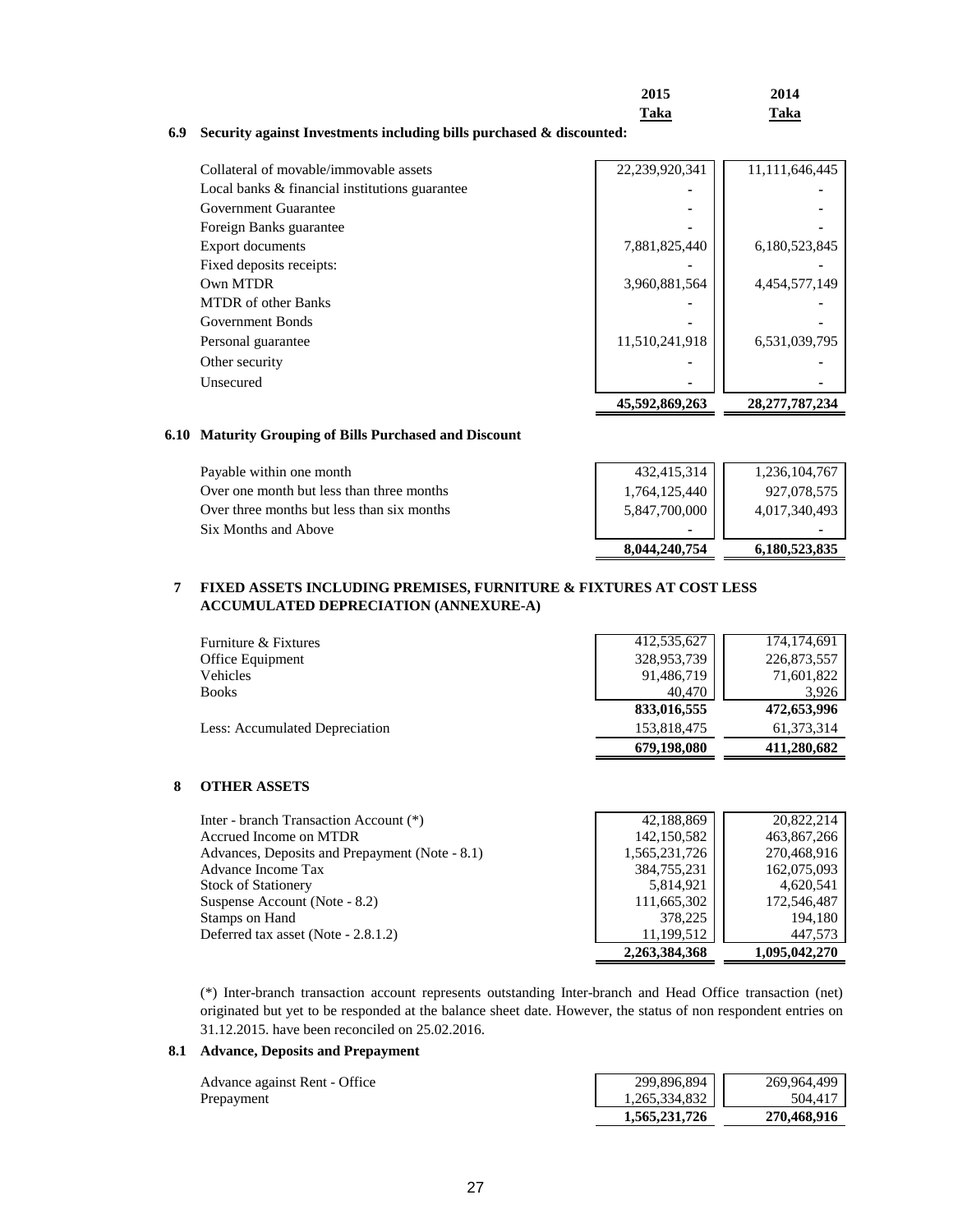| | 2015 Taka | 2014 Taka |
|---|---|---|

**6.9 Security against Investments including bills purchased & discounted:**

| | 2015 Taka | 2014 Taka |
|---|---|---|
| Collateral of movable/immovable assets | 22,239,920,341 | 11,111,646,445 |
| Local banks & financial institutions guarantee | - | - |
| Government Guarantee | - | - |
| Foreign Banks guarantee | - | - |
| Export documents | 7,881,825,440 | 6,180,523,845 |
| Fixed deposits receipts: | - | - |
| Own MTDR | 3,960,881,564 | 4,454,577,149 |
| MTDR of other Banks | - | - |
| Government Bonds | - | - |
| Personal guarantee | 11,510,241,918 | 6,531,039,795 |
| Other security | - | - |
| Unsecured | - | - |
| | **45,592,869,263** | **28,277,787,234** |

**6.10 Maturity Grouping of Bills Purchased and Discount**

| | 2015 Taka | 2014 Taka |
|---|---|---|
| Payable within one month | 432,415,314 | 1,236,104,767 |
| Over one month but less than three months | 1,764,125,440 | 927,078,575 |
| Over three months but less than six months | 5,847,700,000 | 4,017,340,493 |
| Six Months and Above | - | - |
| | **8,044,240,754** | **6,180,523,835** |

**7 FIXED ASSETS INCLUDING PREMISES, FURNITURE & FIXTURES AT COST LESS ACCUMULATED DEPRECIATION (ANNEXURE-A)**

| | 2015 Taka | 2014 Taka |
|---|---|---|
| Furniture & Fixtures | 412,535,627 | 174,174,691 |
| Office Equipment | 328,953,739 | 226,873,557 |
| Vehicles | 91,486,719 | 71,601,822 |
| Books | 40,470 | 3,926 |
| | **833,016,555** | **472,653,996** |
| Less: Accumulated Depreciation | 153,818,475 | 61,373,314 |
| | **679,198,080** | **411,280,682** |

**8 OTHER ASSETS**

| | 2015 Taka | 2014 Taka |
|---|---|---|
| Inter - branch Transaction Account (*) | 42,188,869 | 20,822,214 |
| Accrued Income on MTDR | 142,150,582 | 463,867,266 |
| Advances, Deposits and Prepayment (Note - 8.1) | 1,565,231,726 | 270,468,916 |
| Advance Income Tax | 384,755,231 | 162,075,093 |
| Stock of Stationery | 5,814,921 | 4,620,541 |
| Suspense Account (Note - 8.2) | 111,665,302 | 172,546,487 |
| Stamps on Hand | 378,225 | 194,180 |
| Deferred tax asset (Note - 2.8.1.2) | 11,199,512 | 447,573 |
| | **2,263,384,368** | **1,095,042,270** |

(*) Inter-branch transaction account represents outstanding Inter-branch and Head Office transaction (net) originated but yet to be responded at the balance sheet date. However, the status of non respondent entries on 31.12.2015. have been reconciled on 25.02.2016.

**8.1 Advance, Deposits and Prepayment**

| | 2015 Taka | 2014 Taka |
|---|---|---|
| Advance against Rent - Office | 299,896,894 | 269,964,499 |
| Prepayment | 1,265,334,832 | 504,417 |
| | **1,565,231,726** | **270,468,916** |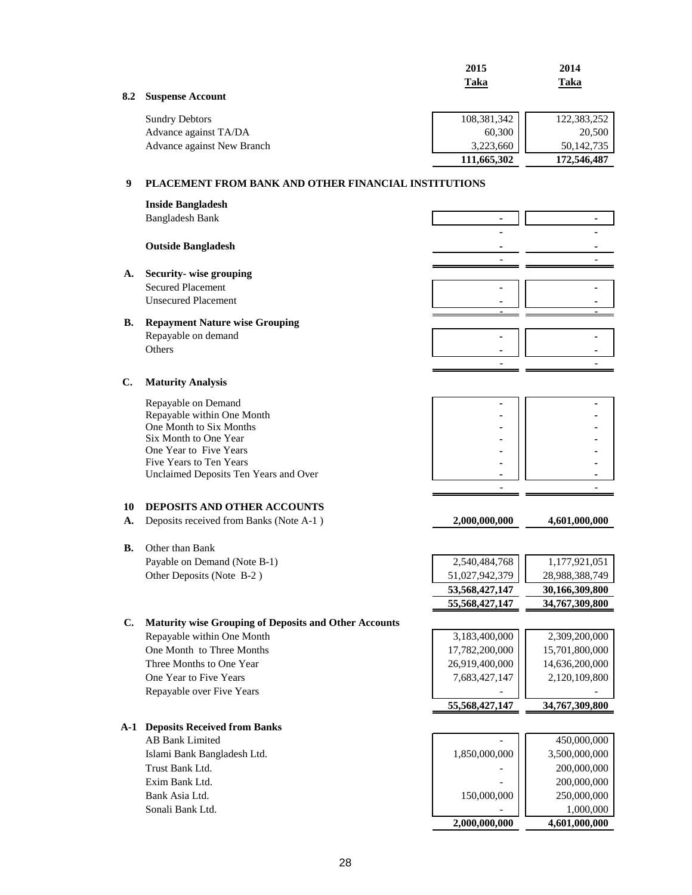| | | 2015 | 2014 |
|---|---|---|---|
| | | Taka | Taka |
| **8.2** | **Suspense Account** | | |
| | Sundry Debtors | 108,381,342 | 122,383,252 |
| | Advance against TA/DA | 60,300 | 20,500 |
| | Advance against New Branch | 3,223,660 | 50,142,735 |
| | | **111,665,302** | **172,546,487** |

## 9 PLACEMENT FROM BANK AND OTHER FINANCIAL INSTITUTIONS

| | | 2015 | 2014 |
|---|---|---|---|
| | **Inside Bangladesh** | | |
| | Bangladesh Bank | - | - |
| | | - | - |
| | **Outside Bangladesh** | - | - |
| | | - | - |
| **A.** | **Security- wise grouping** | | |
| | Secured Placement | - | - |
| | Unsecured Placement | - | - |
| | | - | - |
| **B.** | **Repayment Nature wise Grouping** | | |
| | Repayable on demand | - | - |
| | Others | - | - |
| | | - | - |
| **C.** | **Maturity Analysis** | | |
| | Repayable on Demand | - | - |
| | Repayable within One Month | - | - |
| | One Month to Six Months | - | - |
| | Six Month to One Year | - | - |
| | One Year to Five Years | - | - |
| | Five Years to Ten Years | - | - |
| | Unclaimed Deposits Ten Years and Over | - | - |
| | | - | - |

## 10 DEPOSITS AND OTHER ACCOUNTS

| | | 2015 | 2014 |
|---|---|---|---|
| **A.** | Deposits received from Banks (Note A-1 ) | **2,000,000,000** | **4,601,000,000** |
| **B.** | Other than Bank | | |
| | Payable on Demand (Note B-1) | 2,540,484,768 | 1,177,921,051 |
| | Other Deposits (Note B-2 ) | 51,027,942,379 | 28,988,388,749 |
| | | **53,568,427,147** | **30,166,309,800** |
| | | **55,568,427,147** | **34,767,309,800** |
| **C.** | **Maturity wise Grouping of Deposits and Other Accounts** | | |
| | Repayable within One Month | 3,183,400,000 | 2,309,200,000 |
| | One Month to Three Months | 17,782,200,000 | 15,701,800,000 |
| | Three Months to One Year | 26,919,400,000 | 14,636,200,000 |
| | One Year to Five Years | 7,683,427,147 | 2,120,109,800 |
| | Repayable over Five Years | - | - |
| | | **55,568,427,147** | **34,767,309,800** |
| **A-1** | **Deposits Received from Banks** | | |
| | AB Bank Limited | - | 450,000,000 |
| | Islami Bank Bangladesh Ltd. | 1,850,000,000 | 3,500,000,000 |
| | Trust Bank Ltd. | - | 200,000,000 |
| | Exim Bank Ltd. | - | 200,000,000 |
| | Bank Asia Ltd. | 150,000,000 | 250,000,000 |
| | Sonali Bank Ltd. | - | 1,000,000 |
| | | **2,000,000,000** | **4,601,000,000** |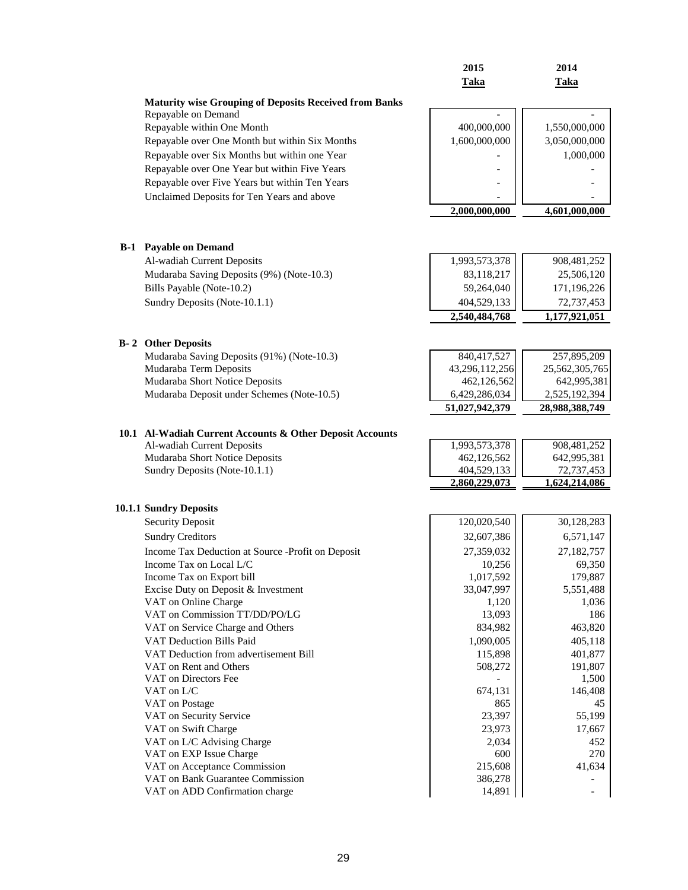| | 2015 Taka | 2014 Taka |
|---|---|---|
| **Maturity wise Grouping of Deposits Received from Banks** | | |
| Repayable on Demand | - | - |
| Repayable within One Month | 400,000,000 | 1,550,000,000 |
| Repayable over One Month but within Six Months | 1,600,000,000 | 3,050,000,000 |
| Repayable over Six Months but within one Year | - | 1,000,000 |
| Repayable over One Year but within Five Years | - | - |
| Repayable over Five Years but within Ten Years | - | - |
| Unclaimed Deposits for Ten Years and above | - | - |
| | **2,000,000,000** | **4,601,000,000** |

**B-1 Payable on Demand**

| | 2015 Taka | 2014 Taka |
|---|---|---|
| Al-wadiah Current Deposits | 1,993,573,378 | 908,481,252 |
| Mudaraba Saving Deposits (9%) (Note-10.3) | 83,118,217 | 25,506,120 |
| Bills Payable (Note-10.2) | 59,264,040 | 171,196,226 |
| Sundry Deposits (Note-10.1.1) | 404,529,133 | 72,737,453 |
| | **2,540,484,768** | **1,177,921,051** |

**B- 2 Other Deposits**

| | 2015 Taka | 2014 Taka |
|---|---|---|
| Mudaraba Saving Deposits (91%) (Note-10.3) | 840,417,527 | 257,895,209 |
| Mudaraba Term Deposits | 43,296,112,256 | 25,562,305,765 |
| Mudaraba Short Notice Deposits | 462,126,562 | 642,995,381 |
| Mudaraba Deposit under Schemes (Note-10.5) | 6,429,286,034 | 2,525,192,394 |
| | **51,027,942,379** | **28,988,388,749** |

**10.1 Al-Wadiah Current Accounts & Other Deposit Accounts**

| | 2015 Taka | 2014 Taka |
|---|---|---|
| Al-wadiah Current Deposits | 1,993,573,378 | 908,481,252 |
| Mudaraba Short Notice Deposits | 462,126,562 | 642,995,381 |
| Sundry Deposits (Note-10.1.1) | 404,529,133 | 72,737,453 |
| | **2,860,229,073** | **1,624,214,086** |

**10.1.1 Sundry Deposits**

| | 2015 Taka | 2014 Taka |
|---|---|---|
| Security Deposit | 120,020,540 | 30,128,283 |
| Sundry Creditors | 32,607,386 | 6,571,147 |
| Income Tax Deduction at Source -Profit on Deposit | 27,359,032 | 27,182,757 |
| Income Tax on Local L/C | 10,256 | 69,350 |
| Income Tax on Export bill | 1,017,592 | 179,887 |
| Excise Duty on Deposit & Investment | 33,047,997 | 5,551,488 |
| VAT on Online Charge | 1,120 | 1,036 |
| VAT on Commission TT/DD/PO/LG | 13,093 | 186 |
| VAT on Service Charge and Others | 834,982 | 463,820 |
| VAT Deduction Bills Paid | 1,090,005 | 405,118 |
| VAT Deduction from advertisement Bill | 115,898 | 401,877 |
| VAT on Rent and Others | 508,272 | 191,807 |
| VAT on Directors Fee | - | 1,500 |
| VAT on L/C | 674,131 | 146,408 |
| VAT on Postage | 865 | 45 |
| VAT on Security Service | 23,397 | 55,199 |
| VAT on Swift Charge | 23,973 | 17,667 |
| VAT on L/C Advising Charge | 2,034 | 452 |
| VAT on EXP Issue Charge | 600 | 270 |
| VAT on Acceptance Commission | 215,608 | 41,634 |
| VAT on Bank Guarantee Commission | 386,278 | - |
| VAT on ADD Confirmation charge | 14,891 | - |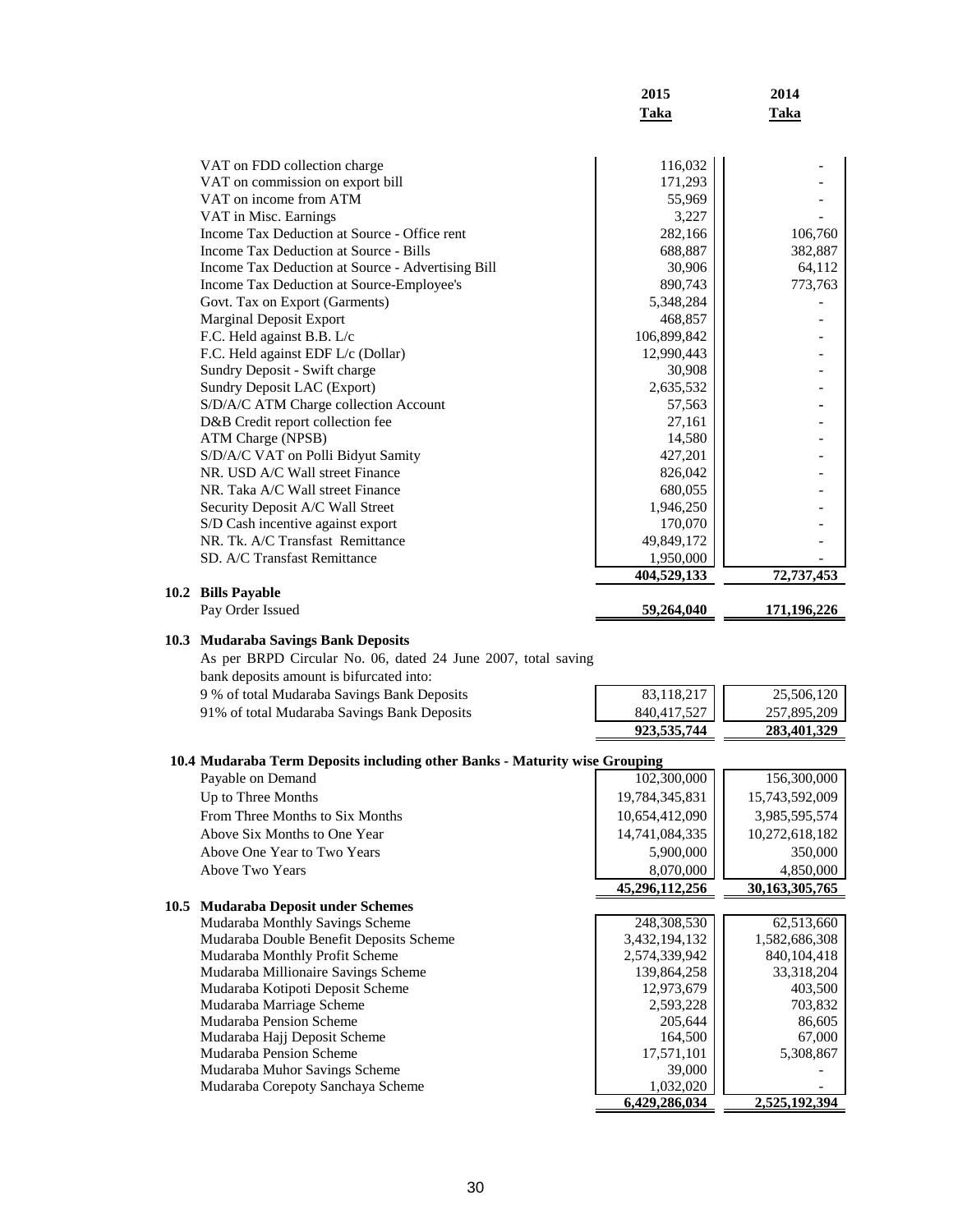| | 2015 Taka | 2014 Taka |
|---|---|---|
| VAT on FDD collection charge | 116,032 | - |
| VAT on commission on export bill | 171,293 | - |
| VAT on income from ATM | 55,969 | - |
| VAT in Misc. Earnings | 3,227 | - |
| Income Tax Deduction at Source - Office rent | 282,166 | 106,760 |
| Income Tax Deduction at Source - Bills | 688,887 | 382,887 |
| Income Tax Deduction at Source - Advertising Bill | 30,906 | 64,112 |
| Income Tax Deduction at Source-Employee's | 890,743 | 773,763 |
| Govt. Tax on Export (Garments) | 5,348,284 | - |
| Marginal Deposit Export | 468,857 | - |
| F.C. Held against B.B. L/c | 106,899,842 | - |
| F.C. Held against EDF L/c (Dollar) | 12,990,443 | - |
| Sundry Deposit - Swift charge | 30,908 | - |
| Sundry Deposit LAC (Export) | 2,635,532 | - |
| S/D/A/C ATM Charge collection Account | 57,563 | - |
| D&B Credit report collection fee | 27,161 | - |
| ATM Charge (NPSB) | 14,580 | - |
| S/D/A/C VAT on Polli Bidyut Samity | 427,201 | - |
| NR. USD A/C Wall street Finance | 826,042 | - |
| NR. Taka A/C Wall street Finance | 680,055 | - |
| Security Deposit A/C Wall Street | 1,946,250 | - |
| S/D Cash incentive against export | 170,070 | - |
| NR. Tk. A/C Transfast Remittance | 49,849,172 | - |
| SD. A/C Transfast Remittance | 1,950,000 | - |
| | **404,529,133** | **72,737,453** |

**10.2 Bills Payable**

| | 2015 Taka | 2014 Taka |
|---|---|---|
| Pay Order Issued | **59,264,040** | **171,196,226** |

**10.3 Mudaraba Savings Bank Deposits**

As per BRPD Circular No. 06, dated 24 June 2007, total saving bank deposits amount is bifurcated into:

| | 2015 Taka | 2014 Taka |
|---|---|---|
| 9 % of total Mudaraba Savings Bank Deposits | 83,118,217 | 25,506,120 |
| 91% of total Mudaraba Savings Bank Deposits | 840,417,527 | 257,895,209 |
| | **923,535,744** | **283,401,329** |

**10.4 Mudaraba Term Deposits including other Banks - Maturity wise Grouping**

| | 2015 Taka | 2014 Taka |
|---|---|---|
| Payable on Demand | 102,300,000 | 156,300,000 |
| Up to Three Months | 19,784,345,831 | 15,743,592,009 |
| From Three Months to Six Months | 10,654,412,090 | 3,985,595,574 |
| Above Six Months to One Year | 14,741,084,335 | 10,272,618,182 |
| Above One Year to Two Years | 5,900,000 | 350,000 |
| Above Two Years | 8,070,000 | 4,850,000 |
| | **45,296,112,256** | **30,163,305,765** |

**10.5 Mudaraba Deposit under Schemes**

| | 2015 Taka | 2014 Taka |
|---|---|---|
| Mudaraba Monthly Savings Scheme | 248,308,530 | 62,513,660 |
| Mudaraba Double Benefit Deposits Scheme | 3,432,194,132 | 1,582,686,308 |
| Mudaraba Monthly Profit Scheme | 2,574,339,942 | 840,104,418 |
| Mudaraba Millionaire Savings Scheme | 139,864,258 | 33,318,204 |
| Mudaraba Kotipoti Deposit Scheme | 12,973,679 | 403,500 |
| Mudaraba Marriage Scheme | 2,593,228 | 703,832 |
| Mudaraba Pension Scheme | 205,644 | 86,605 |
| Mudaraba Hajj Deposit Scheme | 164,500 | 67,000 |
| Mudaraba Pension Scheme | 17,571,101 | 5,308,867 |
| Mudaraba Muhor Savings Scheme | 39,000 | - |
| Mudaraba Corepoty Sanchaya Scheme | 1,032,020 | - |
| | **6,429,286,034** | **2,525,192,394** |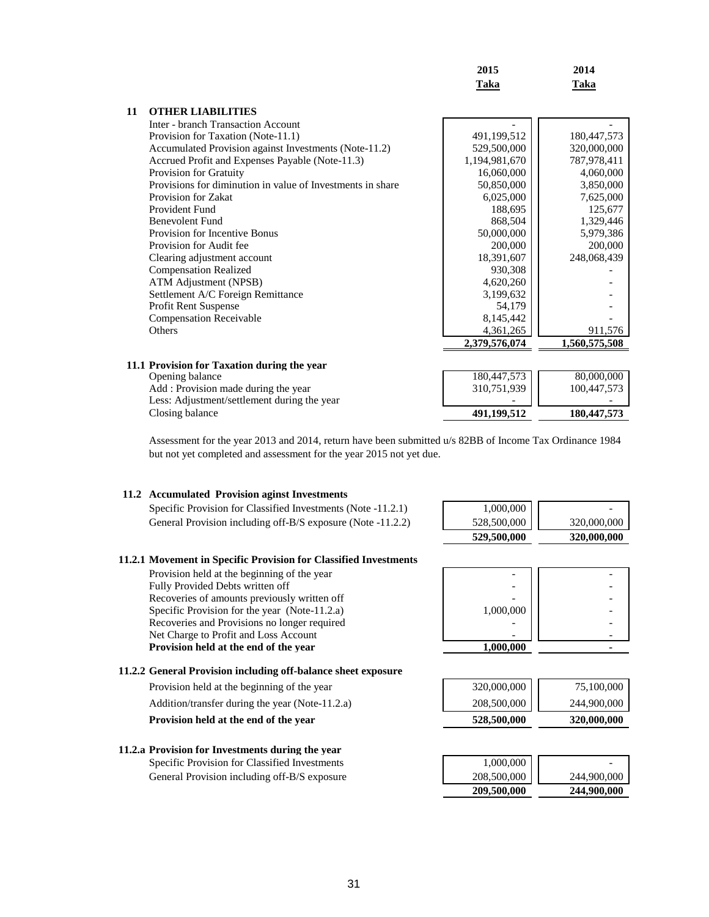| | 2015 Taka | 2014 Taka |
|---|---|---|
| **11 OTHER LIABILITIES** | | |
| Inter - branch Transaction Account | - | - |
| Provision for Taxation (Note-11.1) | 491,199,512 | 180,447,573 |
| Accumulated Provision against Investments (Note-11.2) | 529,500,000 | 320,000,000 |
| Accrued Profit and Expenses Payable (Note-11.3) | 1,194,981,670 | 787,978,411 |
| Provision for Gratuity | 16,060,000 | 4,060,000 |
| Provisions for diminution in value of Investments in share | 50,850,000 | 3,850,000 |
| Provision for Zakat | 6,025,000 | 7,625,000 |
| Provident Fund | 188,695 | 125,677 |
| Benevolent Fund | 868,504 | 1,329,446 |
| Provision for Incentive Bonus | 50,000,000 | 5,979,386 |
| Provision for Audit fee | 200,000 | 200,000 |
| Clearing adjustment account | 18,391,607 | 248,068,439 |
| Compensation Realized | 930,308 | - |
| ATM Adjustment (NPSB) | 4,620,260 | - |
| Settlement A/C Foreign Remittance | 3,199,632 | - |
| Profit Rent Suspense | 54,179 | - |
| Compensation Receivable | 8,145,442 | - |
| Others | 4,361,265 | 911,576 |
| | **2,379,576,074** | **1,560,575,508** |

**11.1 Provision for Taxation during the year**

| | 2015 Taka | 2014 Taka |
|---|---|---|
| Opening balance | 180,447,573 | 80,000,000 |
| Add : Provision made during the year | 310,751,939 | 100,447,573 |
| Less: Adjustment/settlement during the year | - | - |
| Closing balance | **491,199,512** | **180,447,573** |

Assessment for the year 2013 and 2014, return have been submitted u/s 82BB of Income Tax Ordinance 1984 but not yet completed and assessment for the year 2015 not yet due.

**11.2 Accumulated Provision aginst Investments**

| | 2015 Taka | 2014 Taka |
|---|---|---|
| Specific Provision for Classified Investments (Note -11.2.1) | 1,000,000 | - |
| General Provision including off-B/S exposure (Note -11.2.2) | 528,500,000 | 320,000,000 |
| | **529,500,000** | **320,000,000** |

**11.2.1 Movement in Specific Provision for Classified Investments**

| | 2015 Taka | 2014 Taka |
|---|---|---|
| Provision held at the beginning of the year | - | - |
| Fully Provided Debts written off | - | - |
| Recoveries of amounts previously written off | - | - |
| Specific Provision for the year (Note-11.2.a) | 1,000,000 | - |
| Recoveries and Provisions no longer required | - | - |
| Net Charge to Profit and Loss Account | - | - |
| **Provision held at the end of the year** | **1,000,000** | **-** |

**11.2.2 General Provision including off-balance sheet exposure**

| | 2015 Taka | 2014 Taka |
|---|---|---|
| Provision held at the beginning of the year | 320,000,000 | 75,100,000 |
| Addition/transfer during the year (Note-11.2.a) | 208,500,000 | 244,900,000 |
| **Provision held at the end of the year** | **528,500,000** | **320,000,000** |

**11.2.a Provision for Investments during the year**

| | 2015 Taka | 2014 Taka |
|---|---|---|
| Specific Provision for Classified Investments | 1,000,000 | - |
| General Provision including off-B/S exposure | 208,500,000 | 244,900,000 |
| | **209,500,000** | **244,900,000** |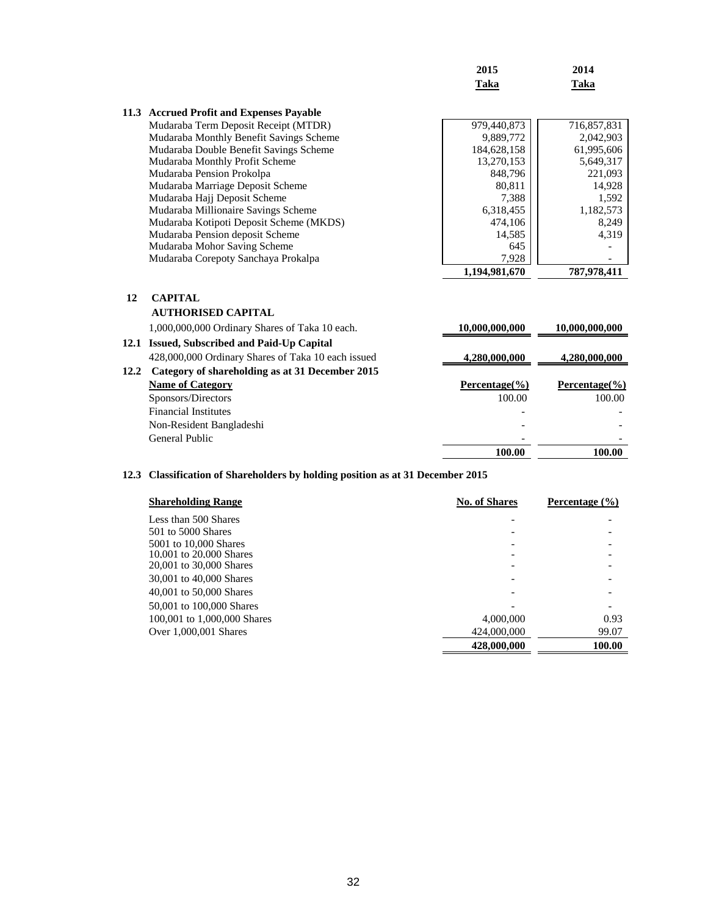| | 2015 Taka | 2014 Taka |
|---|---|---|
| **11.3 Accrued Profit and Expenses Payable** | | |
| Mudaraba Term Deposit Receipt (MTDR) | 979,440,873 | 716,857,831 |
| Mudaraba Monthly Benefit Savings Scheme | 9,889,772 | 2,042,903 |
| Mudaraba Double Benefit Savings Scheme | 184,628,158 | 61,995,606 |
| Mudaraba Monthly Profit Scheme | 13,270,153 | 5,649,317 |
| Mudaraba Pension Prokolpa | 848,796 | 221,093 |
| Mudaraba Marriage Deposit Scheme | 80,811 | 14,928 |
| Mudaraba Hajj Deposit Scheme | 7,388 | 1,592 |
| Mudaraba Millionaire Savings Scheme | 6,318,455 | 1,182,573 |
| Mudaraba Kotipoti Deposit Scheme (MKDS) | 474,106 | 8,249 |
| Mudaraba Pension deposit Scheme | 14,585 | 4,319 |
| Mudaraba Mohor Saving Scheme | 645 | - |
| Mudaraba Corepoty Sanchaya Prokalpa | 7,928 | - |
| | **1,194,981,670** | **787,978,411** |

## 12 CAPITAL

**AUTHORISED CAPITAL**

| | 2015 Taka | 2014 Taka |
|---|---|---|
| 1,000,000,000 Ordinary Shares of Taka 10 each. | **10,000,000,000** | **10,000,000,000** |
| **12.1 Issued, Subscribed and Paid-Up Capital** | | |
| 428,000,000 Ordinary Shares of Taka 10 each issued | **4,280,000,000** | **4,280,000,000** |

**12.2 Category of shareholding as at 31 December 2015**

| Name of Category | Percentage(%) | Percentage(%) |
|---|---|---|
| Sponsors/Directors | 100.00 | 100.00 |
| Financial Institutes | - | - |
| Non-Resident Bangladeshi | - | - |
| General Public | - | - |
| | **100.00** | **100.00** |

**12.3 Classification of Shareholders by holding position as at 31 December 2015**

| Shareholding Range | No. of Shares | Percentage (%) |
|---|---|---|
| Less than 500 Shares | - | - |
| 501 to 5000 Shares | - | - |
| 5001 to 10,000 Shares | - | - |
| 10,001 to 20,000 Shares | - | - |
| 20,001 to 30,000 Shares | - | - |
| 30,001 to 40,000 Shares | - | - |
| 40,001 to 50,000 Shares | - | - |
| 50,001 to 100,000 Shares | - | - |
| 100,001 to 1,000,000 Shares | 4,000,000 | 0.93 |
| Over 1,000,001 Shares | 424,000,000 | 99.07 |
| | **428,000,000** | **100.00** |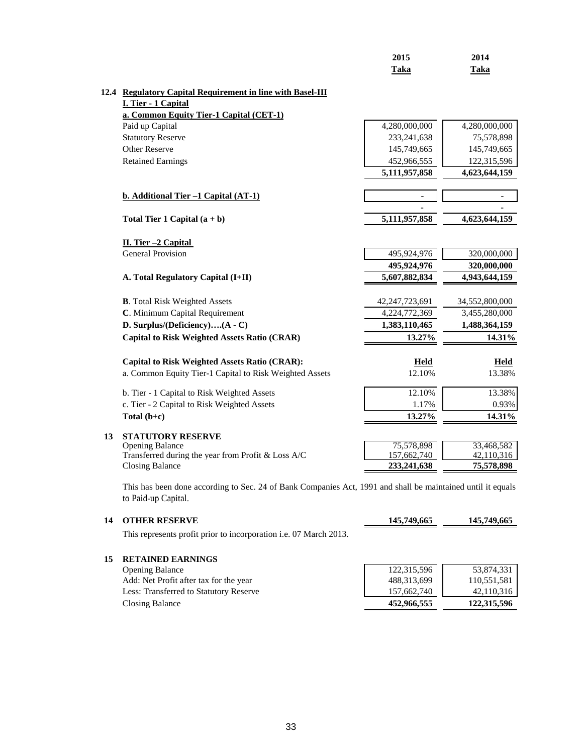| | 2015 Taka | 2014 Taka |
|---|---|---|
| **12.4 Regulatory Capital Requirement in line with Basel-III** | | |
| **I. Tier - 1 Capital** | | |
| **a. Common Equity Tier-1 Capital (CET-1)** | | |
| Paid up Capital | 4,280,000,000 | 4,280,000,000 |
| Statutory Reserve | 233,241,638 | 75,578,898 |
| Other Reserve | 145,749,665 | 145,749,665 |
| Retained Earnings | 452,966,555 | 122,315,596 |
| | **5,111,957,858** | **4,623,644,159** |
| **b. Additional Tier –1 Capital (AT-1)** | - | - |
| | - | - |
| **Total Tier 1 Capital (a + b)** | **5,111,957,858** | **4,623,644,159** |
| **II. Tier –2 Capital** | | |
| General Provision | 495,924,976 | 320,000,000 |
| | **495,924,976** | **320,000,000** |
| **A. Total Regulatory Capital (I+II)** | **5,607,882,834** | **4,943,644,159** |
| **B**. Total Risk Weighted Assets | 42,247,723,691 | 34,552,800,000 |
| **C**. Minimum Capital Requirement | 4,224,772,369 | 3,455,280,000 |
| **D. Surplus/(Deficiency)….(A - C)** | **1,383,110,465** | **1,488,364,159** |
| **Capital to Risk Weighted Assets Ratio (CRAR)** | **13.27%** | **14.31%** |
| **Capital to Risk Weighted Assets Ratio (CRAR):** | **Held** | **Held** |
| a. Common Equity Tier-1 Capital to Risk Weighted Assets | 12.10% | 13.38% |
| b. Tier - 1 Capital to Risk Weighted Assets | 12.10% | 13.38% |
| c. Tier - 2 Capital to Risk Weighted Assets | 1.17% | 0.93% |
| **Total (b+c)** | **13.27%** | **14.31%** |

## 13 STATUTORY RESERVE

| | 2015 Taka | 2014 Taka |
|---|---|---|
| Opening Balance | 75,578,898 | 33,468,582 |
| Transferred during the year from Profit & Loss A/C | 157,662,740 | 42,110,316 |
| Closing Balance | **233,241,638** | **75,578,898** |

This has been done according to Sec. 24 of Bank Companies Act, 1991 and shall be maintained until it equals to Paid-up Capital.

## 14 OTHER RESERVE

| | 2015 Taka | 2014 Taka |
|---|---|---|
| **OTHER RESERVE** | **145,749,665** | **145,749,665** |

This represents profit prior to incorporation i.e. 07 March 2013.

## 15 RETAINED EARNINGS

| | 2015 Taka | 2014 Taka |
|---|---|---|
| Opening Balance | 122,315,596 | 53,874,331 |
| Add: Net Profit after tax for the year | 488,313,699 | 110,551,581 |
| Less: Transferred to Statutory Reserve | 157,662,740 | 42,110,316 |
| Closing Balance | **452,966,555** | **122,315,596** |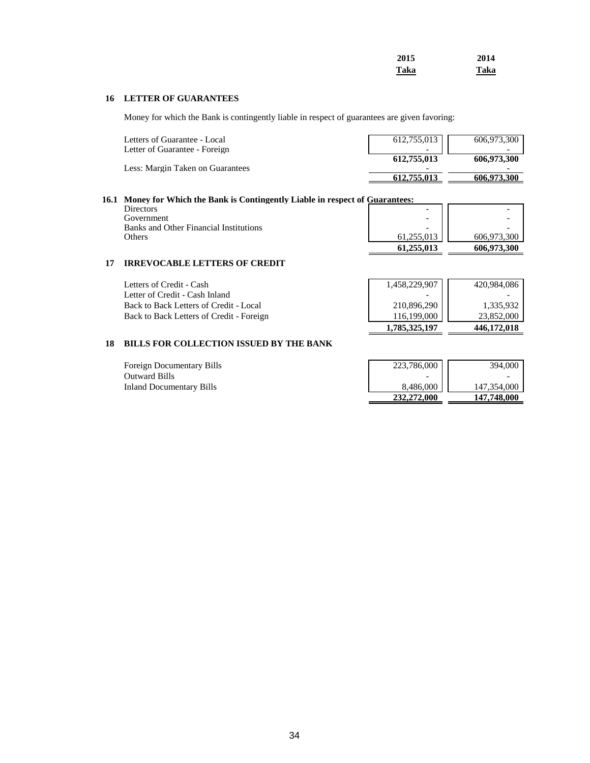| | 2015 Taka | 2014 Taka |
|---|---|---|

## 16 LETTER OF GUARANTEES

Money for which the Bank is contingently liable in respect of guarantees are given favoring:

| | 2015 Taka | 2014 Taka |
|---|---|---|
| Letters of Guarantee - Local | 612,755,013 | 606,973,300 |
| Letter of Guarantee - Foreign | - | - |
| | **612,755,013** | **606,973,300** |
| Less: Margin Taken on Guarantees | - | - |
| | **612,755,013** | **606,973,300** |

### 16.1 Money for Which the Bank is Contingently Liable in respect of Guarantees:

| | 2015 Taka | 2014 Taka |
|---|---|---|
| Directors | - | - |
| Government | - | - |
| Banks and Other Financial Institutions | - | - |
| Others | 61,255,013 | 606,973,300 |
| | **61,255,013** | **606,973,300** |

## 17 IRREVOCABLE LETTERS OF CREDIT

| | 2015 Taka | 2014 Taka |
|---|---|---|
| Letters of Credit - Cash | 1,458,229,907 | 420,984,086 |
| Letter of Credit - Cash Inland | - | - |
| Back to Back Letters of Credit - Local | 210,896,290 | 1,335,932 |
| Back to Back Letters of Credit - Foreign | 116,199,000 | 23,852,000 |
| | **1,785,325,197** | **446,172,018** |

## 18 BILLS FOR COLLECTION ISSUED BY THE BANK

| | 2015 Taka | 2014 Taka |
|---|---|---|
| Foreign Documentary Bills | 223,786,000 | 394,000 |
| Outward Bills | - | - |
| Inland Documentary Bills | 8,486,000 | 147,354,000 |
| | **232,272,000** | **147,748,000** |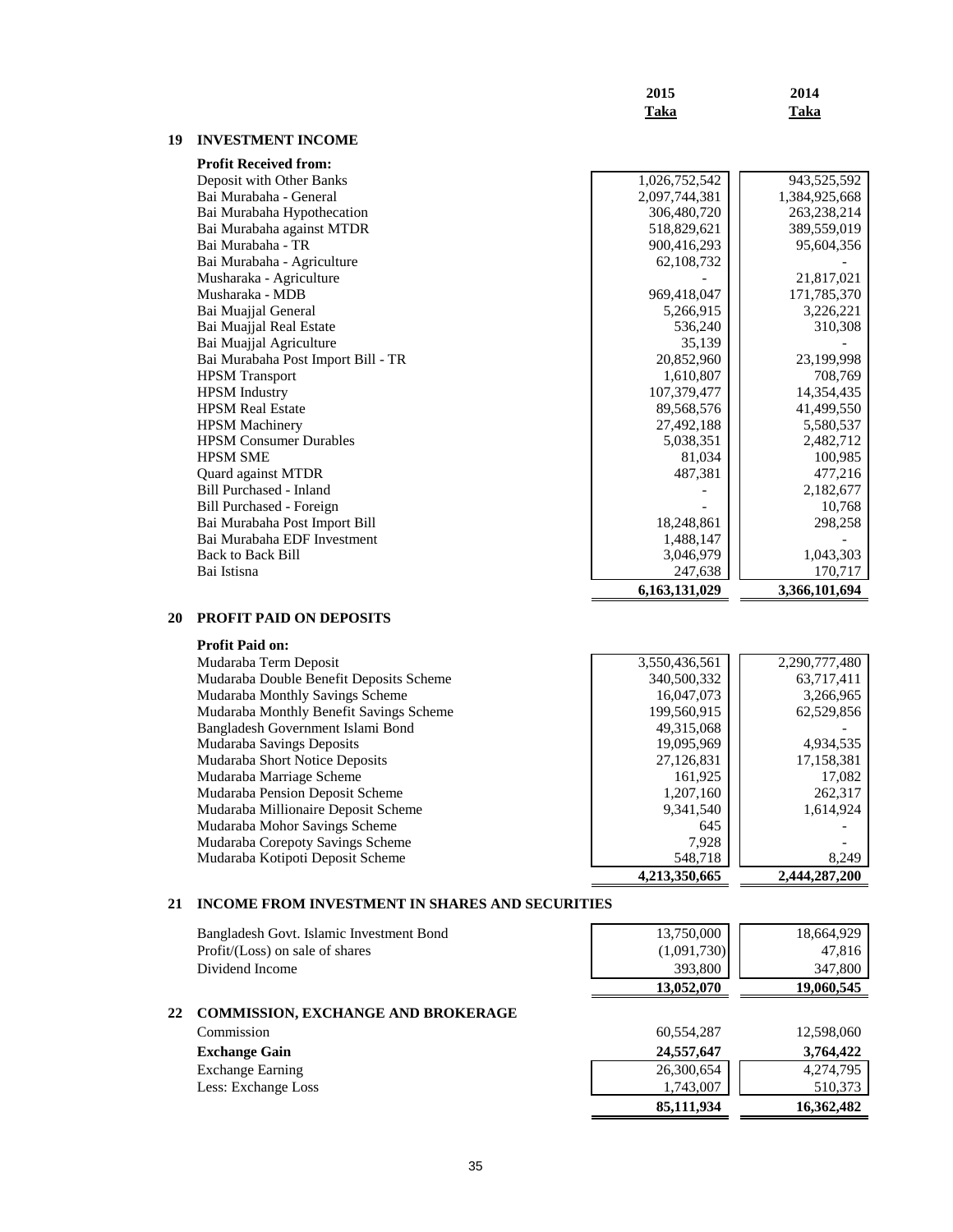| | 2015 Taka | 2014 Taka |
|---|---|---|

## 19 INVESTMENT INCOME

| **Profit Received from:** | 2015 Taka | 2014 Taka |
|---|---|---|
| Deposit with Other Banks | 1,026,752,542 | 943,525,592 |
| Bai Murabaha - General | 2,097,744,381 | 1,384,925,668 |
| Bai Murabaha Hypothecation | 306,480,720 | 263,238,214 |
| Bai Murabaha against MTDR | 518,829,621 | 389,559,019 |
| Bai Murabaha - TR | 900,416,293 | 95,604,356 |
| Bai Murabaha - Agriculture | 62,108,732 | - |
| Musharaka - Agriculture | - | 21,817,021 |
| Musharaka - MDB | 969,418,047 | 171,785,370 |
| Bai Muajjal General | 5,266,915 | 3,226,221 |
| Bai Muajjal Real Estate | 536,240 | 310,308 |
| Bai Muajjal Agriculture | 35,139 | - |
| Bai Murabaha Post Import Bill - TR | 20,852,960 | 23,199,998 |
| HPSM Transport | 1,610,807 | 708,769 |
| HPSM Industry | 107,379,477 | 14,354,435 |
| HPSM Real Estate | 89,568,576 | 41,499,550 |
| HPSM Machinery | 27,492,188 | 5,580,537 |
| HPSM Consumer Durables | 5,038,351 | 2,482,712 |
| HPSM SME | 81,034 | 100,985 |
| Quard against MTDR | 487,381 | 477,216 |
| Bill Purchased - Inland | - | 2,182,677 |
| Bill Purchased - Foreign | - | 10,768 |
| Bai Murabaha Post Import Bill | 18,248,861 | 298,258 |
| Bai Murabaha EDF Investment | 1,488,147 | - |
| Back to Back Bill | 3,046,979 | 1,043,303 |
| Bai Istisna | 247,638 | 170,717 |
| | **6,163,131,029** | **3,366,101,694** |

## 20 PROFIT PAID ON DEPOSITS

| **Profit Paid on:** | 2015 Taka | 2014 Taka |
|---|---|---|
| Mudaraba Term Deposit | 3,550,436,561 | 2,290,777,480 |
| Mudaraba Double Benefit Deposits Scheme | 340,500,332 | 63,717,411 |
| Mudaraba Monthly Savings Scheme | 16,047,073 | 3,266,965 |
| Mudaraba Monthly Benefit Savings Scheme | 199,560,915 | 62,529,856 |
| Bangladesh Government Islami Bond | 49,315,068 | - |
| Mudaraba Savings Deposits | 19,095,969 | 4,934,535 |
| Mudaraba Short Notice Deposits | 27,126,831 | 17,158,381 |
| Mudaraba Marriage Scheme | 161,925 | 17,082 |
| Mudaraba Pension Deposit Scheme | 1,207,160 | 262,317 |
| Mudaraba Millionaire Deposit Scheme | 9,341,540 | 1,614,924 |
| Mudaraba Mohor Savings Scheme | 645 | - |
| Mudaraba Corepoty Savings Scheme | 7,928 | - |
| Mudaraba Kotipoti Deposit Scheme | 548,718 | 8,249 |
| | **4,213,350,665** | **2,444,287,200** |

## 21 INCOME FROM INVESTMENT IN SHARES AND SECURITIES

| | 2015 Taka | 2014 Taka |
|---|---|---|
| Bangladesh Govt. Islamic Investment Bond | 13,750,000 | 18,664,929 |
| Profit/(Loss) on sale of shares | (1,091,730) | 47,816 |
| Dividend Income | 393,800 | 347,800 |
| | **13,052,070** | **19,060,545** |

## 22 COMMISSION, EXCHANGE AND BROKERAGE

| | 2015 Taka | 2014 Taka |
|---|---|---|
| Commission | 60,554,287 | 12,598,060 |
| **Exchange Gain** | **24,557,647** | **3,764,422** |
| Exchange Earning | 26,300,654 | 4,274,795 |
| Less: Exchange Loss | 1,743,007 | 510,373 |
| | **85,111,934** | **16,362,482** |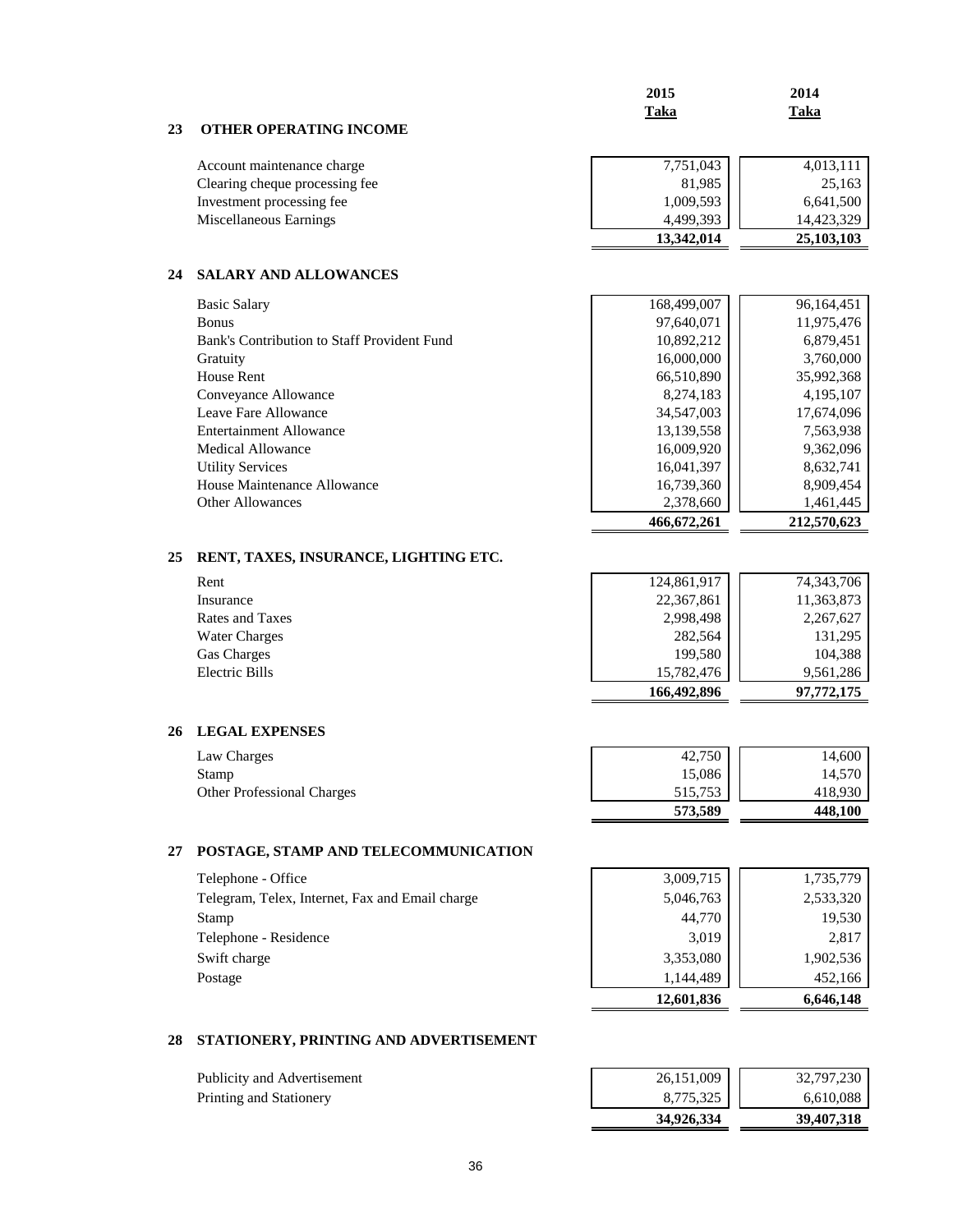| | 2015 Taka | 2014 Taka |
|---|---|---|

## 23 OTHER OPERATING INCOME

| | 2015 Taka | 2014 Taka |
|---|---|---|
| Account maintenance charge | 7,751,043 | 4,013,111 |
| Clearing cheque processing fee | 81,985 | 25,163 |
| Investment processing fee | 1,009,593 | 6,641,500 |
| Miscellaneous Earnings | 4,499,393 | 14,423,329 |
| | **13,342,014** | **25,103,103** |

## 24 SALARY AND ALLOWANCES

| | 2015 Taka | 2014 Taka |
|---|---|---|
| Basic Salary | 168,499,007 | 96,164,451 |
| Bonus | 97,640,071 | 11,975,476 |
| Bank's Contribution to Staff Provident Fund | 10,892,212 | 6,879,451 |
| Gratuity | 16,000,000 | 3,760,000 |
| House Rent | 66,510,890 | 35,992,368 |
| Conveyance Allowance | 8,274,183 | 4,195,107 |
| Leave Fare Allowance | 34,547,003 | 17,674,096 |
| Entertainment Allowance | 13,139,558 | 7,563,938 |
| Medical Allowance | 16,009,920 | 9,362,096 |
| Utility Services | 16,041,397 | 8,632,741 |
| House Maintenance Allowance | 16,739,360 | 8,909,454 |
| Other Allowances | 2,378,660 | 1,461,445 |
| | **466,672,261** | **212,570,623** |

## 25 RENT, TAXES, INSURANCE, LIGHTING ETC.

| | 2015 Taka | 2014 Taka |
|---|---|---|
| Rent | 124,861,917 | 74,343,706 |
| Insurance | 22,367,861 | 11,363,873 |
| Rates and Taxes | 2,998,498 | 2,267,627 |
| Water Charges | 282,564 | 131,295 |
| Gas Charges | 199,580 | 104,388 |
| Electric Bills | 15,782,476 | 9,561,286 |
| | **166,492,896** | **97,772,175** |

## 26 LEGAL EXPENSES

| | 2015 Taka | 2014 Taka |
|---|---|---|
| Law Charges | 42,750 | 14,600 |
| Stamp | 15,086 | 14,570 |
| Other Professional Charges | 515,753 | 418,930 |
| | **573,589** | **448,100** |

## 27 POSTAGE, STAMP AND TELECOMMUNICATION

| | 2015 Taka | 2014 Taka |
|---|---|---|
| Telephone - Office | 3,009,715 | 1,735,779 |
| Telegram, Telex, Internet, Fax and Email charge | 5,046,763 | 2,533,320 |
| Stamp | 44,770 | 19,530 |
| Telephone - Residence | 3,019 | 2,817 |
| Swift charge | 3,353,080 | 1,902,536 |
| Postage | 1,144,489 | 452,166 |
| | **12,601,836** | **6,646,148** |

## 28 STATIONERY, PRINTING AND ADVERTISEMENT

| | 2015 Taka | 2014 Taka |
|---|---|---|
| Publicity and Advertisement | 26,151,009 | 32,797,230 |
| Printing and Stationery | 8,775,325 | 6,610,088 |
| | **34,926,334** | **39,407,318** |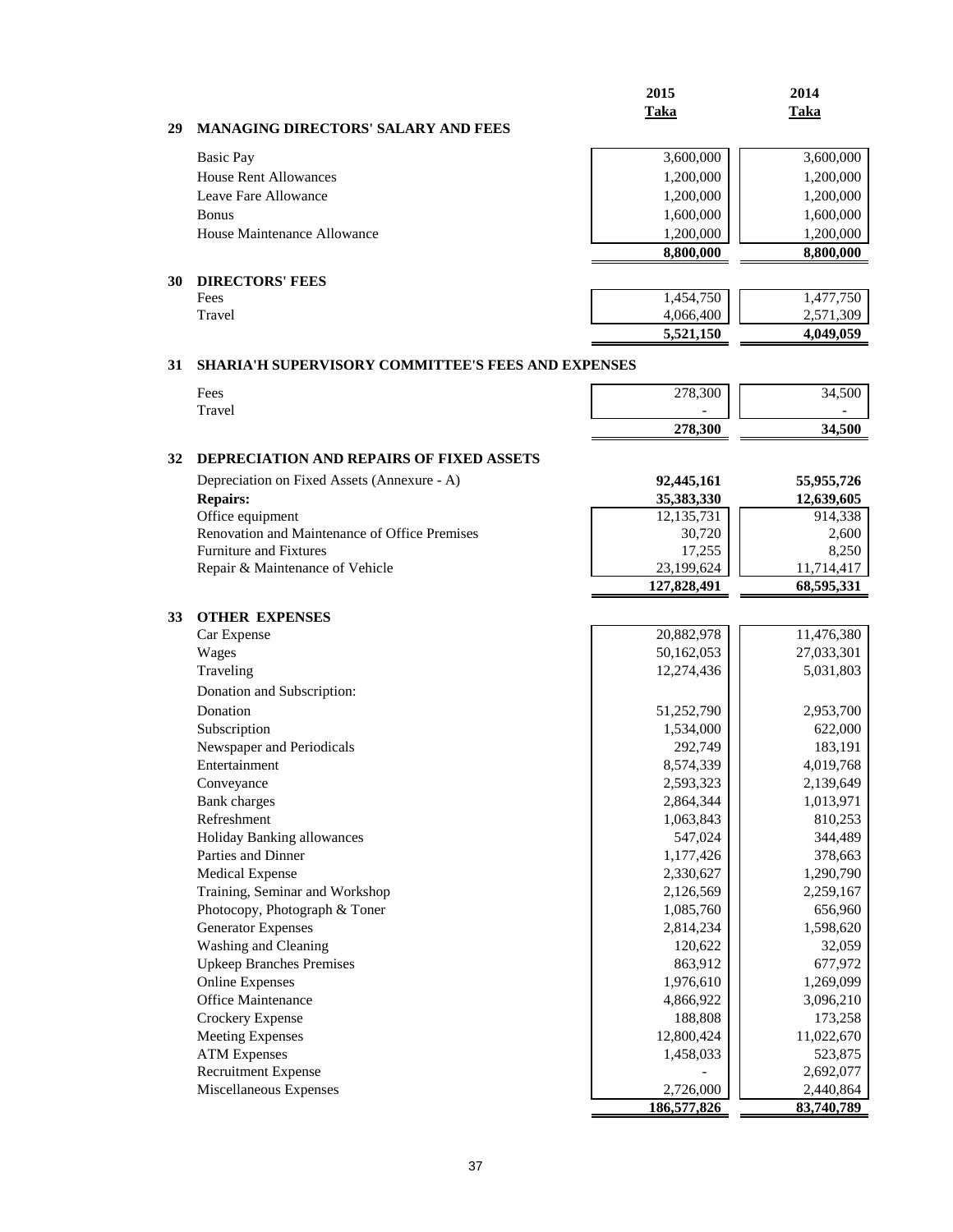| | 2015 | 2014 |
|---|---|---|
| | **Taka** | **Taka** |

## 29 MANAGING DIRECTORS' SALARY AND FEES

| | 2015 Taka | 2014 Taka |
|---|---|---|
| Basic Pay | 3,600,000 | 3,600,000 |
| House Rent Allowances | 1,200,000 | 1,200,000 |
| Leave Fare Allowance | 1,200,000 | 1,200,000 |
| Bonus | 1,600,000 | 1,600,000 |
| House Maintenance Allowance | 1,200,000 | 1,200,000 |
| | **8,800,000** | **8,800,000** |

## 30 DIRECTORS' FEES

| | 2015 Taka | 2014 Taka |
|---|---|---|
| Fees | 1,454,750 | 1,477,750 |
| Travel | 4,066,400 | 2,571,309 |
| | **5,521,150** | **4,049,059** |

## 31 SHARIA'H SUPERVISORY COMMITTEE'S FEES AND EXPENSES

| | 2015 Taka | 2014 Taka |
|---|---|---|
| Fees | 278,300 | 34,500 |
| Travel | - | - |
| | **278,300** | **34,500** |

## 32 DEPRECIATION AND REPAIRS OF FIXED ASSETS

| | 2015 Taka | 2014 Taka |
|---|---|---|
| Depreciation on Fixed Assets (Annexure - A) | **92,445,161** | **55,955,726** |
| **Repairs:** | **35,383,330** | **12,639,605** |
| Office equipment | 12,135,731 | 914,338 |
| Renovation and Maintenance of Office Premises | 30,720 | 2,600 |
| Furniture and Fixtures | 17,255 | 8,250 |
| Repair & Maintenance of Vehicle | 23,199,624 | 11,714,417 |
| | **127,828,491** | **68,595,331** |

## 33 OTHER EXPENSES

| | 2015 Taka | 2014 Taka |
|---|---|---|
| Car Expense | 20,882,978 | 11,476,380 |
| Wages | 50,162,053 | 27,033,301 |
| Traveling | 12,274,436 | 5,031,803 |
| Donation and Subscription: | | |
| Donation | 51,252,790 | 2,953,700 |
| Subscription | 1,534,000 | 622,000 |
| Newspaper and Periodicals | 292,749 | 183,191 |
| Entertainment | 8,574,339 | 4,019,768 |
| Conveyance | 2,593,323 | 2,139,649 |
| Bank charges | 2,864,344 | 1,013,971 |
| Refreshment | 1,063,843 | 810,253 |
| Holiday Banking allowances | 547,024 | 344,489 |
| Parties and Dinner | 1,177,426 | 378,663 |
| Medical Expense | 2,330,627 | 1,290,790 |
| Training, Seminar and Workshop | 2,126,569 | 2,259,167 |
| Photocopy, Photograph & Toner | 1,085,760 | 656,960 |
| Generator Expenses | 2,814,234 | 1,598,620 |
| Washing and Cleaning | 120,622 | 32,059 |
| Upkeep Branches Premises | 863,912 | 677,972 |
| Online Expenses | 1,976,610 | 1,269,099 |
| Office Maintenance | 4,866,922 | 3,096,210 |
| Crockery Expense | 188,808 | 173,258 |
| Meeting Expenses | 12,800,424 | 11,022,670 |
| ATM Expenses | 1,458,033 | 523,875 |
| Recruitment Expense | - | 2,692,077 |
| Miscellaneous Expenses | 2,726,000 | 2,440,864 |
| | **186,577,826** | **83,740,789** |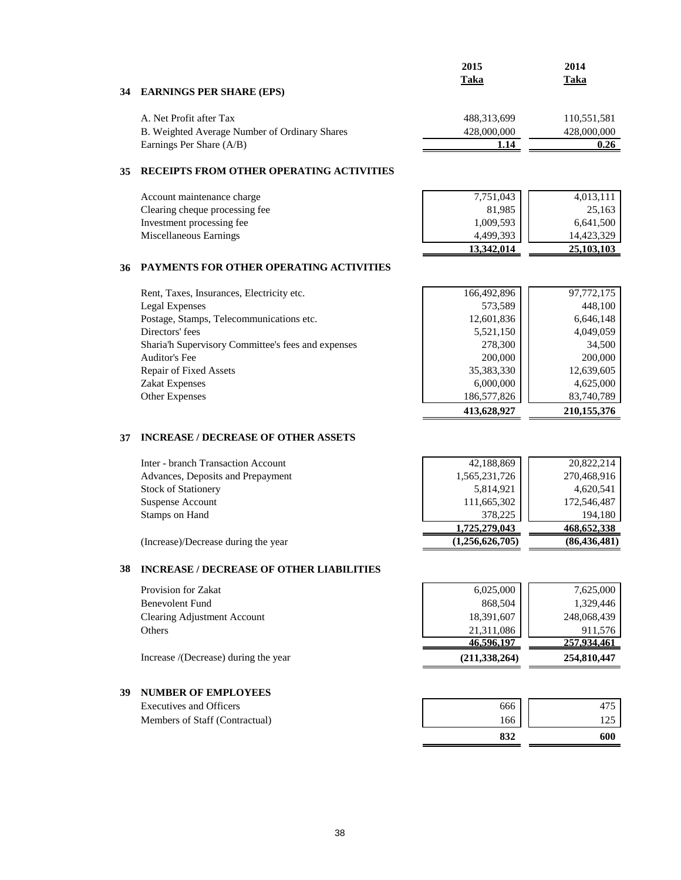| | 2015<br>Taka | 2014<br>Taka |
|---|---|---|

## 34 EARNINGS PER SHARE (EPS)

| | 2015 Taka | 2014 Taka |
|---|---|---|
| A. Net Profit after Tax | 488,313,699 | 110,551,581 |
| B. Weighted Average Number of Ordinary Shares | 428,000,000 | 428,000,000 |
| Earnings Per Share (A/B) | **1.14** | **0.26** |

## 35 RECEIPTS FROM OTHER OPERATING ACTIVITIES

| | 2015 Taka | 2014 Taka |
|---|---|---|
| Account maintenance charge | 7,751,043 | 4,013,111 |
| Clearing cheque processing fee | 81,985 | 25,163 |
| Investment processing fee | 1,009,593 | 6,641,500 |
| Miscellaneous Earnings | 4,499,393 | 14,423,329 |
| | **13,342,014** | **25,103,103** |

## 36 PAYMENTS FOR OTHER OPERATING ACTIVITIES

| | 2015 Taka | 2014 Taka |
|---|---|---|
| Rent, Taxes, Insurances, Electricity etc. | 166,492,896 | 97,772,175 |
| Legal Expenses | 573,589 | 448,100 |
| Postage, Stamps, Telecommunications etc. | 12,601,836 | 6,646,148 |
| Directors' fees | 5,521,150 | 4,049,059 |
| Sharia'h Supervisory Committee's fees and expenses | 278,300 | 34,500 |
| Auditor's Fee | 200,000 | 200,000 |
| Repair of Fixed Assets | 35,383,330 | 12,639,605 |
| Zakat Expenses | 6,000,000 | 4,625,000 |
| Other Expenses | 186,577,826 | 83,740,789 |
| | **413,628,927** | **210,155,376** |

## 37 INCREASE / DECREASE OF OTHER ASSETS

| | 2015 Taka | 2014 Taka |
|---|---|---|
| Inter - branch Transaction Account | 42,188,869 | 20,822,214 |
| Advances, Deposits and Prepayment | 1,565,231,726 | 270,468,916 |
| Stock of Stationery | 5,814,921 | 4,620,541 |
| Suspense Account | 111,665,302 | 172,546,487 |
| Stamps on Hand | 378,225 | 194,180 |
| | **1,725,279,043** | **468,652,338** |
| (Increase)/Decrease during the year | **(1,256,626,705)** | **(86,436,481)** |

## 38 INCREASE / DECREASE OF OTHER LIABILITIES

| | 2015 Taka | 2014 Taka |
|---|---|---|
| Provision for Zakat | 6,025,000 | 7,625,000 |
| Benevolent Fund | 868,504 | 1,329,446 |
| Clearing Adjustment Account | 18,391,607 | 248,068,439 |
| Others | 21,311,086 | 911,576 |
| | **46,596,197** | **257,934,461** |
| Increase /(Decrease) during the year | **(211,338,264)** | **254,810,447** |

## 39 NUMBER OF EMPLOYEES

| | 2015 | 2014 |
|---|---|---|
| Executives and Officers | 666 | 475 |
| Members of Staff (Contractual) | 166 | 125 |
| | **832** | **600** |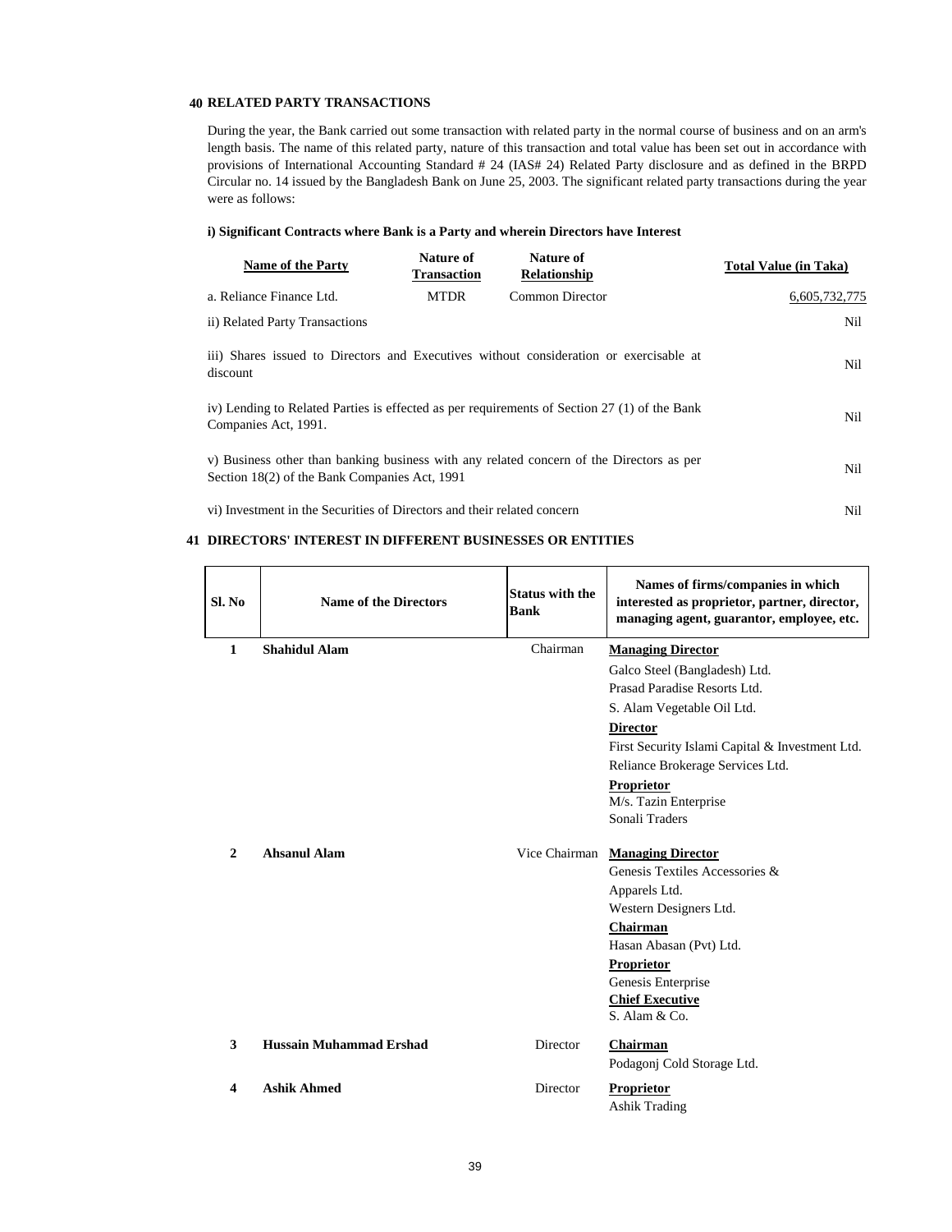## 40 RELATED PARTY TRANSACTIONS

During the year, the Bank carried out some transaction with related party in the normal course of business and on an arm's length basis. The name of this related party, nature of this transaction and total value has been set out in accordance with provisions of International Accounting Standard # 24 (IAS# 24) Related Party disclosure and as defined in the BRPD Circular no. 14 issued by the Bangladesh Bank on June 25, 2003. The significant related party transactions during the year were as follows:

**i) Significant Contracts where Bank is a Party and wherein Directors have Interest**

| Name of the Party | Nature of Transaction | Nature of Relationship | Total Value (in Taka) |
|---|---|---|---|
| a. Reliance Finance Ltd. | MTDR | Common Director | 6,605,732,775 |

| | |
|---|---|
| ii) Related Party Transactions | Nil |
| iii) Shares issued to Directors and Executives without consideration or exercisable at discount | Nil |
| iv) Lending to Related Parties is effected as per requirements of Section 27 (1) of the Bank Companies Act, 1991. | Nil |
| v) Business other than banking business with any related concern of the Directors as per Section 18(2) of the Bank Companies Act, 1991 | Nil |
| vi) Investment in the Securities of Directors and their related concern | Nil |

## 41 DIRECTORS' INTEREST IN DIFFERENT BUSINESSES OR ENTITIES

| Sl. No | Name of the Directors | Status with the Bank | Names of firms/companies in which interested as proprietor, partner, director, managing agent, guarantor, employee, etc. |
|---|---|---|---|
| 1 | **Shahidul Alam** | Chairman | **Managing Director**<br>Galco Steel (Bangladesh) Ltd.<br>Prasad Paradise Resorts Ltd.<br>S. Alam Vegetable Oil Ltd.<br>**Director**<br>First Security Islami Capital & Investment Ltd.<br>Reliance Brokerage Services Ltd.<br>**Proprietor**<br>M/s. Tazin Enterprise<br>Sonali Traders |
| 2 | **Ahsanul Alam** | Vice Chairman | **Managing Director**<br>Genesis Textiles Accessories & Apparels Ltd.<br>Western Designers Ltd.<br>**Chairman**<br>Hasan Abasan (Pvt) Ltd.<br>**Proprietor**<br>Genesis Enterprise<br>**Chief Executive**<br>S. Alam & Co. |
| 3 | **Hussain Muhammad Ershad** | Director | **Chairman**<br>Podagonj Cold Storage Ltd. |
| 4 | **Ashik Ahmed** | Director | **Proprietor**<br>Ashik Trading |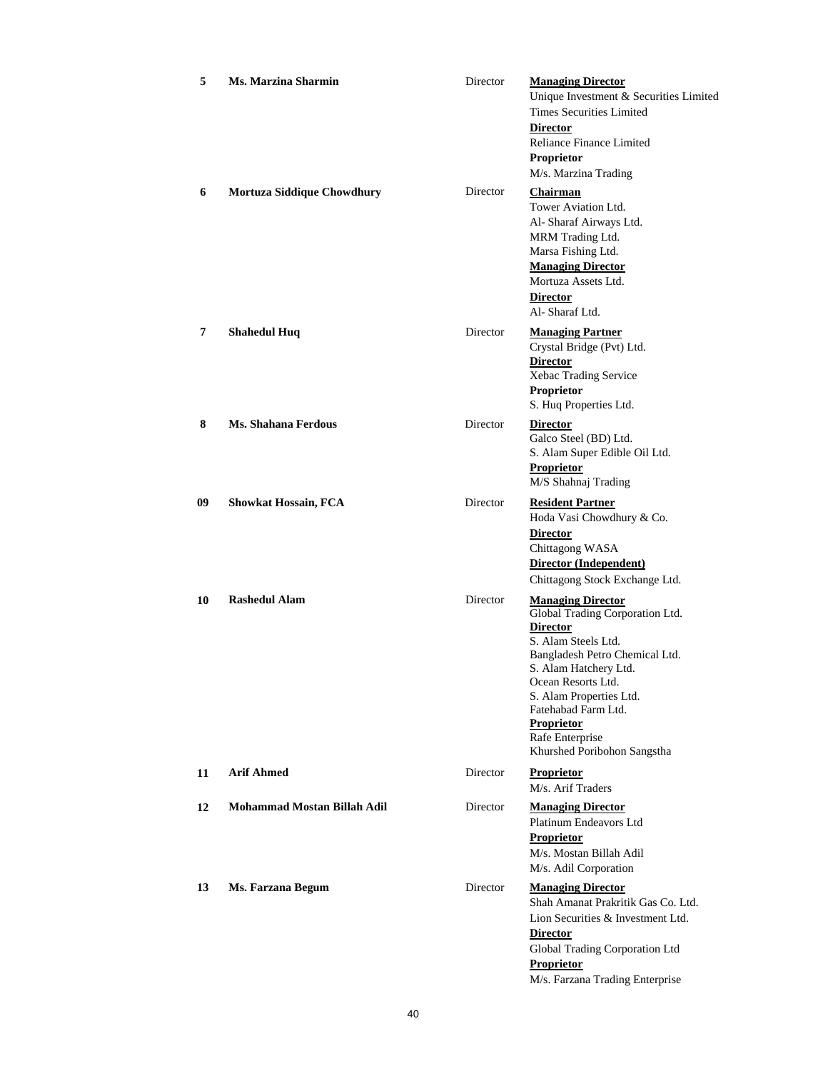| | | | |
|---|---|---|---|
| **5** | **Ms. Marzina Sharmin** | Director | **Managing Director**<br>Unique Investment & Securities Limited<br>Times Securities Limited<br>**Director**<br>Reliance Finance Limited<br>**Proprietor**<br>M/s. Marzina Trading |
| **6** | **Mortuza Siddique Chowdhury** | Director | **Chairman**<br>Tower Aviation Ltd.<br>Al- Sharaf Airways Ltd.<br>MRM Trading Ltd.<br>Marsa Fishing Ltd.<br>**Managing Director**<br>Mortuza Assets Ltd.<br>**Director**<br>Al- Sharaf Ltd. |
| **7** | **Shahedul Huq** | Director | **Managing Partner**<br>Crystal Bridge (Pvt) Ltd.<br>**Director**<br>Xebac Trading Service<br>**Proprietor**<br>S. Huq Properties Ltd. |
| **8** | **Ms. Shahana Ferdous** | Director | **Director**<br>Galco Steel (BD) Ltd.<br>S. Alam Super Edible Oil Ltd.<br>**Proprietor**<br>M/S Shahnaj Trading |
| **09** | **Showkat Hossain, FCA** | Director | **Resident Partner**<br>Hoda Vasi Chowdhury & Co.<br>**Director**<br>Chittagong WASA<br>**Director (Independent)**<br>Chittagong Stock Exchange Ltd. |
| **10** | **Rashedul Alam** | Director | **Managing Director**<br>Global Trading Corporation Ltd.<br>**Director**<br>S. Alam Steels Ltd.<br>Bangladesh Petro Chemical Ltd.<br>S. Alam Hatchery Ltd.<br>Ocean Resorts Ltd.<br>S. Alam Properties Ltd.<br>Fatehabad Farm Ltd.<br>**Proprietor**<br>Rafe Enterprise<br>Khurshed Poribohon Sangstha |
| **11** | **Arif Ahmed** | Director | **Proprietor**<br>M/s. Arif Traders |
| **12** | **Mohammad Mostan Billah Adil** | Director | **Managing Director**<br>Platinum Endeavors Ltd<br>**Proprietor**<br>M/s. Mostan Billah Adil<br>M/s. Adil Corporation |
| **13** | **Ms. Farzana Begum** | Director | **Managing Director**<br>Shah Amanat Prakritik Gas Co. Ltd.<br>Lion Securities & Investment Ltd.<br>**Director**<br>Global Trading Corporation Ltd<br>**Proprietor**<br>M/s. Farzana Trading Enterprise |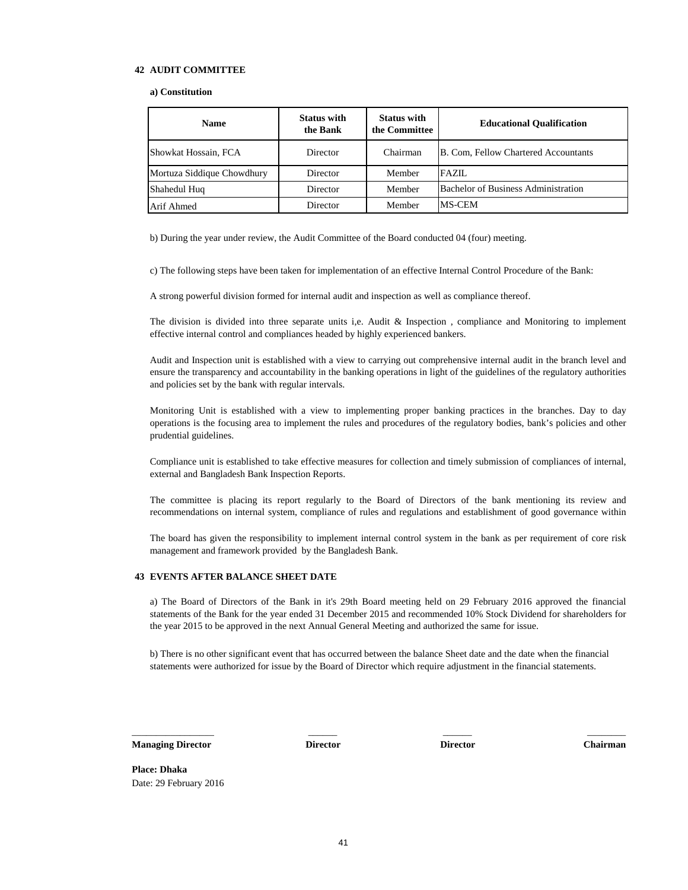## 42 AUDIT COMMITTEE

**a) Constitution**

| Name | Status with the Bank | Status with the Committee | Educational Qualification |
|---|---|---|---|
| Showkat Hossain, FCA | Director | Chairman | B. Com, Fellow Chartered Accountants |
| Mortuza Siddique Chowdhury | Director | Member | FAZIL |
| Shahedul Huq | Director | Member | Bachelor of Business Administration |
| Arif Ahmed | Director | Member | MS-CEM |

b) During the year under review, the Audit Committee of the Board conducted 04 (four) meeting.

c) The following steps have been taken for implementation of an effective Internal Control Procedure of the Bank:

A strong powerful division formed for internal audit and inspection as well as compliance thereof.

The division is divided into three separate units i,e. Audit & Inspection , compliance and Monitoring to implement effective internal control and compliances headed by highly experienced bankers.

Audit and Inspection unit is established with a view to carrying out comprehensive internal audit in the branch level and ensure the transparency and accountability in the banking operations in light of the guidelines of the regulatory authorities and policies set by the bank with regular intervals.

Monitoring Unit is established with a view to implementing proper banking practices in the branches. Day to day operations is the focusing area to implement the rules and procedures of the regulatory bodies, bank's policies and other prudential guidelines.

Compliance unit is established to take effective measures for collection and timely submission of compliances of internal, external and Bangladesh Bank Inspection Reports.

The committee is placing its report regularly to the Board of Directors of the bank mentioning its review and recommendations on internal system, compliance of rules and regulations and establishment of good governance within

The board has given the responsibility to implement internal control system in the bank as per requirement of core risk management and framework provided by the Bangladesh Bank.

## 43 EVENTS AFTER BALANCE SHEET DATE

a) The Board of Directors of the Bank in it's 29th Board meeting held on 29 February 2016 approved the financial statements of the Bank for the year ended 31 December 2015 and recommended 10% Stock Dividend for shareholders for the year 2015 to be approved in the next Annual General Meeting and authorized the same for issue.

b) There is no other significant event that has occurred between the balance Sheet date and the date when the financial statements were authorized for issue by the Board of Director which require adjustment in the financial statements.

**Managing Director** | **Director** | **Director** | **Chairman**

**Place: Dhaka**
Date: 29 February 2016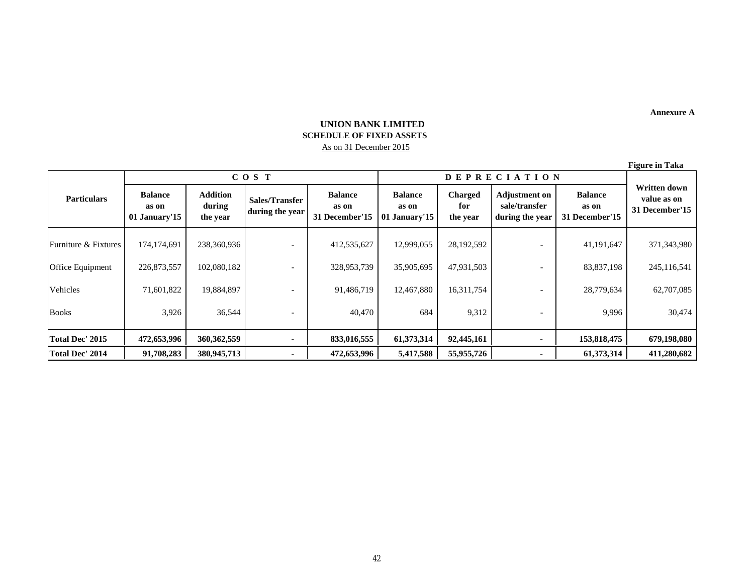Annexure A

# UNION BANK LIMITED

## SCHEDULE OF FIXED ASSETS

As on 31 December 2015

**Figure in Taka**

| Particulars | COST | | | | DEPRECIATION | | | | Written down value as on 31 December'15 |
|---|---|---|---|---|---|---|---|---|---|
| | Balance as on 01 January'15 | Addition during the year | Sales/Transfer during the year | Balance as on 31 December'15 | Balance as on 01 January'15 | Charged for the year | Adjustment on sale/transfer during the year | Balance as on 31 December'15 | |
| Furniture & Fixtures | 174,174,691 | 238,360,936 | - | 412,535,627 | 12,999,055 | 28,192,592 | - | 41,191,647 | 371,343,980 |
| Office Equipment | 226,873,557 | 102,080,182 | - | 328,953,739 | 35,905,695 | 47,931,503 | - | 83,837,198 | 245,116,541 |
| Vehicles | 71,601,822 | 19,884,897 | - | 91,486,719 | 12,467,880 | 16,311,754 | - | 28,779,634 | 62,707,085 |
| Books | 3,926 | 36,544 | - | 40,470 | 684 | 9,312 | - | 9,996 | 30,474 |
| **Total Dec' 2015** | **472,653,996** | **360,362,559** | **-** | **833,016,555** | **61,373,314** | **92,445,161** | **-** | **153,818,475** | **679,198,080** |
| **Total Dec' 2014** | **91,708,283** | **380,945,713** | **-** | **472,653,996** | **5,417,588** | **55,955,726** | **-** | **61,373,314** | **411,280,682** |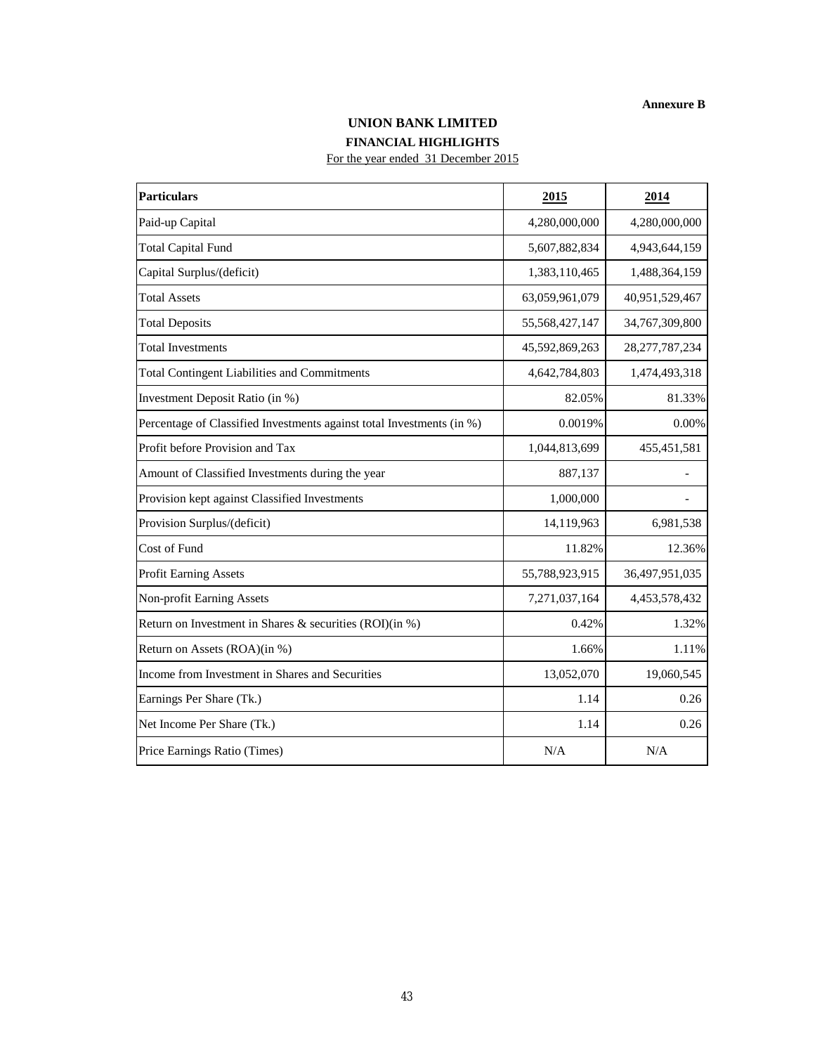**Annexure B**

# UNION BANK LIMITED

## FINANCIAL HIGHLIGHTS

For the year ended 31 December 2015

| Particulars | 2015 | 2014 |
|---|---|---|
| Paid-up Capital | 4,280,000,000 | 4,280,000,000 |
| Total Capital Fund | 5,607,882,834 | 4,943,644,159 |
| Capital Surplus/(deficit) | 1,383,110,465 | 1,488,364,159 |
| Total Assets | 63,059,961,079 | 40,951,529,467 |
| Total Deposits | 55,568,427,147 | 34,767,309,800 |
| Total Investments | 45,592,869,263 | 28,277,787,234 |
| Total Contingent Liabilities and Commitments | 4,642,784,803 | 1,474,493,318 |
| Investment Deposit Ratio (in %) | 82.05% | 81.33% |
| Percentage of Classified Investments against total Investments (in %) | 0.0019% | 0.00% |
| Profit before Provision and Tax | 1,044,813,699 | 455,451,581 |
| Amount of Classified Investments during the year | 887,137 | - |
| Provision kept against Classified Investments | 1,000,000 | - |
| Provision Surplus/(deficit) | 14,119,963 | 6,981,538 |
| Cost of Fund | 11.82% | 12.36% |
| Profit Earning Assets | 55,788,923,915 | 36,497,951,035 |
| Non-profit Earning Assets | 7,271,037,164 | 4,453,578,432 |
| Return on Investment in Shares & securities (ROI)(in %) | 0.42% | 1.32% |
| Return on Assets (ROA)(in %) | 1.66% | 1.11% |
| Income from Investment in Shares and Securities | 13,052,070 | 19,060,545 |
| Earnings Per Share (Tk.) | 1.14 | 0.26 |
| Net Income Per Share (Tk.) | 1.14 | 0.26 |
| Price Earnings Ratio (Times) | N/A | N/A |